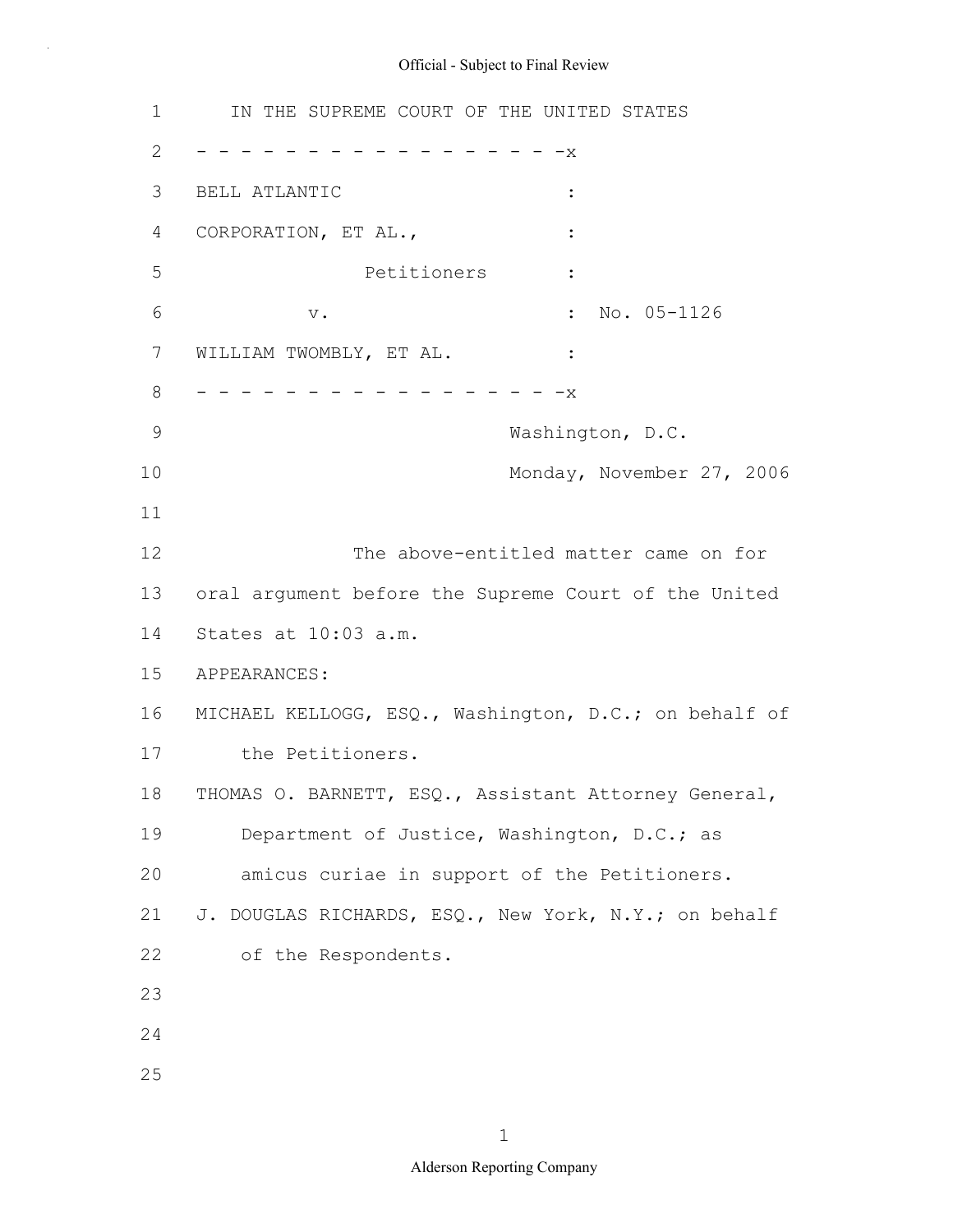IN THE SUPREME COURT OF THE UNITED STATES

- - - - - - - - - - - - - - - - - -x

BELL ATLANTIC :

CORPORATION, ET AL., :

Petitioners :

v. : No. 05-1126

WILLIAM TWOMBLY, ET AL. :

- - - - - - - - - - - - - - - - - -x

Washington, D.C.

Monday, November 27, 2006

The above-entitled matter came on for oral argument before the Supreme Court of the United States at 10:03 a.m.

APPEARANCES:

MICHAEL KELLOGG, ESQ., Washington, D.C.; on behalf of the Petitioners.

THOMAS O. BARNETT, ESQ., Assistant Attorney General, Department of Justice, Washington, D.C.; as amicus curiae in support of the Petitioners.

J. DOUGLAS RICHARDS, ESQ., New York, N.Y.; on behalf of the Respondents.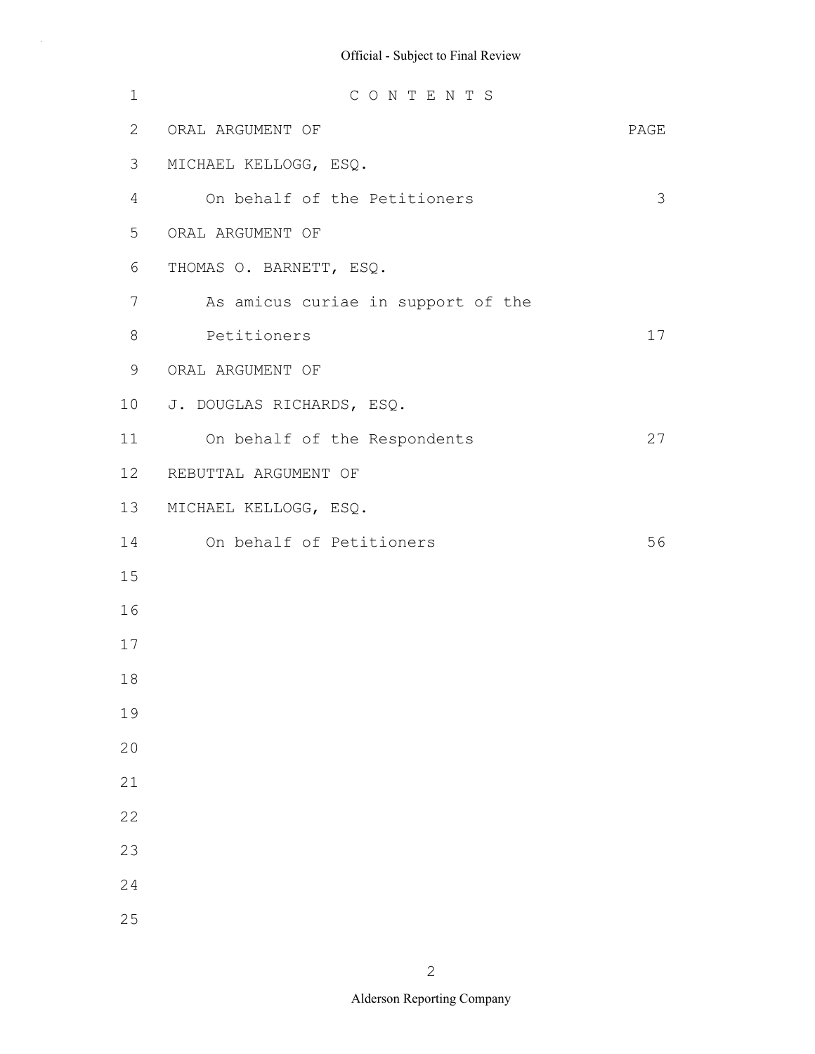# C O N T E N T S

| ORAL ARGUMENT OF | PAGE |
| --- | --- |
| MICHAEL KELLOGG, ESQ. | |
| On behalf of the Petitioners | 3 |
| ORAL ARGUMENT OF | |
| THOMAS O. BARNETT, ESQ. | |
| As amicus curiae in support of the Petitioners | 17 |
| ORAL ARGUMENT OF | |
| J. DOUGLAS RICHARDS, ESQ. | |
| On behalf of the Respondents | 27 |
| REBUTTAL ARGUMENT OF | |
| MICHAEL KELLOGG, ESQ. | |
| On behalf of Petitioners | 56 |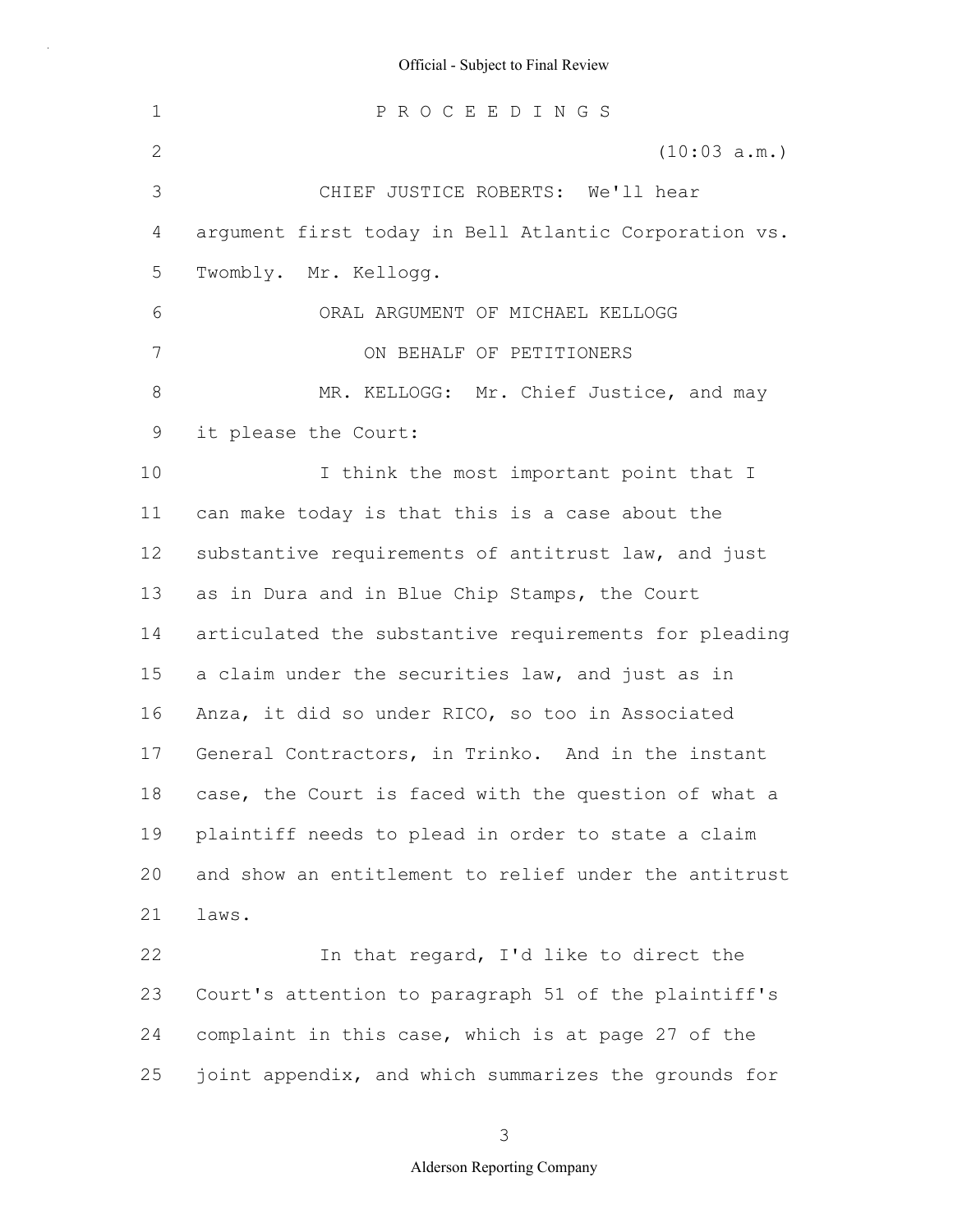P R O C E E D I N G S

(10:03 a.m.)

CHIEF JUSTICE ROBERTS: We'll hear argument first today in Bell Atlantic Corporation vs. Twombly. Mr. Kellogg.

ORAL ARGUMENT OF MICHAEL KELLOGG

ON BEHALF OF PETITIONERS

MR. KELLOGG: Mr. Chief Justice, and may it please the Court:

I think the most important point that I can make today is that this is a case about the substantive requirements of antitrust law, and just as in Dura and in Blue Chip Stamps, the Court articulated the substantive requirements for pleading a claim under the securities law, and just as in Anza, it did so under RICO, so too in Associated General Contractors, in Trinko. And in the instant case, the Court is faced with the question of what a plaintiff needs to plead in order to state a claim and show an entitlement to relief under the antitrust laws.

In that regard, I'd like to direct the Court's attention to paragraph 51 of the plaintiff's complaint in this case, which is at page 27 of the joint appendix, and which summarizes the grounds for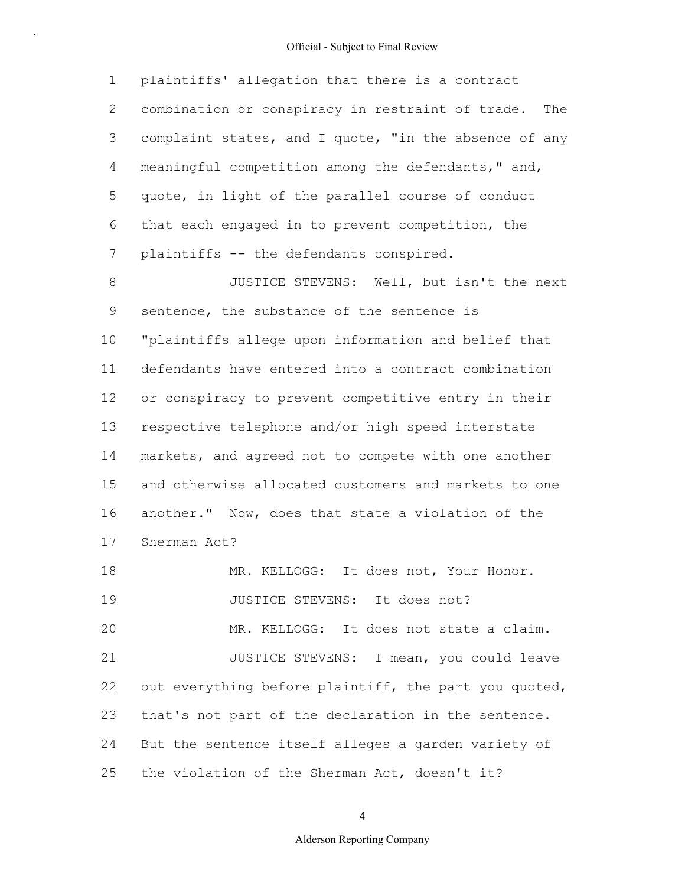plaintiffs' allegation that there is a contract combination or conspiracy in restraint of trade. The complaint states, and I quote, "in the absence of any meaningful competition among the defendants," and, quote, in light of the parallel course of conduct that each engaged in to prevent competition, the plaintiffs -- the defendants conspired.

JUSTICE STEVENS: Well, but isn't the next sentence, the substance of the sentence is "plaintiffs allege upon information and belief that defendants have entered into a contract combination or conspiracy to prevent competitive entry in their respective telephone and/or high speed interstate markets, and agreed not to compete with one another and otherwise allocated customers and markets to one another." Now, does that state a violation of the Sherman Act?

MR. KELLOGG: It does not, Your Honor.

JUSTICE STEVENS: It does not?

MR. KELLOGG: It does not state a claim.

JUSTICE STEVENS: I mean, you could leave out everything before plaintiff, the part you quoted, that's not part of the declaration in the sentence. But the sentence itself alleges a garden variety of the violation of the Sherman Act, doesn't it?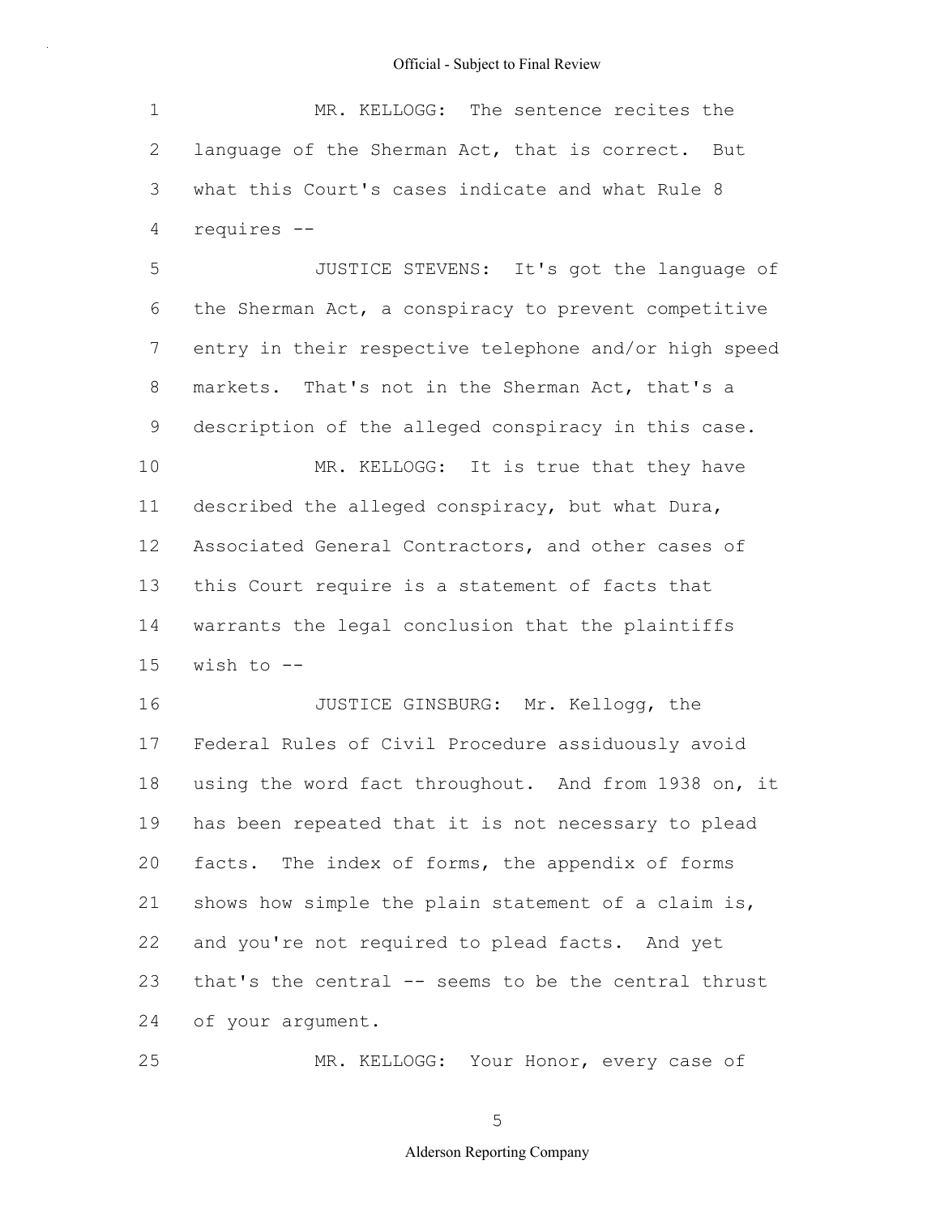MR. KELLOGG: The sentence recites the language of the Sherman Act, that is correct. But what this Court's cases indicate and what Rule 8 requires --

JUSTICE STEVENS: It's got the language of the Sherman Act, a conspiracy to prevent competitive entry in their respective telephone and/or high speed markets. That's not in the Sherman Act, that's a description of the alleged conspiracy in this case.

MR. KELLOGG: It is true that they have described the alleged conspiracy, but what Dura, Associated General Contractors, and other cases of this Court require is a statement of facts that warrants the legal conclusion that the plaintiffs wish to --

JUSTICE GINSBURG: Mr. Kellogg, the Federal Rules of Civil Procedure assiduously avoid using the word fact throughout. And from 1938 on, it has been repeated that it is not necessary to plead facts. The index of forms, the appendix of forms shows how simple the plain statement of a claim is, and you're not required to plead facts. And yet that's the central -- seems to be the central thrust of your argument.

MR. KELLOGG: Your Honor, every case of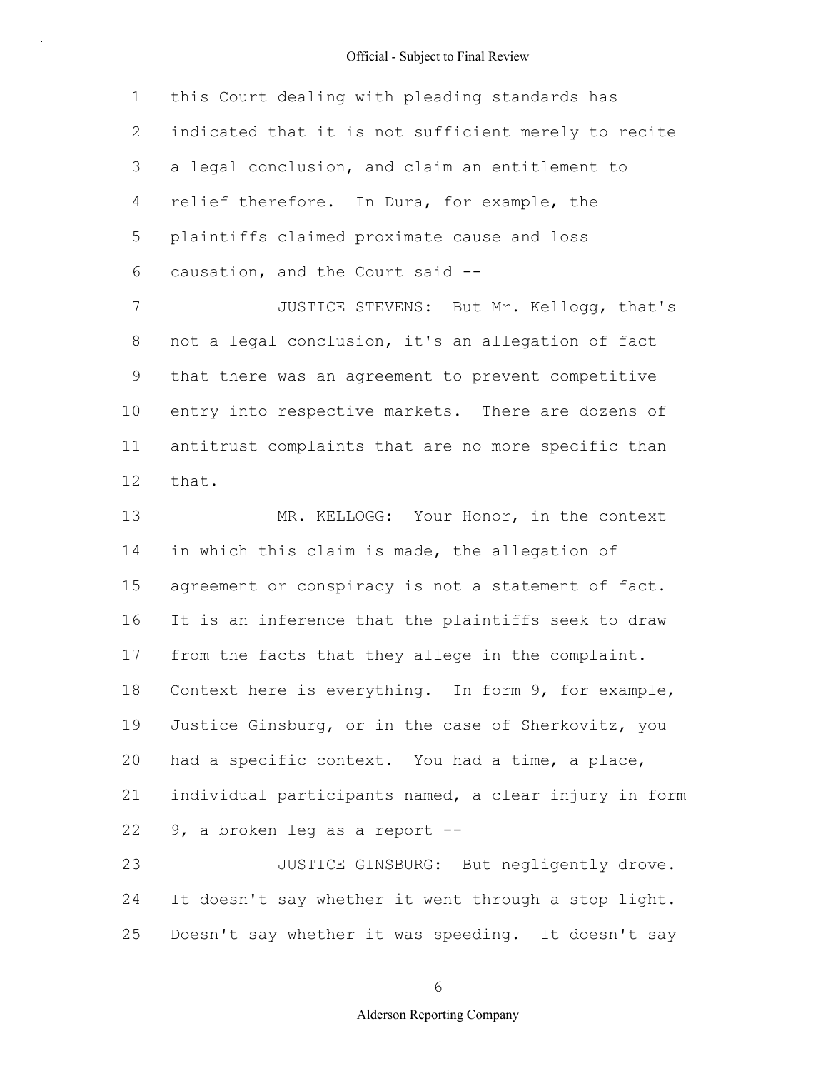this Court dealing with pleading standards has indicated that it is not sufficient merely to recite a legal conclusion, and claim an entitlement to relief therefore. In Dura, for example, the plaintiffs claimed proximate cause and loss causation, and the Court said --

JUSTICE STEVENS: But Mr. Kellogg, that's not a legal conclusion, it's an allegation of fact that there was an agreement to prevent competitive entry into respective markets. There are dozens of antitrust complaints that are no more specific than that.

MR. KELLOGG: Your Honor, in the context in which this claim is made, the allegation of agreement or conspiracy is not a statement of fact. It is an inference that the plaintiffs seek to draw from the facts that they allege in the complaint. Context here is everything. In form 9, for example, Justice Ginsburg, or in the case of Sherkovitz, you had a specific context. You had a time, a place, individual participants named, a clear injury in form 9, a broken leg as a report --

JUSTICE GINSBURG: But negligently drove. It doesn't say whether it went through a stop light. Doesn't say whether it was speeding. It doesn't say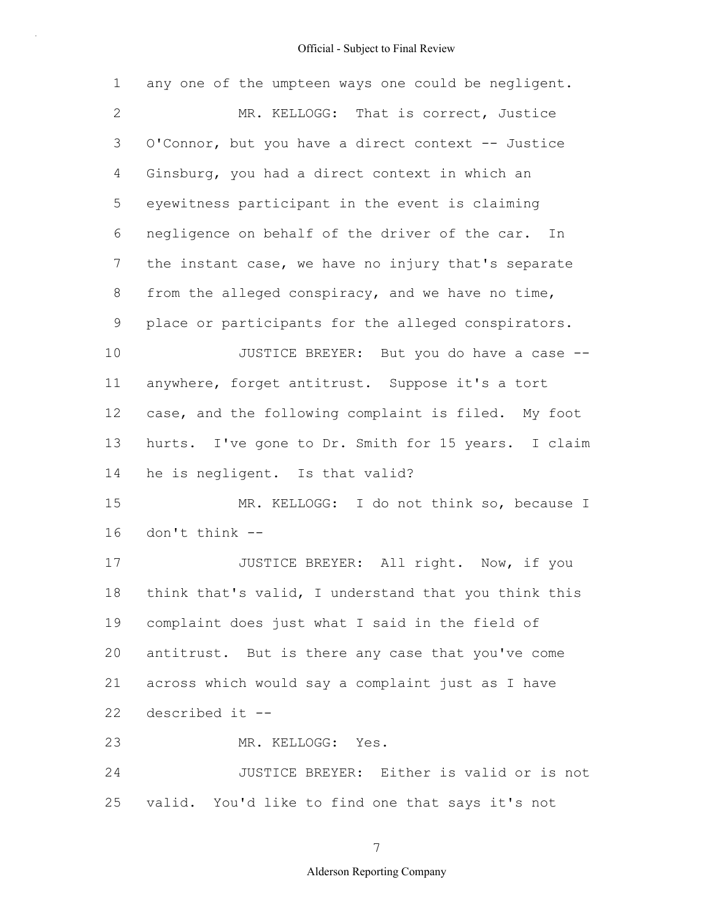any one of the umpteen ways one could be negligent.

MR. KELLOGG: That is correct, Justice O'Connor, but you have a direct context -- Justice Ginsburg, you had a direct context in which an eyewitness participant in the event is claiming negligence on behalf of the driver of the car. In the instant case, we have no injury that's separate from the alleged conspiracy, and we have no time, place or participants for the alleged conspirators.

JUSTICE BREYER: But you do have a case -- anywhere, forget antitrust. Suppose it's a tort case, and the following complaint is filed. My foot hurts. I've gone to Dr. Smith for 15 years. I claim he is negligent. Is that valid?

MR. KELLOGG: I do not think so, because I don't think --

JUSTICE BREYER: All right. Now, if you think that's valid, I understand that you think this complaint does just what I said in the field of antitrust. But is there any case that you've come across which would say a complaint just as I have described it --

MR. KELLOGG: Yes.

JUSTICE BREYER: Either is valid or is not valid. You'd like to find one that says it's not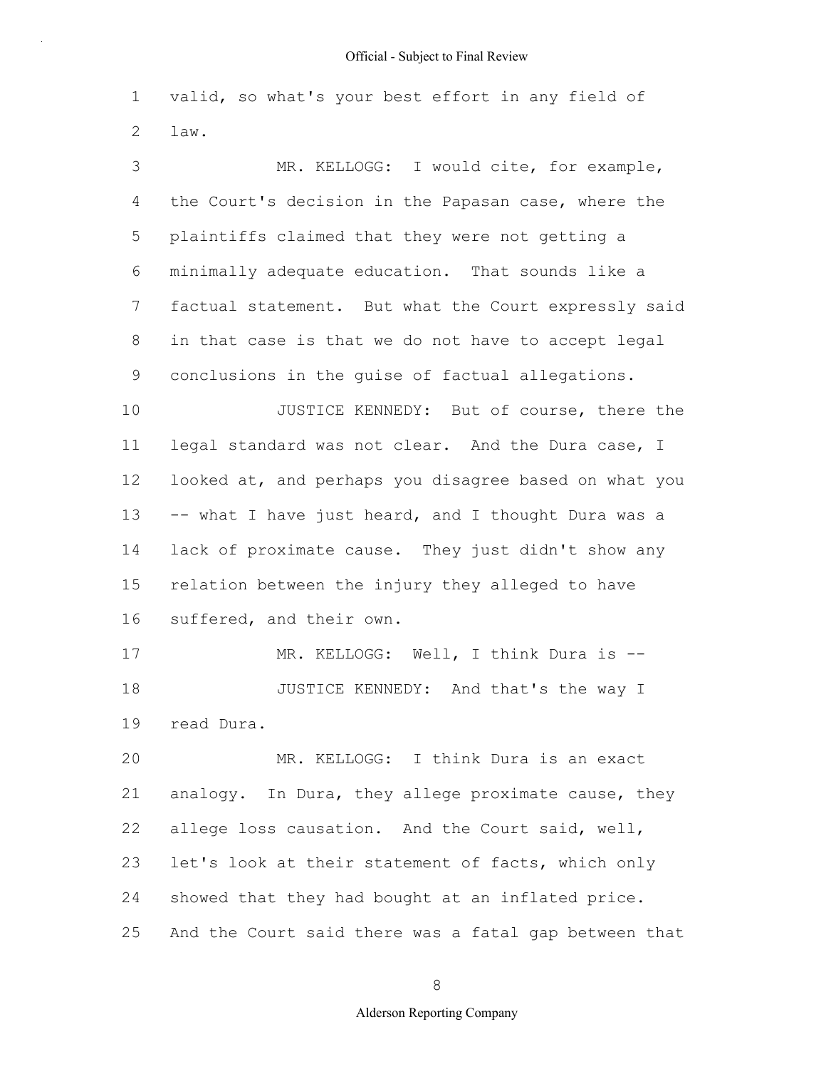valid, so what's your best effort in any field of law.

MR. KELLOGG: I would cite, for example, the Court's decision in the Papasan case, where the plaintiffs claimed that they were not getting a minimally adequate education. That sounds like a factual statement. But what the Court expressly said in that case is that we do not have to accept legal conclusions in the guise of factual allegations.

JUSTICE KENNEDY: But of course, there the legal standard was not clear. And the Dura case, I looked at, and perhaps you disagree based on what you -- what I have just heard, and I thought Dura was a lack of proximate cause. They just didn't show any relation between the injury they alleged to have suffered, and their own.

MR. KELLOGG: Well, I think Dura is --

JUSTICE KENNEDY: And that's the way I read Dura.

MR. KELLOGG: I think Dura is an exact analogy. In Dura, they allege proximate cause, they allege loss causation. And the Court said, well, let's look at their statement of facts, which only showed that they had bought at an inflated price. And the Court said there was a fatal gap between that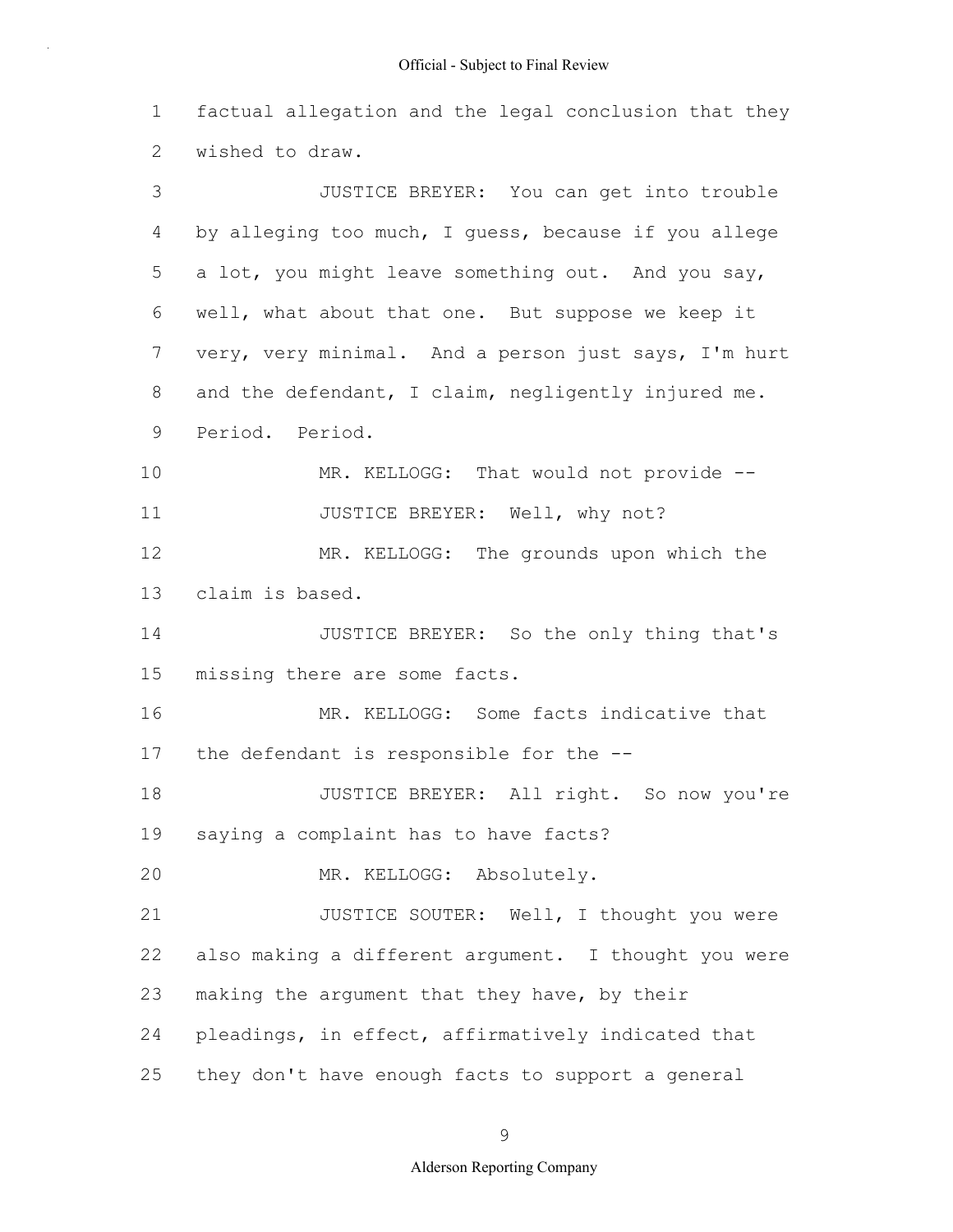factual allegation and the legal conclusion that they wished to draw.

JUSTICE BREYER: You can get into trouble by alleging too much, I guess, because if you allege a lot, you might leave something out. And you say, well, what about that one. But suppose we keep it very, very minimal. And a person just says, I'm hurt and the defendant, I claim, negligently injured me. Period. Period.

MR. KELLOGG: That would not provide --

JUSTICE BREYER: Well, why not?

MR. KELLOGG: The grounds upon which the claim is based.

JUSTICE BREYER: So the only thing that's missing there are some facts.

MR. KELLOGG: Some facts indicative that the defendant is responsible for the --

JUSTICE BREYER: All right. So now you're saying a complaint has to have facts?

MR. KELLOGG: Absolutely.

JUSTICE SOUTER: Well, I thought you were also making a different argument. I thought you were making the argument that they have, by their pleadings, in effect, affirmatively indicated that they don't have enough facts to support a general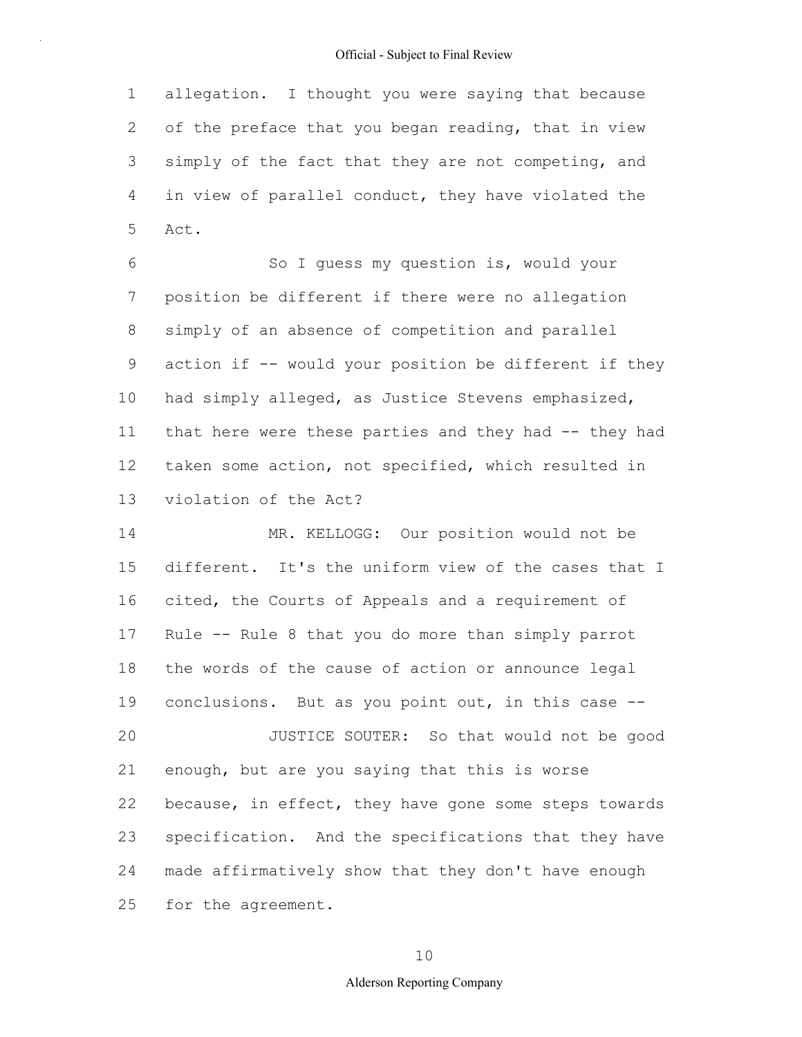allegation. I thought you were saying that because of the preface that you began reading, that in view simply of the fact that they are not competing, and in view of parallel conduct, they have violated the Act.

So I guess my question is, would your position be different if there were no allegation simply of an absence of competition and parallel action if -- would your position be different if they had simply alleged, as Justice Stevens emphasized, that here were these parties and they had -- they had taken some action, not specified, which resulted in violation of the Act?

MR. KELLOGG: Our position would not be different. It's the uniform view of the cases that I cited, the Courts of Appeals and a requirement of Rule -- Rule 8 that you do more than simply parrot the words of the cause of action or announce legal conclusions. But as you point out, in this case --

JUSTICE SOUTER: So that would not be good enough, but are you saying that this is worse because, in effect, they have gone some steps towards specification. And the specifications that they have made affirmatively show that they don't have enough for the agreement.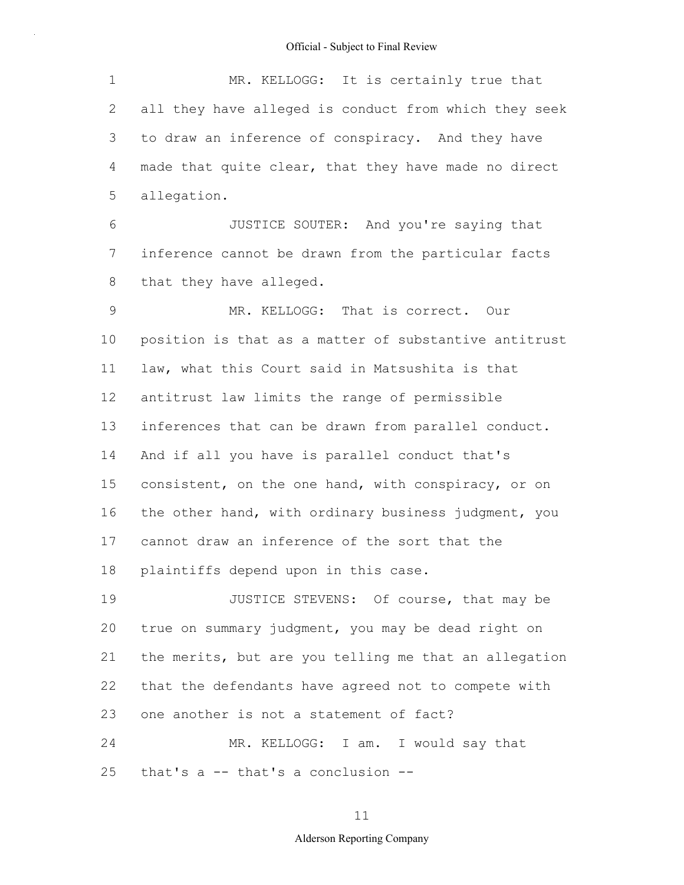MR. KELLOGG: It is certainly true that all they have alleged is conduct from which they seek to draw an inference of conspiracy. And they have made that quite clear, that they have made no direct allegation.

JUSTICE SOUTER: And you're saying that inference cannot be drawn from the particular facts that they have alleged.

MR. KELLOGG: That is correct. Our position is that as a matter of substantive antitrust law, what this Court said in Matsushita is that antitrust law limits the range of permissible inferences that can be drawn from parallel conduct. And if all you have is parallel conduct that's consistent, on the one hand, with conspiracy, or on the other hand, with ordinary business judgment, you cannot draw an inference of the sort that the plaintiffs depend upon in this case.

JUSTICE STEVENS: Of course, that may be true on summary judgment, you may be dead right on the merits, but are you telling me that an allegation that the defendants have agreed not to compete with one another is not a statement of fact?

MR. KELLOGG: I am. I would say that that's a -- that's a conclusion --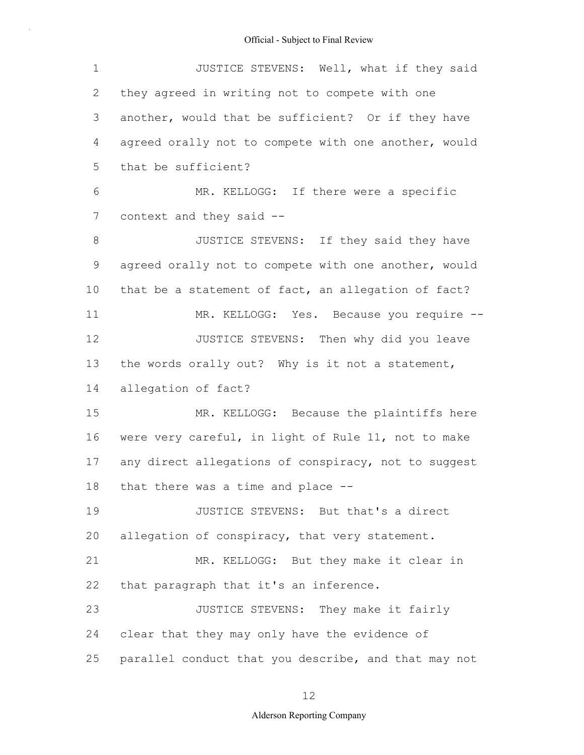JUSTICE STEVENS: Well, what if they said they agreed in writing not to compete with one another, would that be sufficient? Or if they have agreed orally not to compete with one another, would that be sufficient?

MR. KELLOGG: If there were a specific context and they said --

JUSTICE STEVENS: If they said they have agreed orally not to compete with one another, would that be a statement of fact, an allegation of fact?

MR. KELLOGG: Yes. Because you require --

JUSTICE STEVENS: Then why did you leave the words orally out? Why is it not a statement, allegation of fact?

MR. KELLOGG: Because the plaintiffs here were very careful, in light of Rule 11, not to make any direct allegations of conspiracy, not to suggest that there was a time and place --

JUSTICE STEVENS: But that's a direct allegation of conspiracy, that very statement.

MR. KELLOGG: But they make it clear in that paragraph that it's an inference.

JUSTICE STEVENS: They make it fairly clear that they may only have the evidence of parallel conduct that you describe, and that may not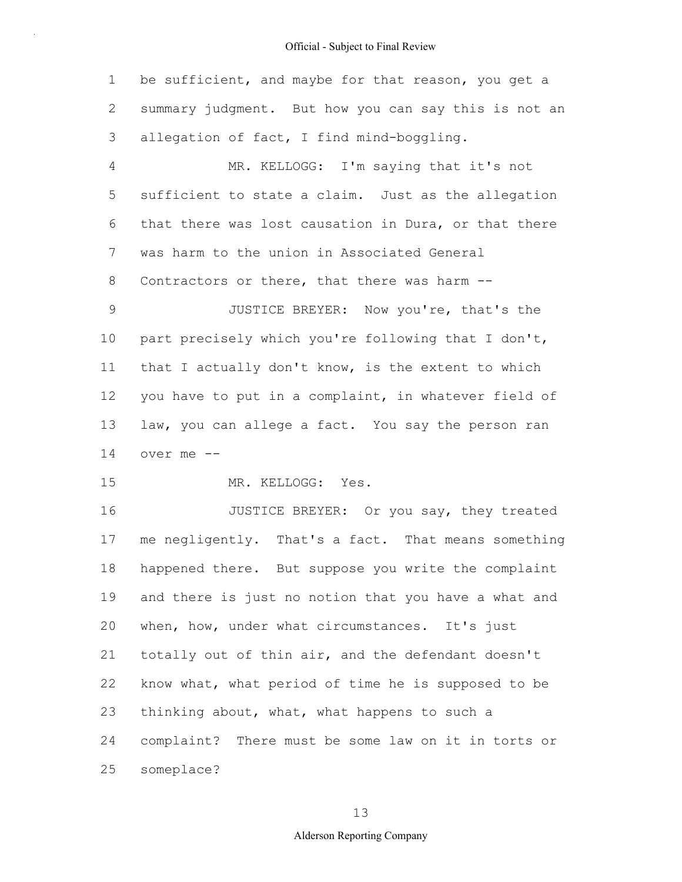be sufficient, and maybe for that reason, you get a summary judgment. But how you can say this is not an allegation of fact, I find mind-boggling.

MR. KELLOGG: I'm saying that it's not sufficient to state a claim. Just as the allegation that there was lost causation in Dura, or that there was harm to the union in Associated General Contractors or there, that there was harm --

JUSTICE BREYER: Now you're, that's the part precisely which you're following that I don't, that I actually don't know, is the extent to which you have to put in a complaint, in whatever field of law, you can allege a fact. You say the person ran over me --

MR. KELLOGG: Yes.

JUSTICE BREYER: Or you say, they treated me negligently. That's a fact. That means something happened there. But suppose you write the complaint and there is just no notion that you have a what and when, how, under what circumstances. It's just totally out of thin air, and the defendant doesn't know what, what period of time he is supposed to be thinking about, what, what happens to such a complaint? There must be some law on it in torts or someplace?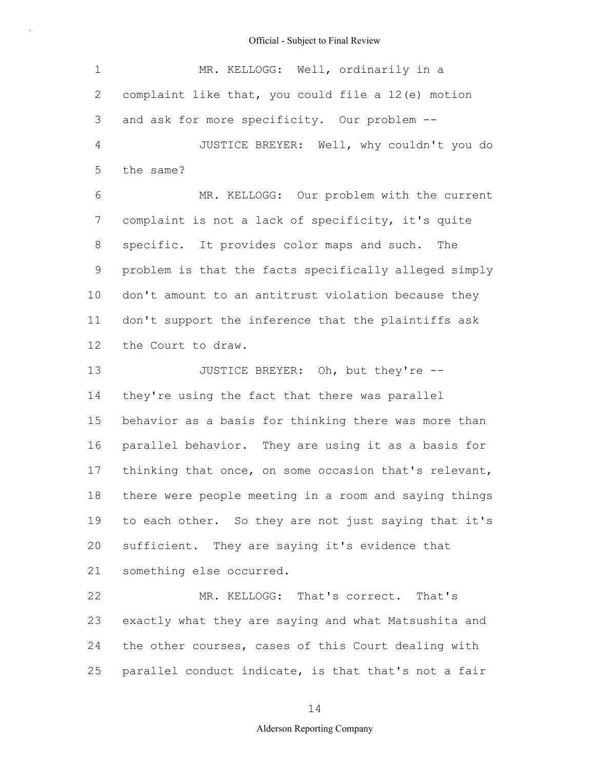MR. KELLOGG: Well, ordinarily in a complaint like that, you could file a 12(e) motion and ask for more specificity. Our problem --

JUSTICE BREYER: Well, why couldn't you do the same?

MR. KELLOGG: Our problem with the current complaint is not a lack of specificity, it's quite specific. It provides color maps and such. The problem is that the facts specifically alleged simply don't amount to an antitrust violation because they don't support the inference that the plaintiffs ask the Court to draw.

JUSTICE BREYER: Oh, but they're -- they're using the fact that there was parallel behavior as a basis for thinking there was more than parallel behavior. They are using it as a basis for thinking that once, on some occasion that's relevant, there were people meeting in a room and saying things to each other. So they are not just saying that it's sufficient. They are saying it's evidence that something else occurred.

MR. KELLOGG: That's correct. That's exactly what they are saying and what Matsushita and the other courses, cases of this Court dealing with parallel conduct indicate, is that that's not a fair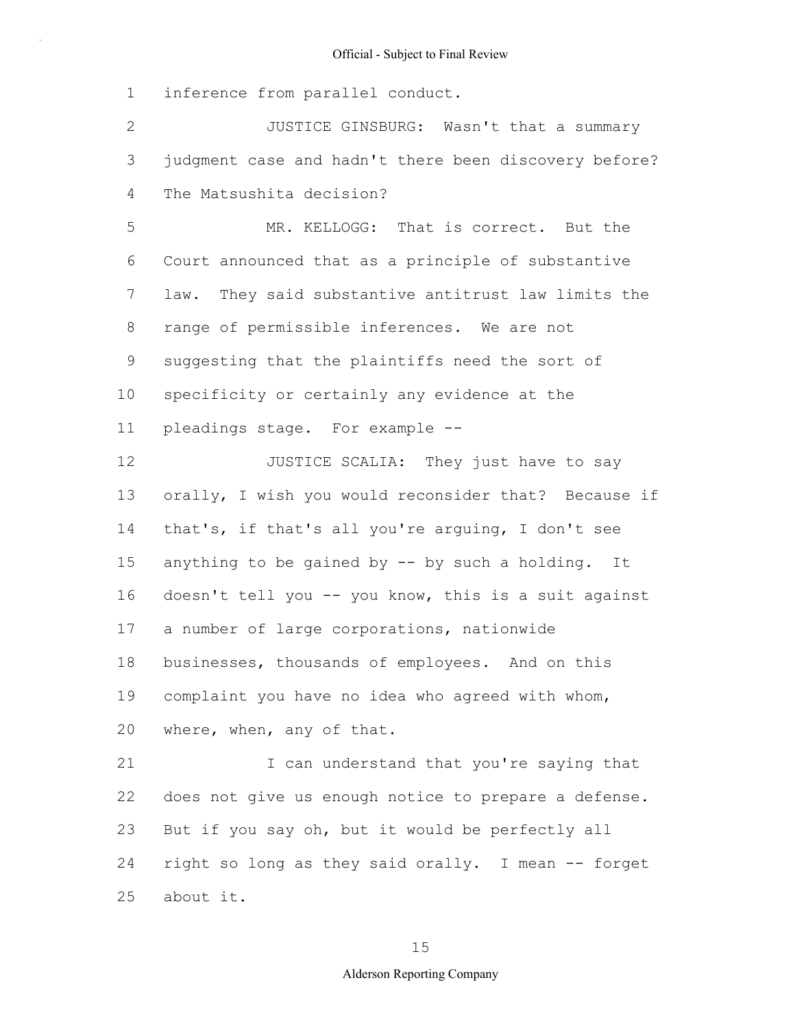inference from parallel conduct.

JUSTICE GINSBURG: Wasn't that a summary judgment case and hadn't there been discovery before? The Matsushita decision?

MR. KELLOGG: That is correct. But the Court announced that as a principle of substantive law. They said substantive antitrust law limits the range of permissible inferences. We are not suggesting that the plaintiffs need the sort of specificity or certainly any evidence at the pleadings stage. For example --

JUSTICE SCALIA: They just have to say orally, I wish you would reconsider that? Because if that's, if that's all you're arguing, I don't see anything to be gained by -- by such a holding. It doesn't tell you -- you know, this is a suit against a number of large corporations, nationwide businesses, thousands of employees. And on this complaint you have no idea who agreed with whom, where, when, any of that.

I can understand that you're saying that does not give us enough notice to prepare a defense. But if you say oh, but it would be perfectly all right so long as they said orally. I mean -- forget about it.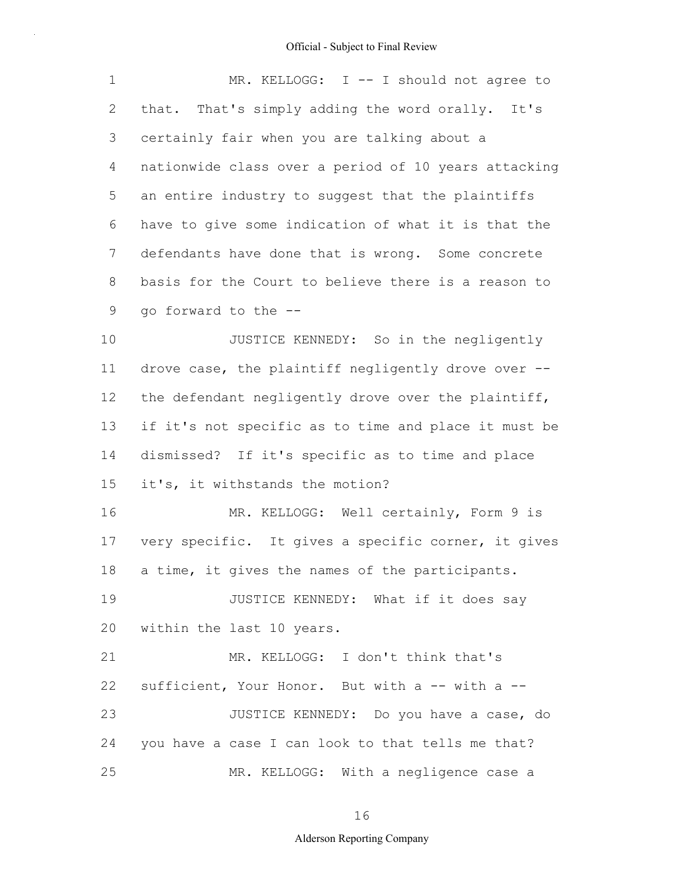MR. KELLOGG: I -- I should not agree to that. That's simply adding the word orally. It's certainly fair when you are talking about a nationwide class over a period of 10 years attacking an entire industry to suggest that the plaintiffs have to give some indication of what it is that the defendants have done that is wrong. Some concrete basis for the Court to believe there is a reason to go forward to the --

JUSTICE KENNEDY: So in the negligently drove case, the plaintiff negligently drove over -- the defendant negligently drove over the plaintiff, if it's not specific as to time and place it must be dismissed? If it's specific as to time and place it's, it withstands the motion?

MR. KELLOGG: Well certainly, Form 9 is very specific. It gives a specific corner, it gives a time, it gives the names of the participants.

JUSTICE KENNEDY: What if it does say within the last 10 years.

MR. KELLOGG: I don't think that's sufficient, Your Honor. But with a -- with a --

JUSTICE KENNEDY: Do you have a case, do you have a case I can look to that tells me that?

MR. KELLOGG: With a negligence case a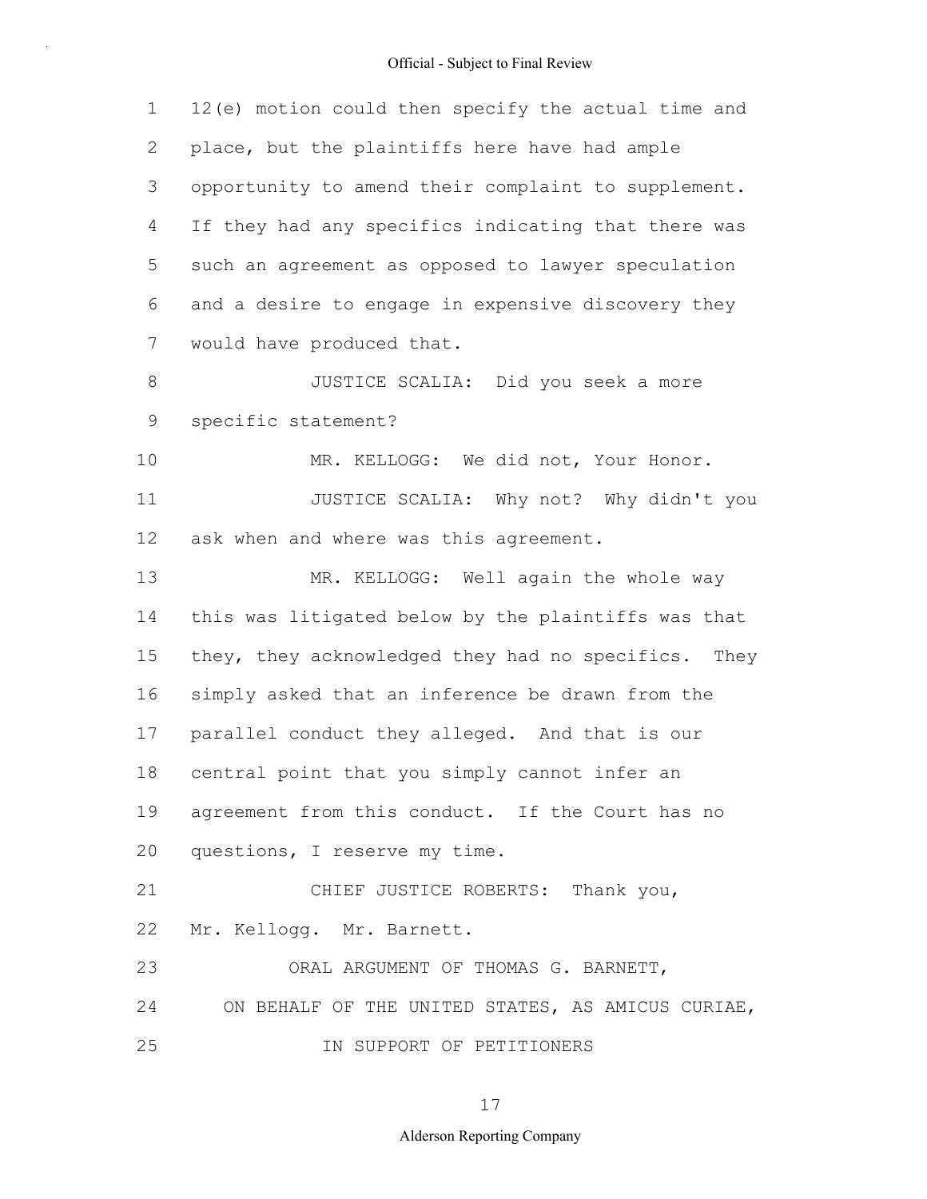12(e) motion could then specify the actual time and place, but the plaintiffs here have had ample opportunity to amend their complaint to supplement. If they had any specifics indicating that there was such an agreement as opposed to lawyer speculation and a desire to engage in expensive discovery they would have produced that.

JUSTICE SCALIA: Did you seek a more specific statement?

MR. KELLOGG: We did not, Your Honor.

JUSTICE SCALIA: Why not? Why didn't you ask when and where was this agreement.

MR. KELLOGG: Well again the whole way this was litigated below by the plaintiffs was that they, they acknowledged they had no specifics. They simply asked that an inference be drawn from the parallel conduct they alleged. And that is our central point that you simply cannot infer an agreement from this conduct. If the Court has no questions, I reserve my time.

CHIEF JUSTICE ROBERTS: Thank you, Mr. Kellogg. Mr. Barnett.

ORAL ARGUMENT OF THOMAS G. BARNETT,

ON BEHALF OF THE UNITED STATES, AS AMICUS CURIAE,

IN SUPPORT OF PETITIONERS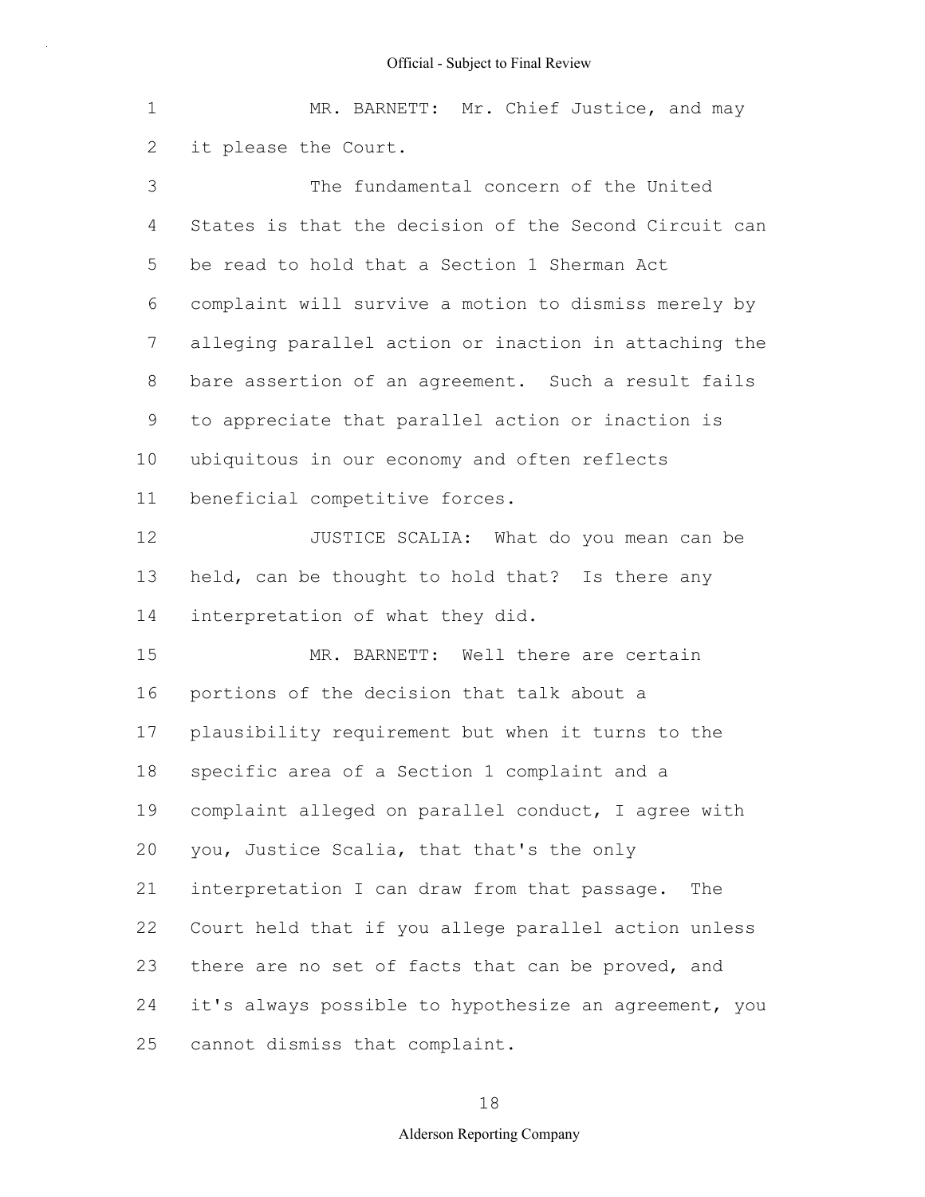MR. BARNETT: Mr. Chief Justice, and may it please the Court.

The fundamental concern of the United States is that the decision of the Second Circuit can be read to hold that a Section 1 Sherman Act complaint will survive a motion to dismiss merely by alleging parallel action or inaction in attaching the bare assertion of an agreement. Such a result fails to appreciate that parallel action or inaction is ubiquitous in our economy and often reflects beneficial competitive forces.

JUSTICE SCALIA: What do you mean can be held, can be thought to hold that? Is there any interpretation of what they did.

MR. BARNETT: Well there are certain portions of the decision that talk about a plausibility requirement but when it turns to the specific area of a Section 1 complaint and a complaint alleged on parallel conduct, I agree with you, Justice Scalia, that that's the only interpretation I can draw from that passage. The Court held that if you allege parallel action unless there are no set of facts that can be proved, and it's always possible to hypothesize an agreement, you cannot dismiss that complaint.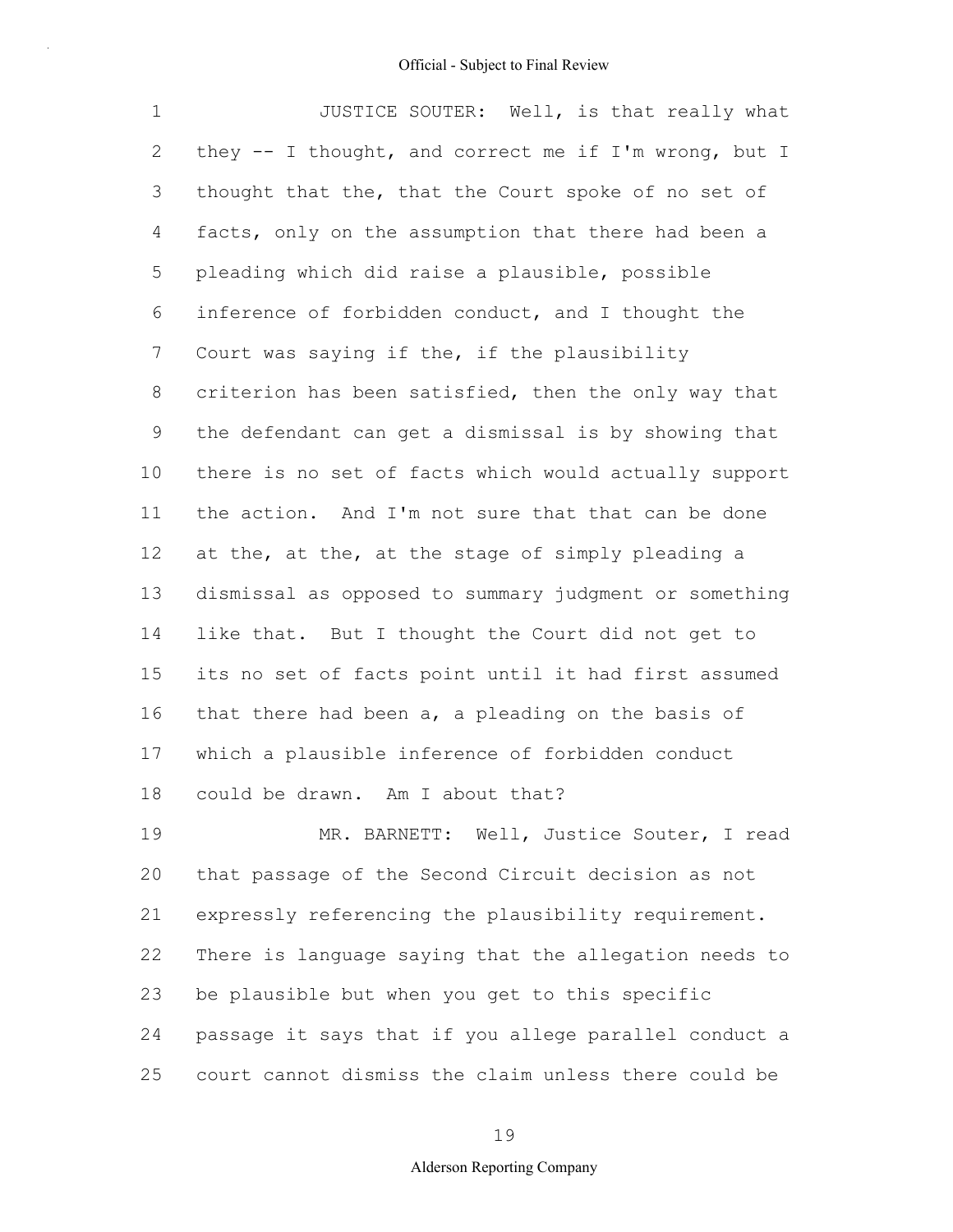JUSTICE SOUTER: Well, is that really what they -- I thought, and correct me if I'm wrong, but I thought that the, that the Court spoke of no set of facts, only on the assumption that there had been a pleading which did raise a plausible, possible inference of forbidden conduct, and I thought the Court was saying if the, if the plausibility criterion has been satisfied, then the only way that the defendant can get a dismissal is by showing that there is no set of facts which would actually support the action. And I'm not sure that that can be done at the, at the, at the stage of simply pleading a dismissal as opposed to summary judgment or something like that. But I thought the Court did not get to its no set of facts point until it had first assumed that there had been a, a pleading on the basis of which a plausible inference of forbidden conduct could be drawn. Am I about that?

MR. BARNETT: Well, Justice Souter, I read that passage of the Second Circuit decision as not expressly referencing the plausibility requirement. There is language saying that the allegation needs to be plausible but when you get to this specific passage it says that if you allege parallel conduct a court cannot dismiss the claim unless there could be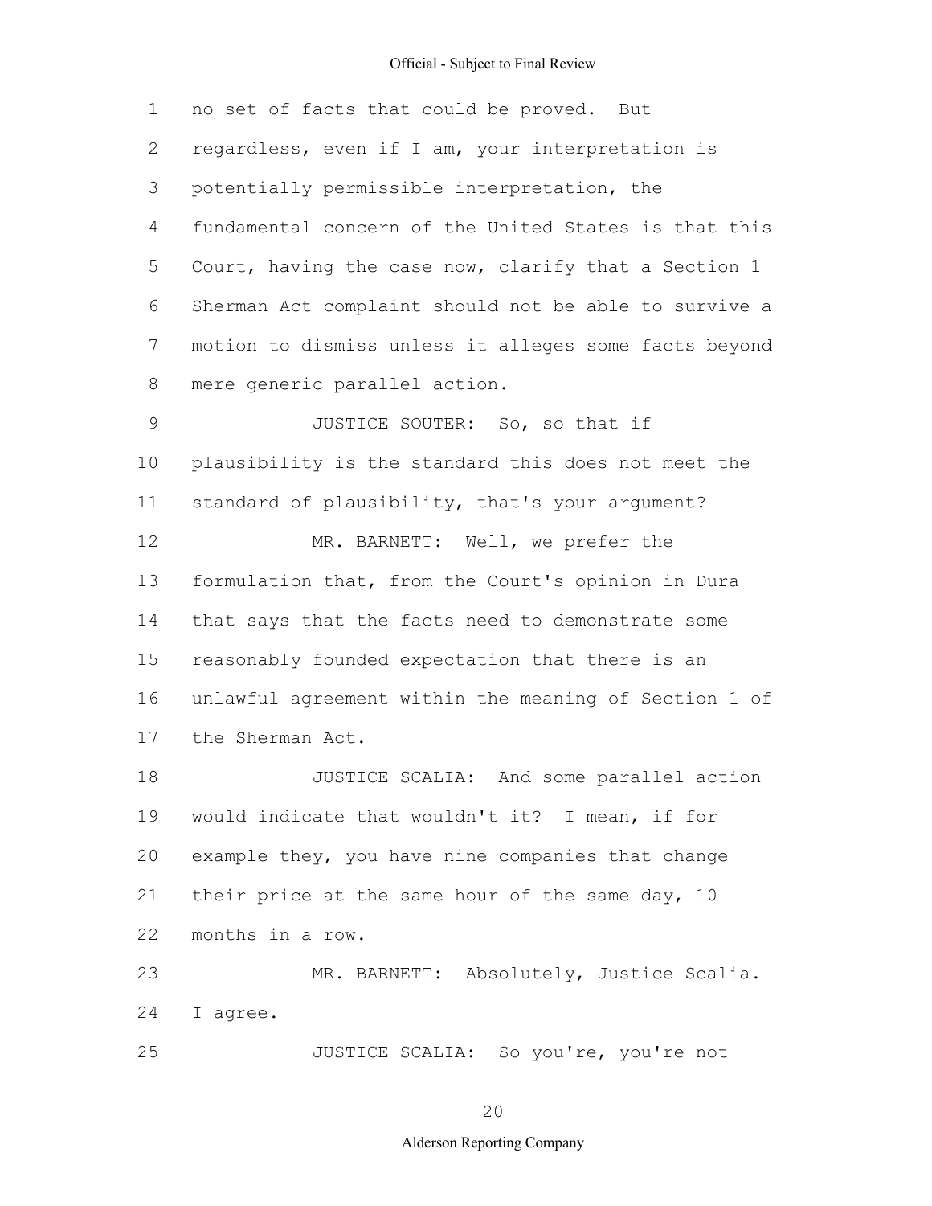no set of facts that could be proved. But regardless, even if I am, your interpretation is potentially permissible interpretation, the fundamental concern of the United States is that this Court, having the case now, clarify that a Section 1 Sherman Act complaint should not be able to survive a motion to dismiss unless it alleges some facts beyond mere generic parallel action.

JUSTICE SOUTER: So, so that if plausibility is the standard this does not meet the standard of plausibility, that's your argument?

MR. BARNETT: Well, we prefer the formulation that, from the Court's opinion in Dura that says that the facts need to demonstrate some reasonably founded expectation that there is an unlawful agreement within the meaning of Section 1 of the Sherman Act.

JUSTICE SCALIA: And some parallel action would indicate that wouldn't it? I mean, if for example they, you have nine companies that change their price at the same hour of the same day, 10 months in a row.

MR. BARNETT: Absolutely, Justice Scalia. I agree.

JUSTICE SCALIA: So you're, you're not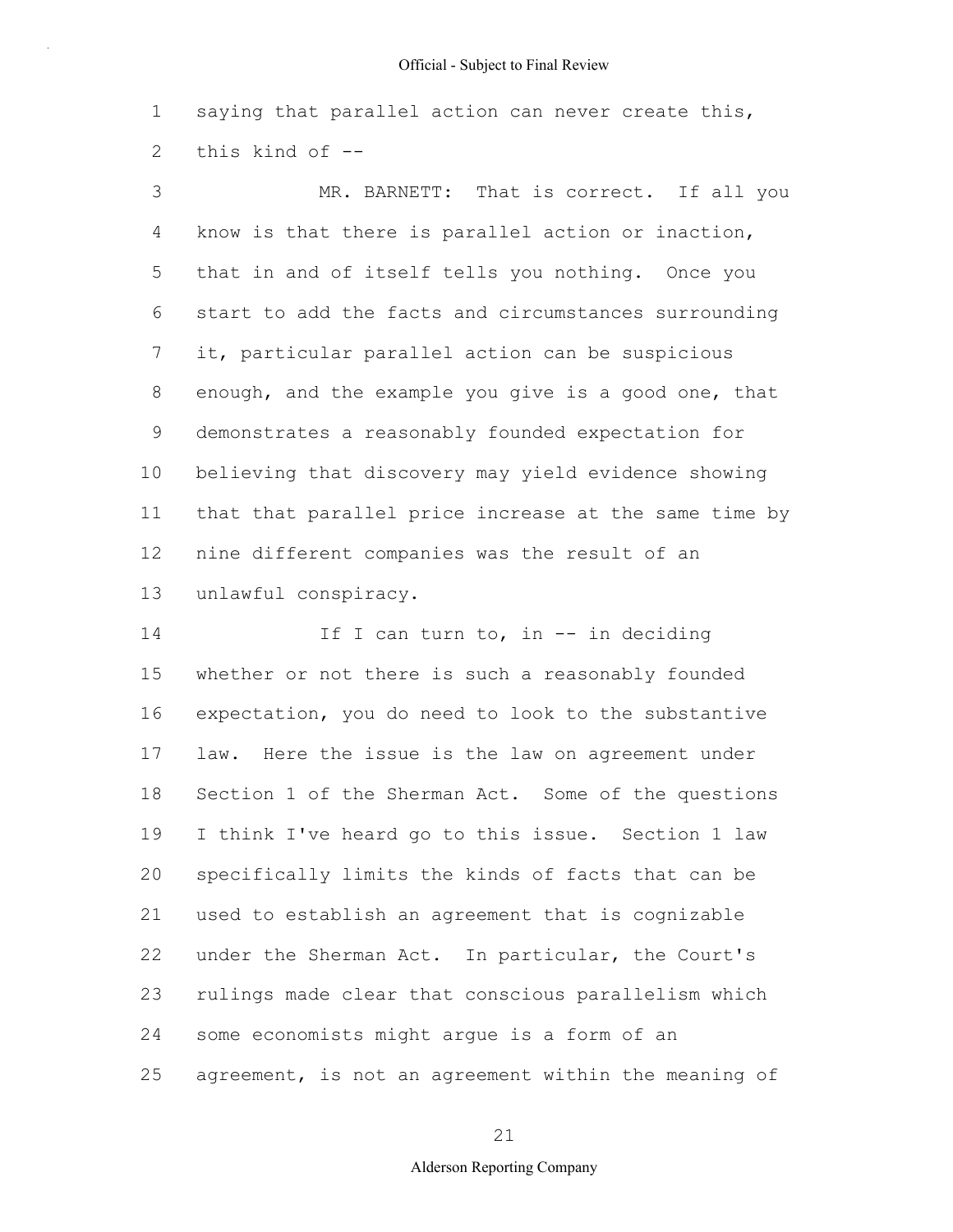saying that parallel action can never create this, this kind of --

MR. BARNETT: That is correct. If all you know is that there is parallel action or inaction, that in and of itself tells you nothing. Once you start to add the facts and circumstances surrounding it, particular parallel action can be suspicious enough, and the example you give is a good one, that demonstrates a reasonably founded expectation for believing that discovery may yield evidence showing that that parallel price increase at the same time by nine different companies was the result of an unlawful conspiracy.

If I can turn to, in -- in deciding whether or not there is such a reasonably founded expectation, you do need to look to the substantive law. Here the issue is the law on agreement under Section 1 of the Sherman Act. Some of the questions I think I've heard go to this issue. Section 1 law specifically limits the kinds of facts that can be used to establish an agreement that is cognizable under the Sherman Act. In particular, the Court's rulings made clear that conscious parallelism which some economists might argue is a form of an agreement, is not an agreement within the meaning of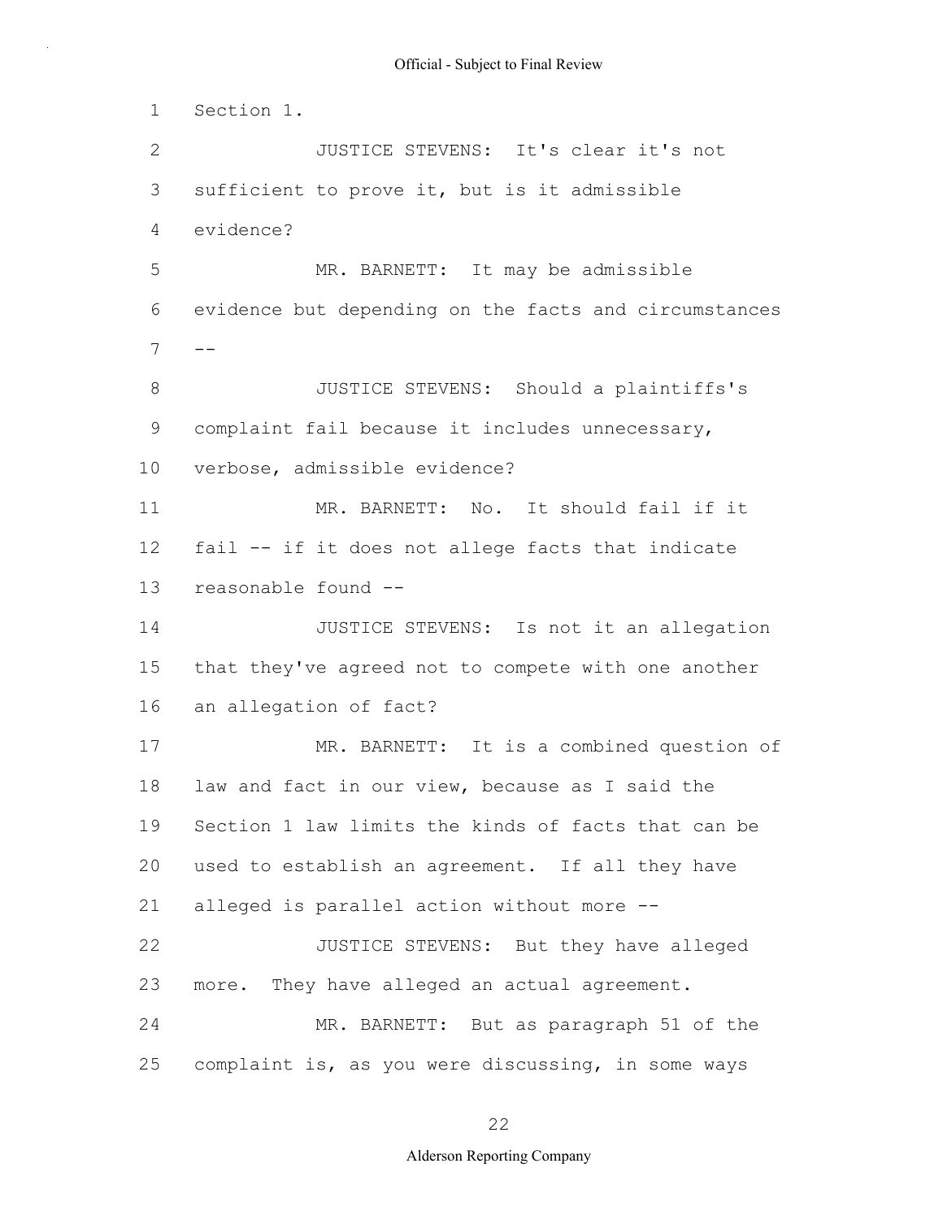Section 1.

JUSTICE STEVENS: It's clear it's not sufficient to prove it, but is it admissible evidence?

MR. BARNETT: It may be admissible evidence but depending on the facts and circumstances --

JUSTICE STEVENS: Should a plaintiffs's complaint fail because it includes unnecessary, verbose, admissible evidence?

MR. BARNETT: No. It should fail if it fail -- if it does not allege facts that indicate reasonable found --

JUSTICE STEVENS: Is not it an allegation that they've agreed not to compete with one another an allegation of fact?

MR. BARNETT: It is a combined question of law and fact in our view, because as I said the Section 1 law limits the kinds of facts that can be used to establish an agreement. If all they have alleged is parallel action without more --

JUSTICE STEVENS: But they have alleged more. They have alleged an actual agreement.

MR. BARNETT: But as paragraph 51 of the complaint is, as you were discussing, in some ways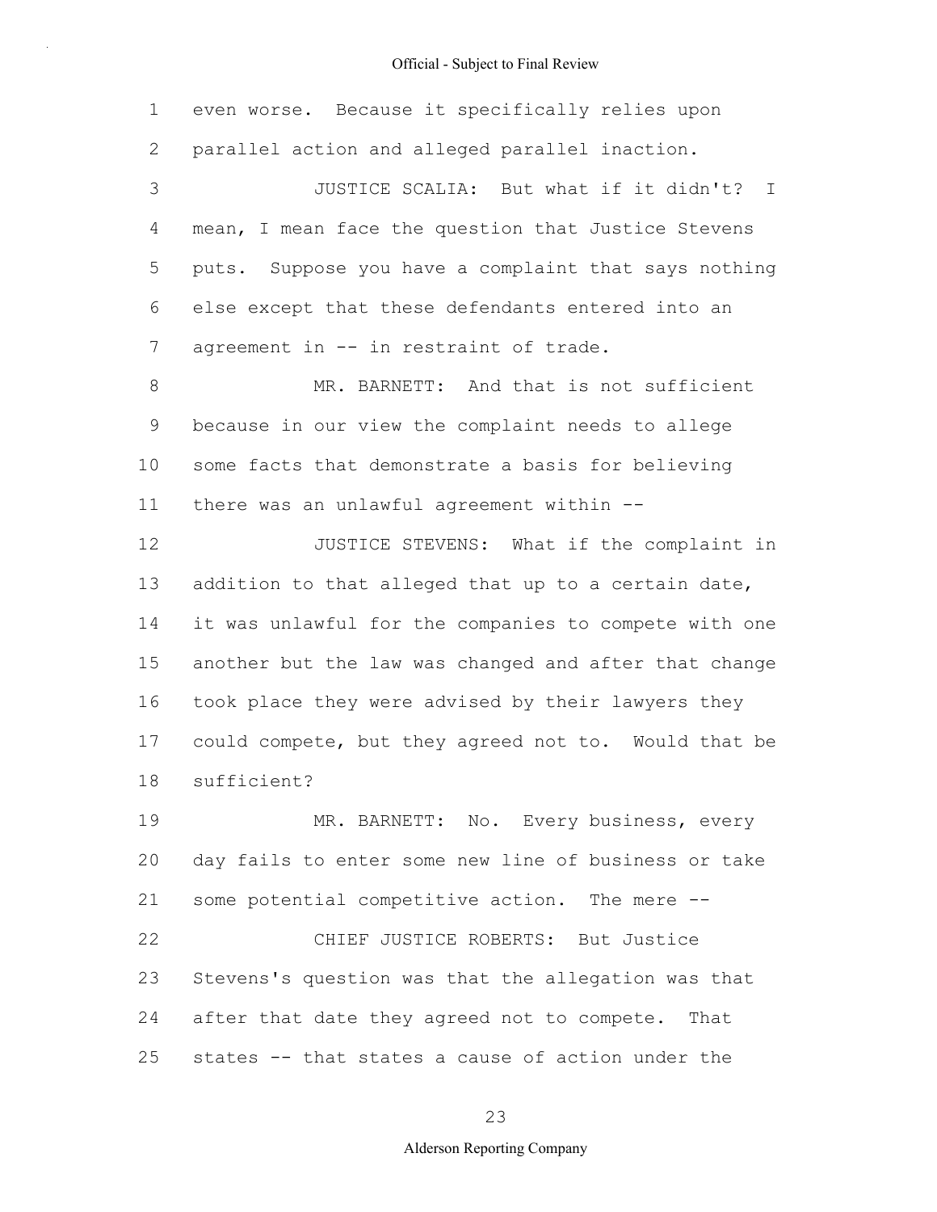even worse. Because it specifically relies upon parallel action and alleged parallel inaction.

JUSTICE SCALIA: But what if it didn't? I mean, I mean face the question that Justice Stevens puts. Suppose you have a complaint that says nothing else except that these defendants entered into an agreement in -- in restraint of trade.

MR. BARNETT: And that is not sufficient because in our view the complaint needs to allege some facts that demonstrate a basis for believing there was an unlawful agreement within --

JUSTICE STEVENS: What if the complaint in addition to that alleged that up to a certain date, it was unlawful for the companies to compete with one another but the law was changed and after that change took place they were advised by their lawyers they could compete, but they agreed not to. Would that be sufficient?

MR. BARNETT: No. Every business, every day fails to enter some new line of business or take some potential competitive action. The mere --

CHIEF JUSTICE ROBERTS: But Justice Stevens's question was that the allegation was that after that date they agreed not to compete. That states -- that states a cause of action under the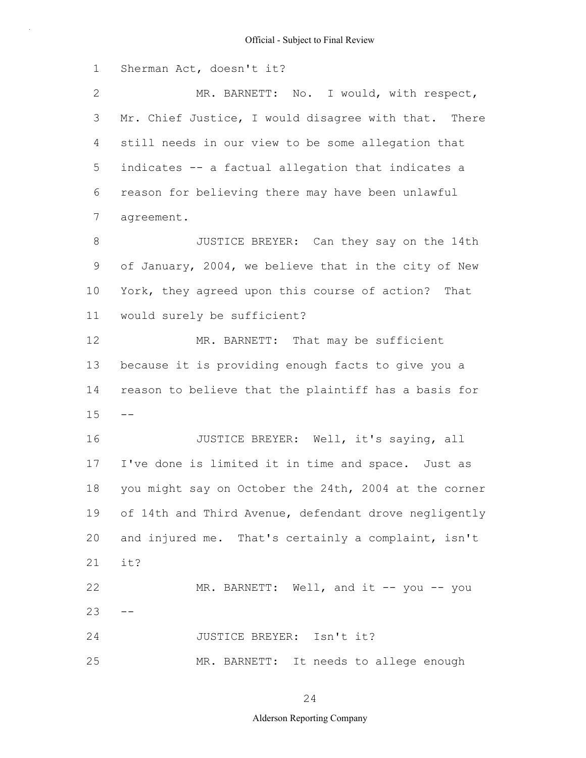Sherman Act, doesn't it?

MR. BARNETT: No. I would, with respect, Mr. Chief Justice, I would disagree with that. There still needs in our view to be some allegation that indicates -- a factual allegation that indicates a reason for believing there may have been unlawful agreement.

JUSTICE BREYER: Can they say on the 14th of January, 2004, we believe that in the city of New York, they agreed upon this course of action? That would surely be sufficient?

MR. BARNETT: That may be sufficient because it is providing enough facts to give you a reason to believe that the plaintiff has a basis for --

JUSTICE BREYER: Well, it's saying, all I've done is limited it in time and space. Just as you might say on October the 24th, 2004 at the corner of 14th and Third Avenue, defendant drove negligently and injured me. That's certainly a complaint, isn't it?

MR. BARNETT: Well, and it -- you -- you --

JUSTICE BREYER: Isn't it?

MR. BARNETT: It needs to allege enough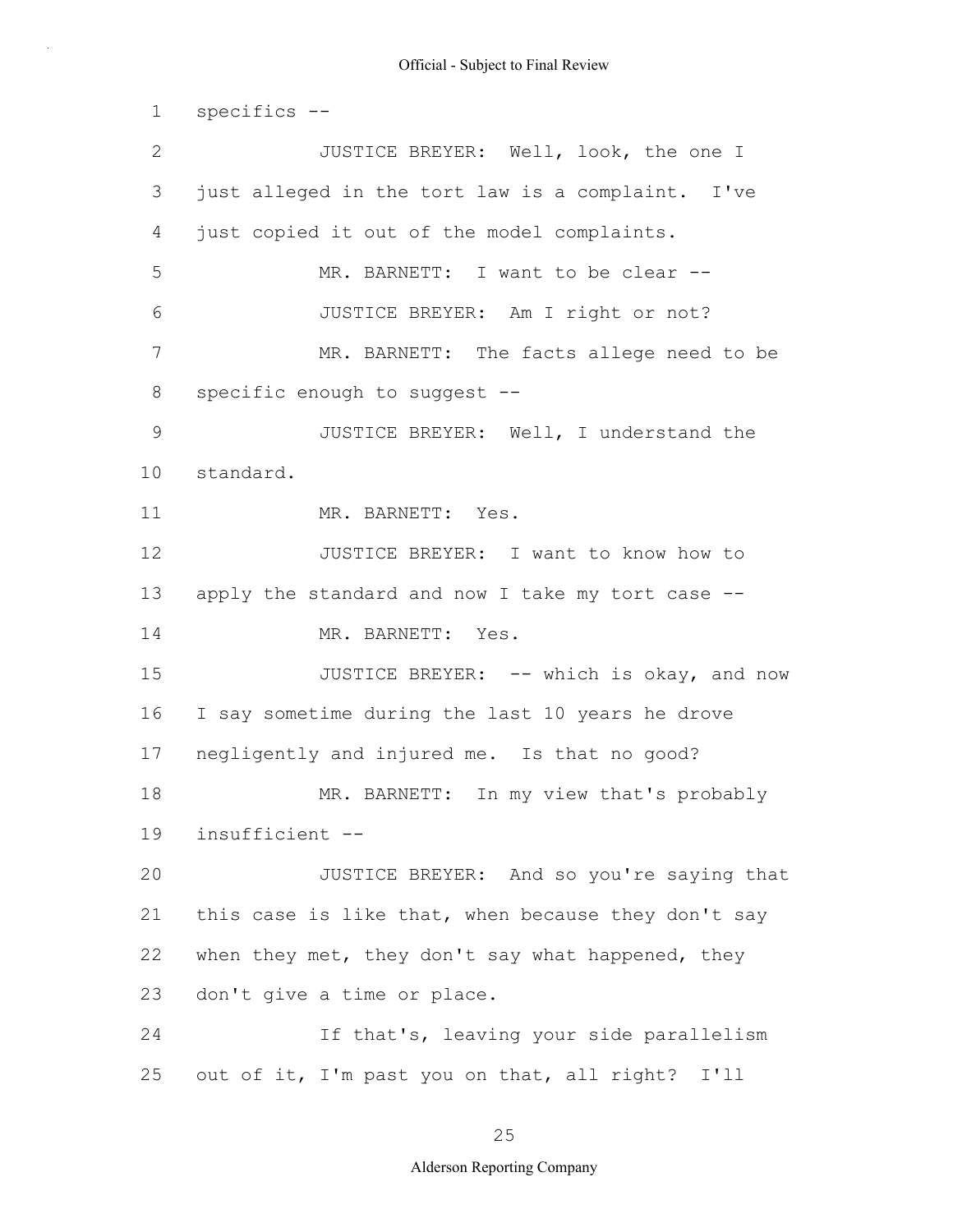specifics --

JUSTICE BREYER: Well, look, the one I just alleged in the tort law is a complaint. I've just copied it out of the model complaints.

MR. BARNETT: I want to be clear --

JUSTICE BREYER: Am I right or not?

MR. BARNETT: The facts allege need to be specific enough to suggest --

JUSTICE BREYER: Well, I understand the standard.

MR. BARNETT: Yes.

JUSTICE BREYER: I want to know how to apply the standard and now I take my tort case --

MR. BARNETT: Yes.

JUSTICE BREYER: -- which is okay, and now I say sometime during the last 10 years he drove negligently and injured me. Is that no good?

MR. BARNETT: In my view that's probably insufficient --

JUSTICE BREYER: And so you're saying that this case is like that, when because they don't say when they met, they don't say what happened, they don't give a time or place.

If that's, leaving your side parallelism out of it, I'm past you on that, all right? I'll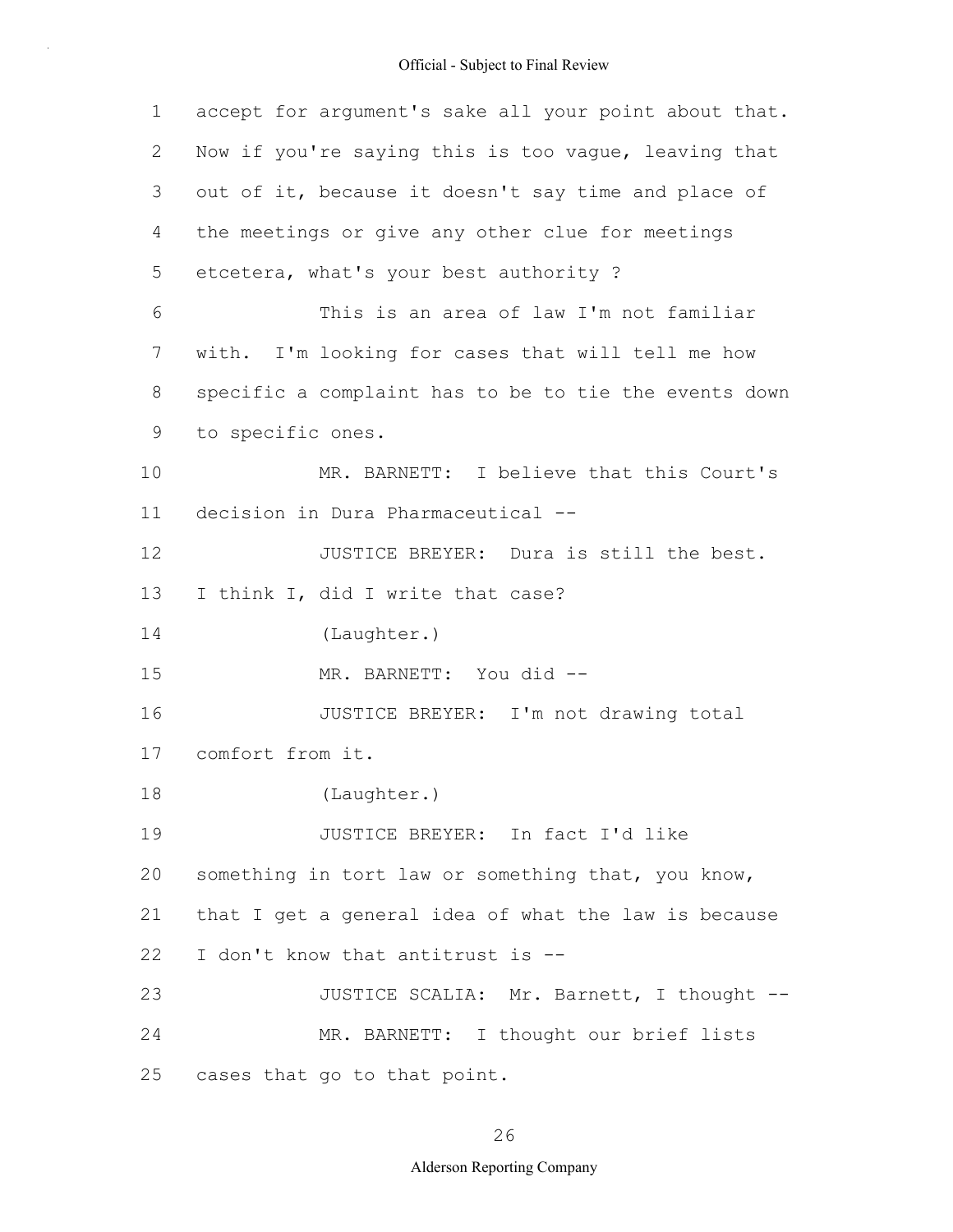accept for argument's sake all your point about that. Now if you're saying this is too vague, leaving that out of it, because it doesn't say time and place of the meetings or give any other clue for meetings etcetera, what's your best authority ?

This is an area of law I'm not familiar with. I'm looking for cases that will tell me how specific a complaint has to be to tie the events down to specific ones.

MR. BARNETT: I believe that this Court's decision in Dura Pharmaceutical --

JUSTICE BREYER: Dura is still the best. I think I, did I write that case?

(Laughter.)

MR. BARNETT: You did --

JUSTICE BREYER: I'm not drawing total comfort from it.

(Laughter.)

JUSTICE BREYER: In fact I'd like something in tort law or something that, you know, that I get a general idea of what the law is because I don't know that antitrust is --

JUSTICE SCALIA: Mr. Barnett, I thought --

MR. BARNETT: I thought our brief lists cases that go to that point.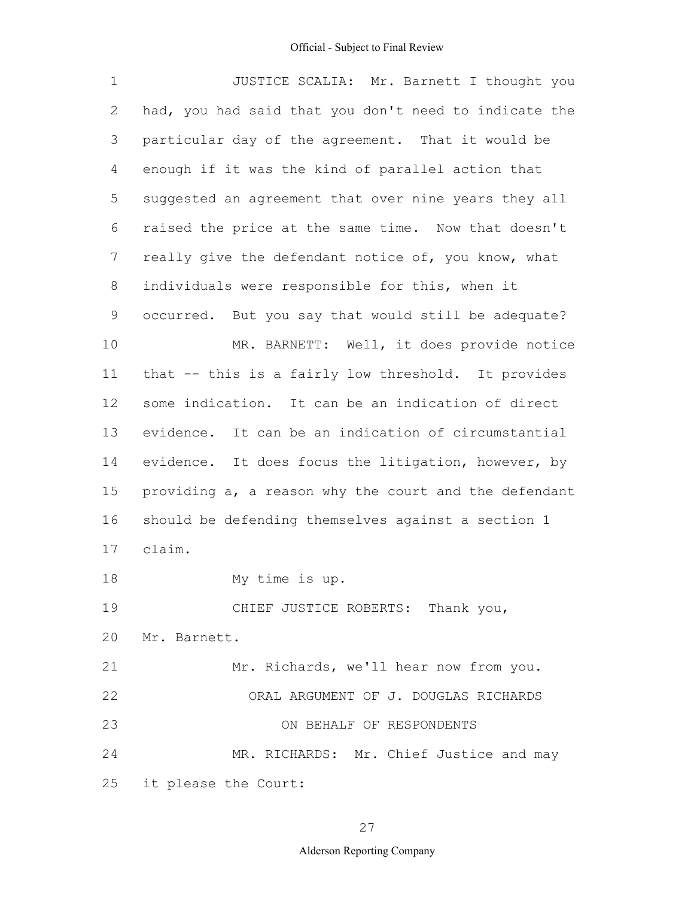JUSTICE SCALIA: Mr. Barnett I thought you had, you had said that you don't need to indicate the particular day of the agreement. That it would be enough if it was the kind of parallel action that suggested an agreement that over nine years they all raised the price at the same time. Now that doesn't really give the defendant notice of, you know, what individuals were responsible for this, when it occurred. But you say that would still be adequate?

MR. BARNETT: Well, it does provide notice that -- this is a fairly low threshold. It provides some indication. It can be an indication of direct evidence. It can be an indication of circumstantial evidence. It does focus the litigation, however, by providing a, a reason why the court and the defendant should be defending themselves against a section 1 claim.

My time is up.

CHIEF JUSTICE ROBERTS: Thank you, Mr. Barnett.

Mr. Richards, we'll hear now from you.

ORAL ARGUMENT OF J. DOUGLAS RICHARDS

ON BEHALF OF RESPONDENTS

MR. RICHARDS: Mr. Chief Justice and may it please the Court: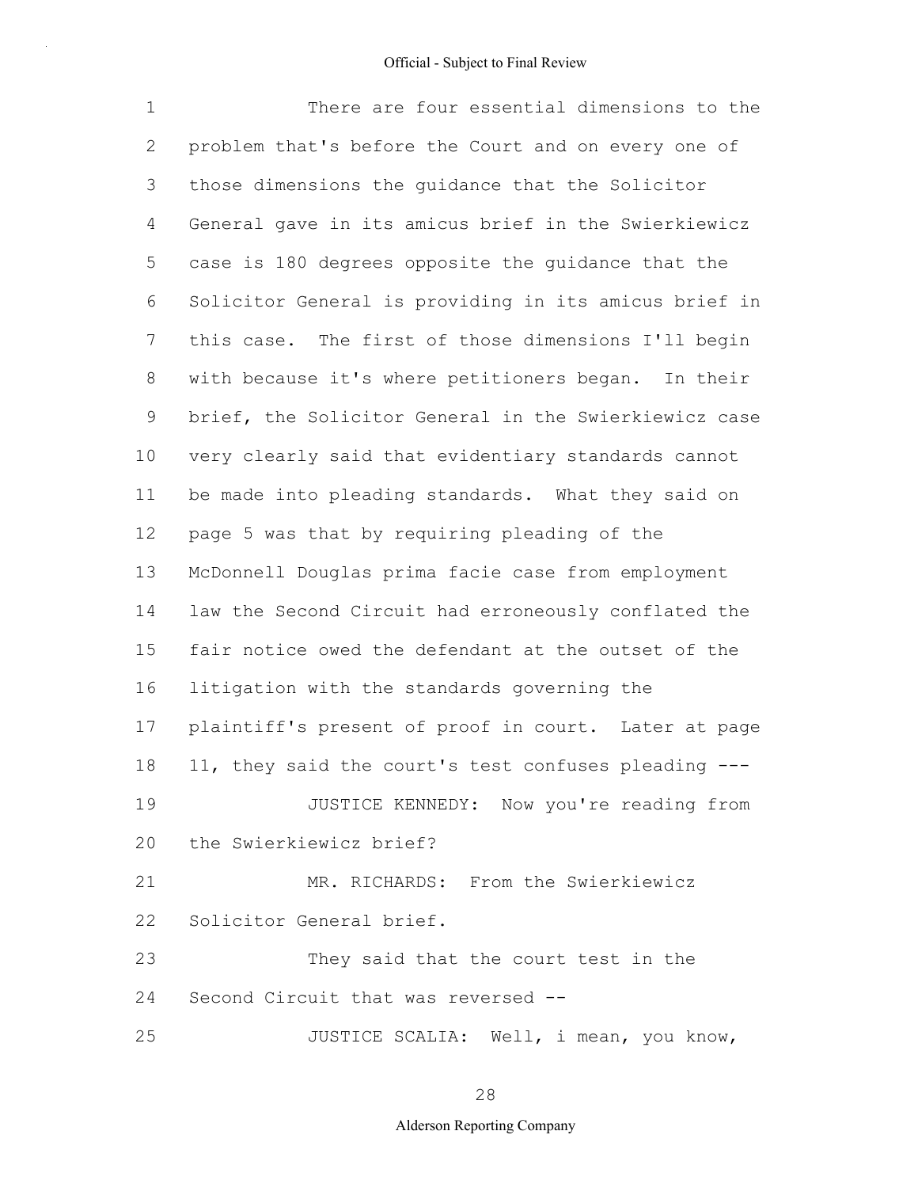There are four essential dimensions to the problem that's before the Court and on every one of those dimensions the guidance that the Solicitor General gave in its amicus brief in the Swierkiewicz case is 180 degrees opposite the guidance that the Solicitor General is providing in its amicus brief in this case. The first of those dimensions I'll begin with because it's where petitioners began. In their brief, the Solicitor General in the Swierkiewicz case very clearly said that evidentiary standards cannot be made into pleading standards. What they said on page 5 was that by requiring pleading of the McDonnell Douglas prima facie case from employment law the Second Circuit had erroneously conflated the fair notice owed the defendant at the outset of the litigation with the standards governing the plaintiff's present of proof in court. Later at page 11, they said the court's test confuses pleading ---

JUSTICE KENNEDY: Now you're reading from the Swierkiewicz brief?

MR. RICHARDS: From the Swierkiewicz Solicitor General brief.

They said that the court test in the Second Circuit that was reversed --

JUSTICE SCALIA: Well, i mean, you know,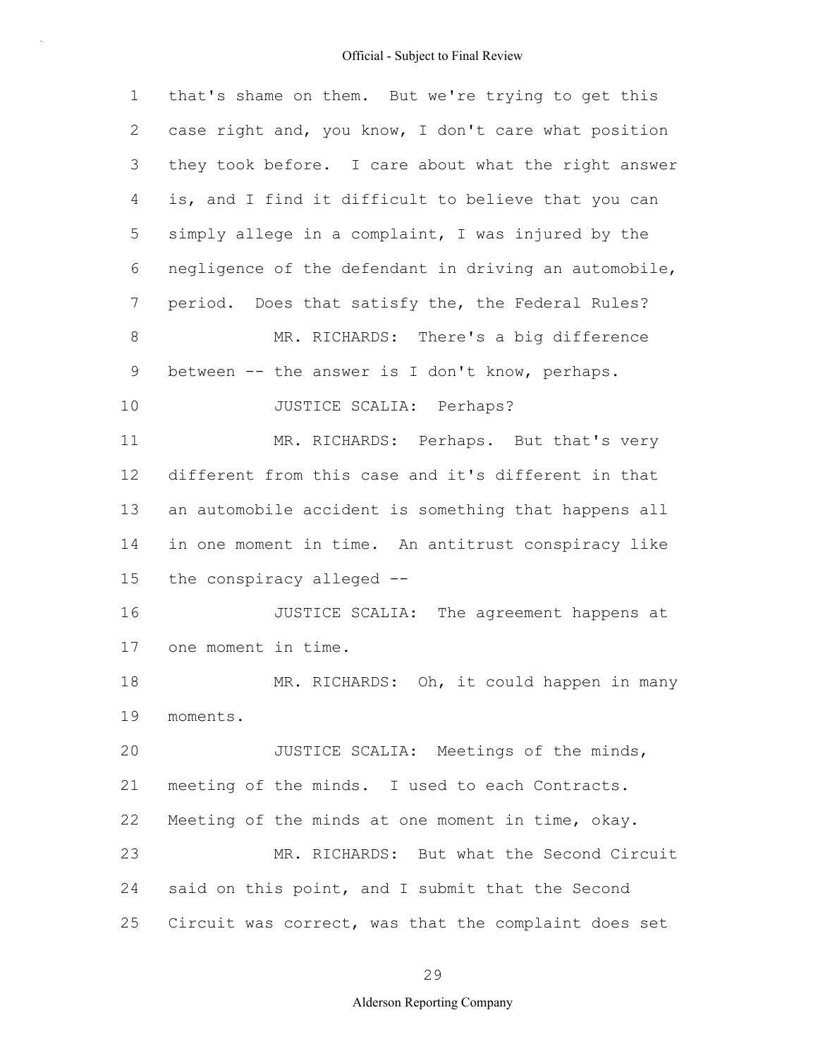1 that's shame on them. But we're trying to get this
2 case right and, you know, I don't care what position
3 they took before. I care about what the right answer
4 is, and I find it difficult to believe that you can
5 simply allege in a complaint, I was injured by the
6 negligence of the defendant in driving an automobile,
7 period. Does that satisfy the, the Federal Rules?
8 MR. RICHARDS: There's a big difference
9 between -- the answer is I don't know, perhaps.
10 JUSTICE SCALIA: Perhaps?
11 MR. RICHARDS: Perhaps. But that's very
12 different from this case and it's different in that
13 an automobile accident is something that happens all
14 in one moment in time. An antitrust conspiracy like
15 the conspiracy alleged --
16 JUSTICE SCALIA: The agreement happens at
17 one moment in time.
18 MR. RICHARDS: Oh, it could happen in many
19 moments.
20 JUSTICE SCALIA: Meetings of the minds,
21 meeting of the minds. I used to each Contracts.
22 Meeting of the minds at one moment in time, okay.
23 MR. RICHARDS: But what the Second Circuit
24 said on this point, and I submit that the Second
25 Circuit was correct, was that the complaint does set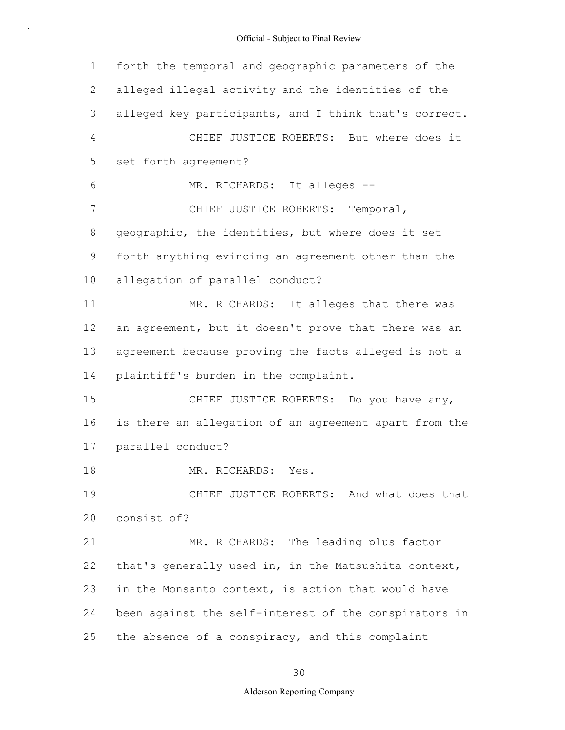forth the temporal and geographic parameters of the alleged illegal activity and the identities of the alleged key participants, and I think that's correct.

CHIEF JUSTICE ROBERTS: But where does it set forth agreement?

MR. RICHARDS: It alleges --

CHIEF JUSTICE ROBERTS: Temporal, geographic, the identities, but where does it set forth anything evincing an agreement other than the allegation of parallel conduct?

MR. RICHARDS: It alleges that there was an agreement, but it doesn't prove that there was an agreement because proving the facts alleged is not a plaintiff's burden in the complaint.

CHIEF JUSTICE ROBERTS: Do you have any, is there an allegation of an agreement apart from the parallel conduct?

MR. RICHARDS: Yes.

CHIEF JUSTICE ROBERTS: And what does that consist of?

MR. RICHARDS: The leading plus factor that's generally used in, in the Matsushita context, in the Monsanto context, is action that would have been against the self-interest of the conspirators in the absence of a conspiracy, and this complaint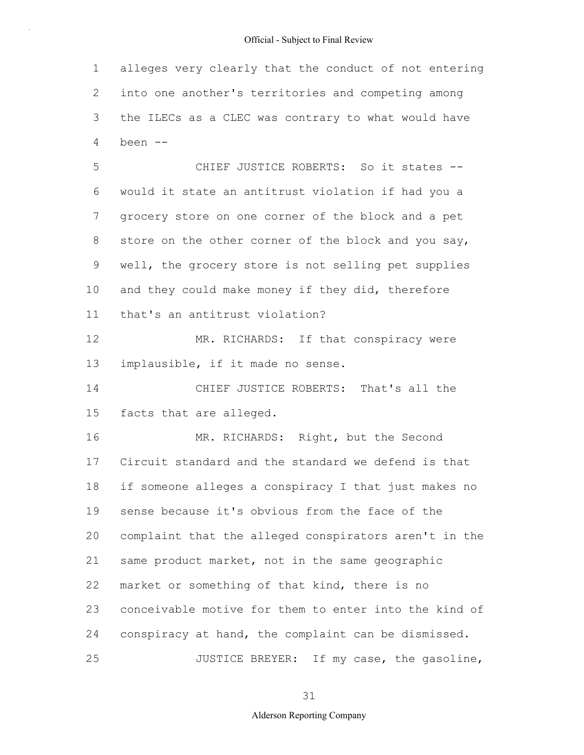alleges very clearly that the conduct of not entering into one another's territories and competing among the ILECs as a CLEC was contrary to what would have been --

CHIEF JUSTICE ROBERTS: So it states -- would it state an antitrust violation if had you a grocery store on one corner of the block and a pet store on the other corner of the block and you say, well, the grocery store is not selling pet supplies and they could make money if they did, therefore that's an antitrust violation?

MR. RICHARDS: If that conspiracy were implausible, if it made no sense.

CHIEF JUSTICE ROBERTS: That's all the facts that are alleged.

MR. RICHARDS: Right, but the Second Circuit standard and the standard we defend is that if someone alleges a conspiracy I that just makes no sense because it's obvious from the face of the complaint that the alleged conspirators aren't in the same product market, not in the same geographic market or something of that kind, there is no conceivable motive for them to enter into the kind of conspiracy at hand, the complaint can be dismissed.

JUSTICE BREYER: If my case, the gasoline,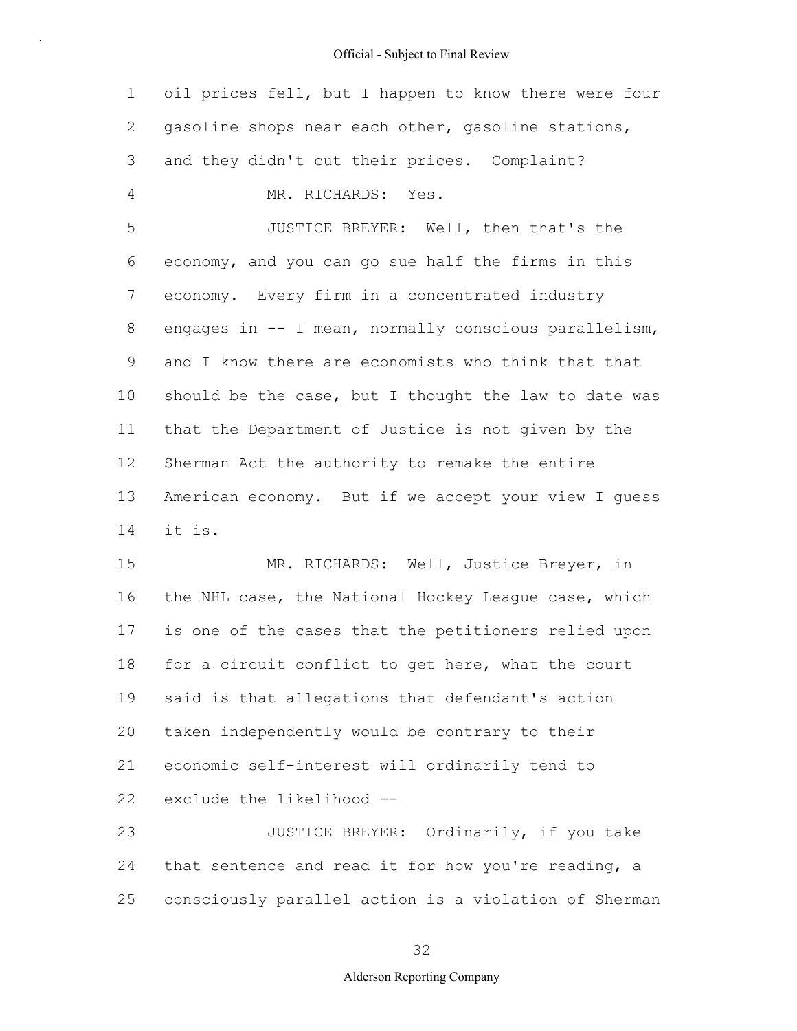oil prices fell, but I happen to know there were four gasoline shops near each other, gasoline stations, and they didn't cut their prices. Complaint?

MR. RICHARDS: Yes.

JUSTICE BREYER: Well, then that's the economy, and you can go sue half the firms in this economy. Every firm in a concentrated industry engages in -- I mean, normally conscious parallelism, and I know there are economists who think that that should be the case, but I thought the law to date was that the Department of Justice is not given by the Sherman Act the authority to remake the entire American economy. But if we accept your view I guess it is.

MR. RICHARDS: Well, Justice Breyer, in the NHL case, the National Hockey League case, which is one of the cases that the petitioners relied upon for a circuit conflict to get here, what the court said is that allegations that defendant's action taken independently would be contrary to their economic self-interest will ordinarily tend to exclude the likelihood --

JUSTICE BREYER: Ordinarily, if you take that sentence and read it for how you're reading, a consciously parallel action is a violation of Sherman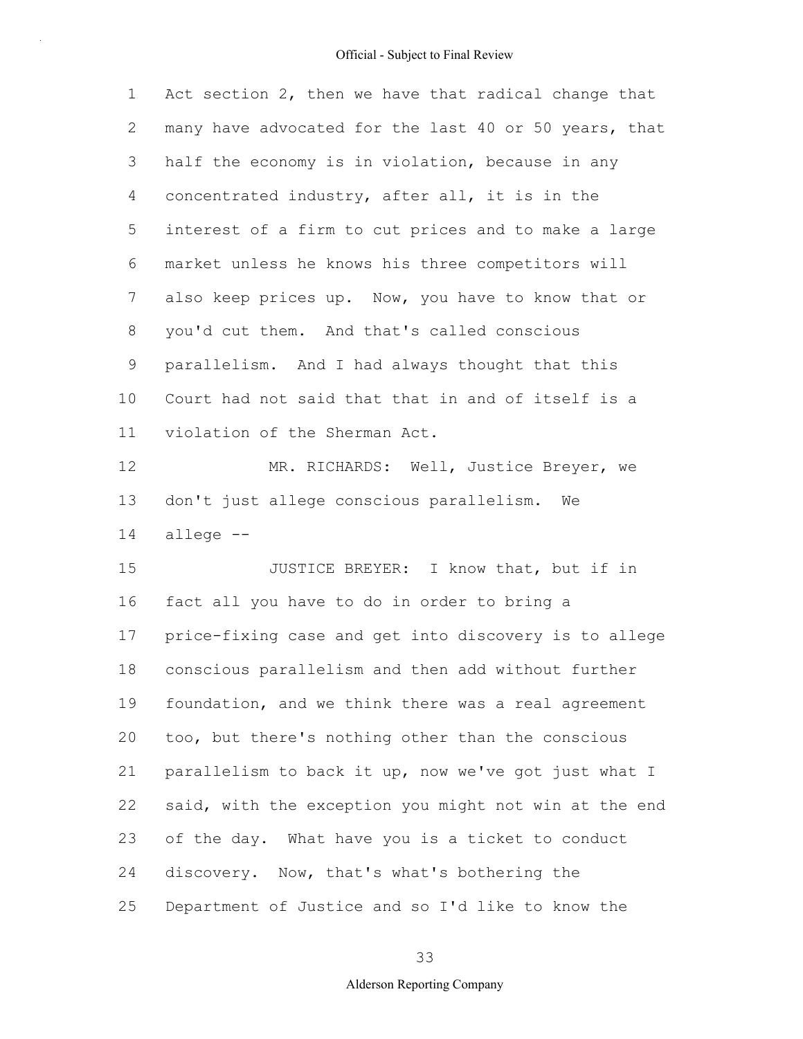Act section 2, then we have that radical change that many have advocated for the last 40 or 50 years, that half the economy is in violation, because in any concentrated industry, after all, it is in the interest of a firm to cut prices and to make a large market unless he knows his three competitors will also keep prices up. Now, you have to know that or you'd cut them. And that's called conscious parallelism. And I had always thought that this Court had not said that that in and of itself is a violation of the Sherman Act.

MR. RICHARDS: Well, Justice Breyer, we don't just allege conscious parallelism. We allege --

JUSTICE BREYER: I know that, but if in fact all you have to do in order to bring a price-fixing case and get into discovery is to allege conscious parallelism and then add without further foundation, and we think there was a real agreement too, but there's nothing other than the conscious parallelism to back it up, now we've got just what I said, with the exception you might not win at the end of the day. What have you is a ticket to conduct discovery. Now, that's what's bothering the Department of Justice and so I'd like to know the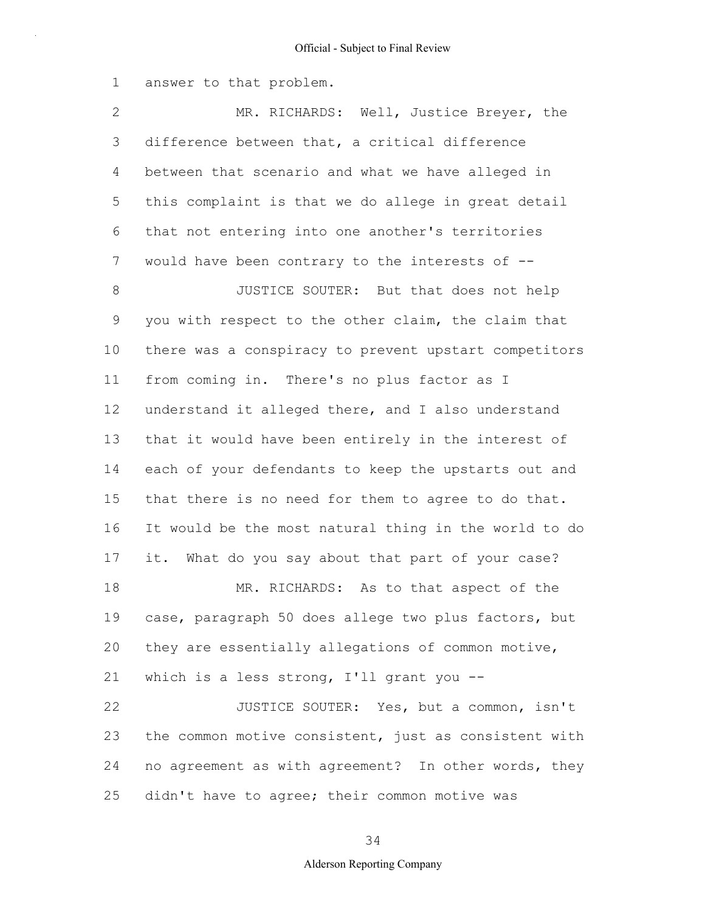answer to that problem.

MR. RICHARDS: Well, Justice Breyer, the difference between that, a critical difference between that scenario and what we have alleged in this complaint is that we do allege in great detail that not entering into one another's territories would have been contrary to the interests of --

JUSTICE SOUTER: But that does not help you with respect to the other claim, the claim that there was a conspiracy to prevent upstart competitors from coming in. There's no plus factor as I understand it alleged there, and I also understand that it would have been entirely in the interest of each of your defendants to keep the upstarts out and that there is no need for them to agree to do that. It would be the most natural thing in the world to do it. What do you say about that part of your case?

MR. RICHARDS: As to that aspect of the case, paragraph 50 does allege two plus factors, but they are essentially allegations of common motive, which is a less strong, I'll grant you --

JUSTICE SOUTER: Yes, but a common, isn't the common motive consistent, just as consistent with no agreement as with agreement? In other words, they didn't have to agree; their common motive was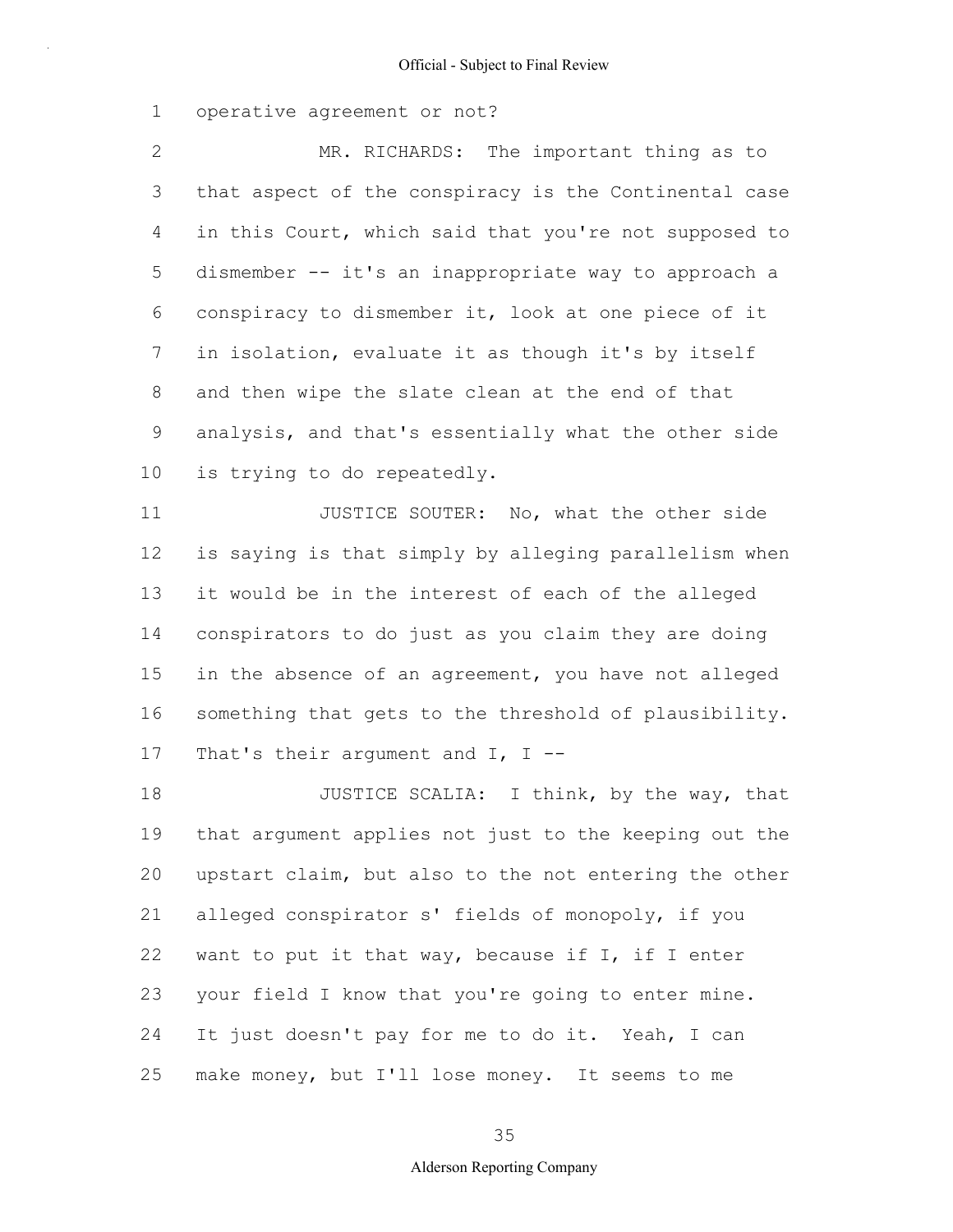operative agreement or not?

MR. RICHARDS: The important thing as to that aspect of the conspiracy is the Continental case in this Court, which said that you're not supposed to dismember -- it's an inappropriate way to approach a conspiracy to dismember it, look at one piece of it in isolation, evaluate it as though it's by itself and then wipe the slate clean at the end of that analysis, and that's essentially what the other side is trying to do repeatedly.

JUSTICE SOUTER: No, what the other side is saying is that simply by alleging parallelism when it would be in the interest of each of the alleged conspirators to do just as you claim they are doing in the absence of an agreement, you have not alleged something that gets to the threshold of plausibility. That's their argument and I, I --

JUSTICE SCALIA: I think, by the way, that that argument applies not just to the keeping out the upstart claim, but also to the not entering the other alleged conspirator s' fields of monopoly, if you want to put it that way, because if I, if I enter your field I know that you're going to enter mine. It just doesn't pay for me to do it. Yeah, I can make money, but I'll lose money. It seems to me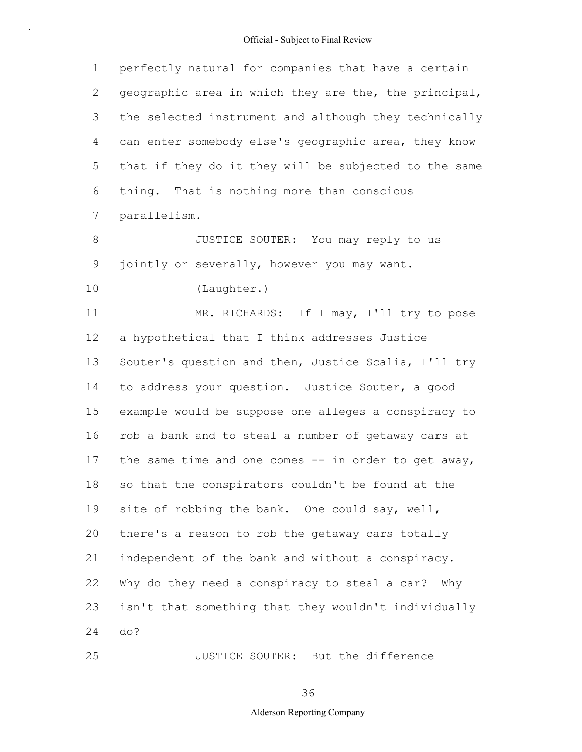perfectly natural for companies that have a certain geographic area in which they are the, the principal, the selected instrument and although they technically can enter somebody else's geographic area, they know that if they do it they will be subjected to the same thing. That is nothing more than conscious parallelism.

JUSTICE SOUTER: You may reply to us jointly or severally, however you may want.

(Laughter.)

MR. RICHARDS: If I may, I'll try to pose a hypothetical that I think addresses Justice Souter's question and then, Justice Scalia, I'll try to address your question. Justice Souter, a good example would be suppose one alleges a conspiracy to rob a bank and to steal a number of getaway cars at the same time and one comes -- in order to get away, so that the conspirators couldn't be found at the site of robbing the bank. One could say, well, there's a reason to rob the getaway cars totally independent of the bank and without a conspiracy. Why do they need a conspiracy to steal a car? Why isn't that something that they wouldn't individually do?

JUSTICE SOUTER: But the difference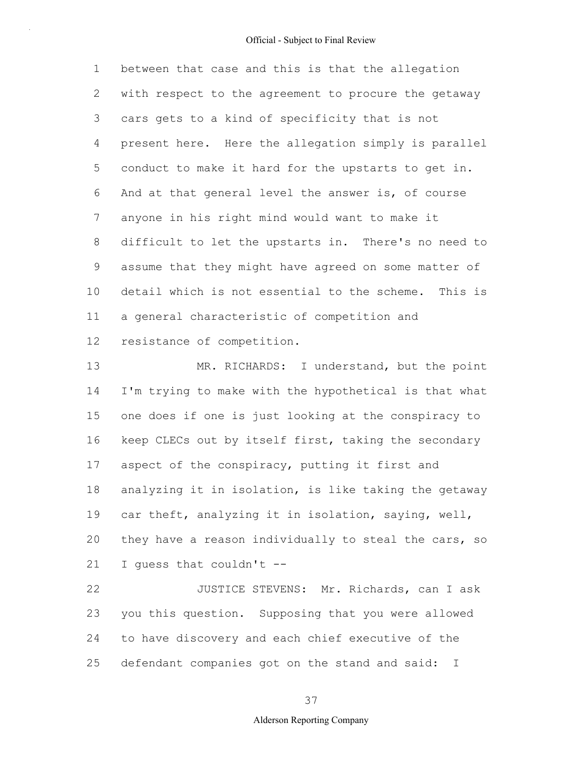between that case and this is that the allegation with respect to the agreement to procure the getaway cars gets to a kind of specificity that is not present here. Here the allegation simply is parallel conduct to make it hard for the upstarts to get in. And at that general level the answer is, of course anyone in his right mind would want to make it difficult to let the upstarts in. There's no need to assume that they might have agreed on some matter of detail which is not essential to the scheme. This is a general characteristic of competition and resistance of competition.

MR. RICHARDS: I understand, but the point I'm trying to make with the hypothetical is that what one does if one is just looking at the conspiracy to keep CLECs out by itself first, taking the secondary aspect of the conspiracy, putting it first and analyzing it in isolation, is like taking the getaway car theft, analyzing it in isolation, saying, well, they have a reason individually to steal the cars, so I guess that couldn't --

JUSTICE STEVENS: Mr. Richards, can I ask you this question. Supposing that you were allowed to have discovery and each chief executive of the defendant companies got on the stand and said: I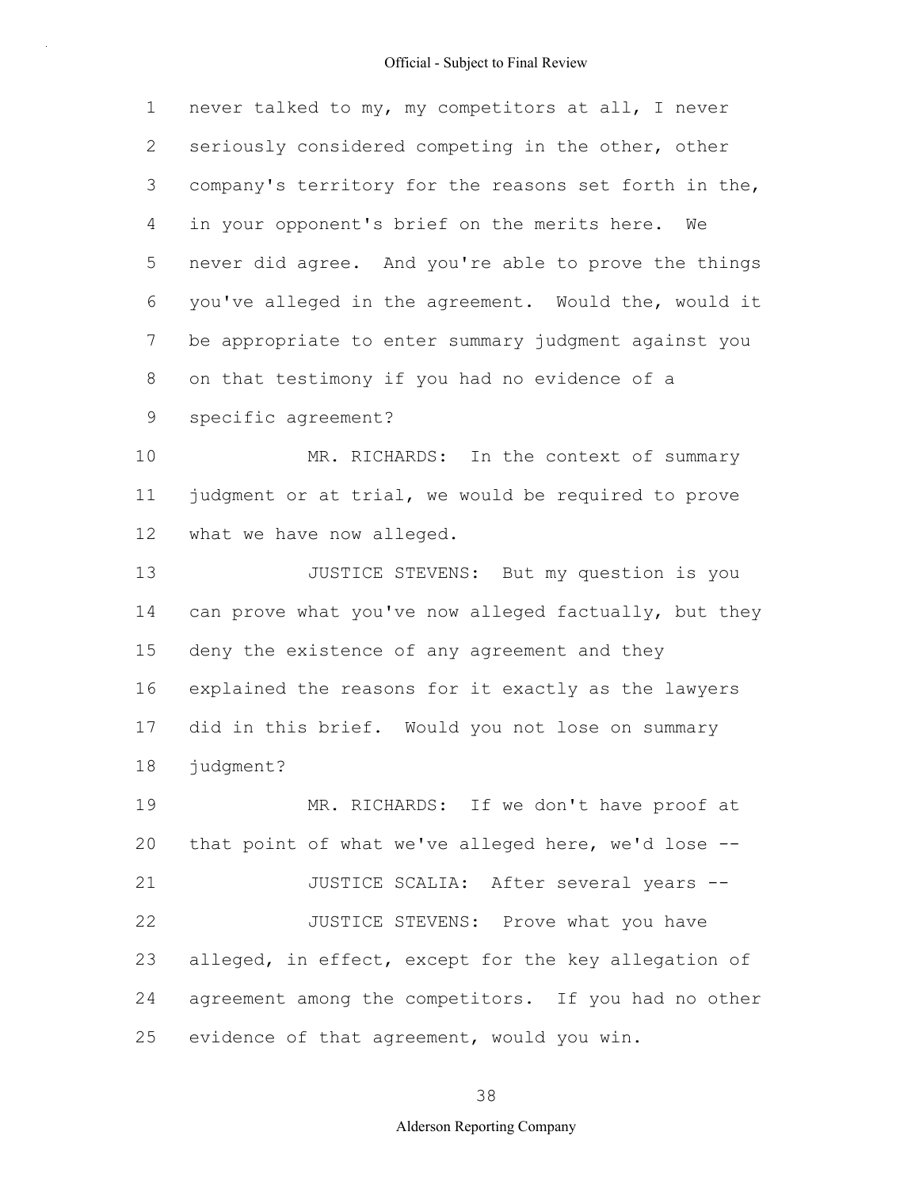never talked to my, my competitors at all, I never seriously considered competing in the other, other company's territory for the reasons set forth in the, in your opponent's brief on the merits here. We never did agree. And you're able to prove the things you've alleged in the agreement. Would the, would it be appropriate to enter summary judgment against you on that testimony if you had no evidence of a specific agreement?

MR. RICHARDS: In the context of summary judgment or at trial, we would be required to prove what we have now alleged.

JUSTICE STEVENS: But my question is you can prove what you've now alleged factually, but they deny the existence of any agreement and they explained the reasons for it exactly as the lawyers did in this brief. Would you not lose on summary judgment?

MR. RICHARDS: If we don't have proof at that point of what we've alleged here, we'd lose --

JUSTICE SCALIA: After several years --

JUSTICE STEVENS: Prove what you have alleged, in effect, except for the key allegation of agreement among the competitors. If you had no other evidence of that agreement, would you win.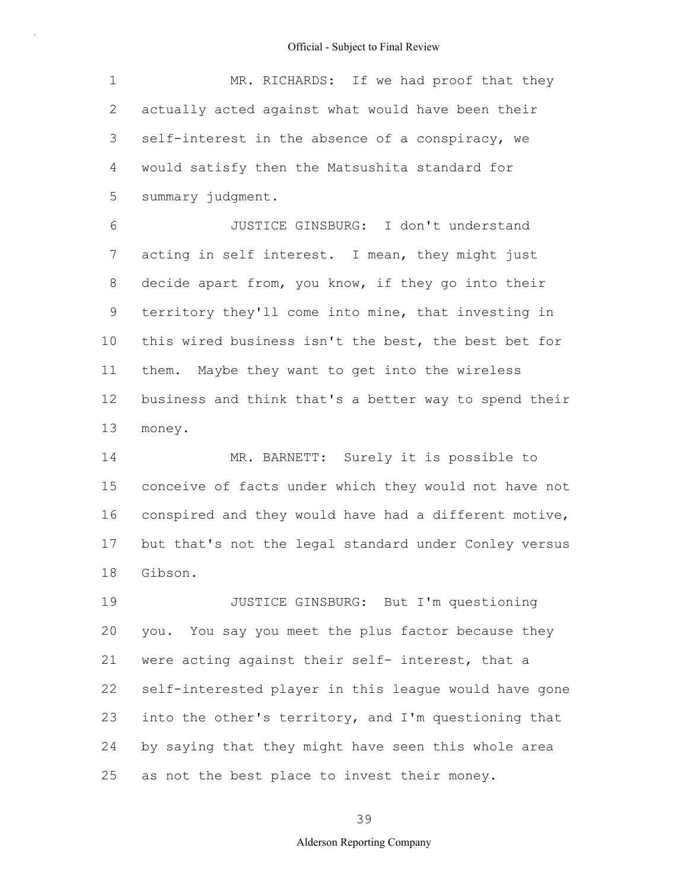MR. RICHARDS: If we had proof that they actually acted against what would have been their self-interest in the absence of a conspiracy, we would satisfy then the Matsushita standard for summary judgment.

JUSTICE GINSBURG: I don't understand acting in self interest. I mean, they might just decide apart from, you know, if they go into their territory they'll come into mine, that investing in this wired business isn't the best, the best bet for them. Maybe they want to get into the wireless business and think that's a better way to spend their money.

MR. BARNETT: Surely it is possible to conceive of facts under which they would not have not conspired and they would have had a different motive, but that's not the legal standard under Conley versus Gibson.

JUSTICE GINSBURG: But I'm questioning you. You say you meet the plus factor because they were acting against their self- interest, that a self-interested player in this league would have gone into the other's territory, and I'm questioning that by saying that they might have seen this whole area as not the best place to invest their money.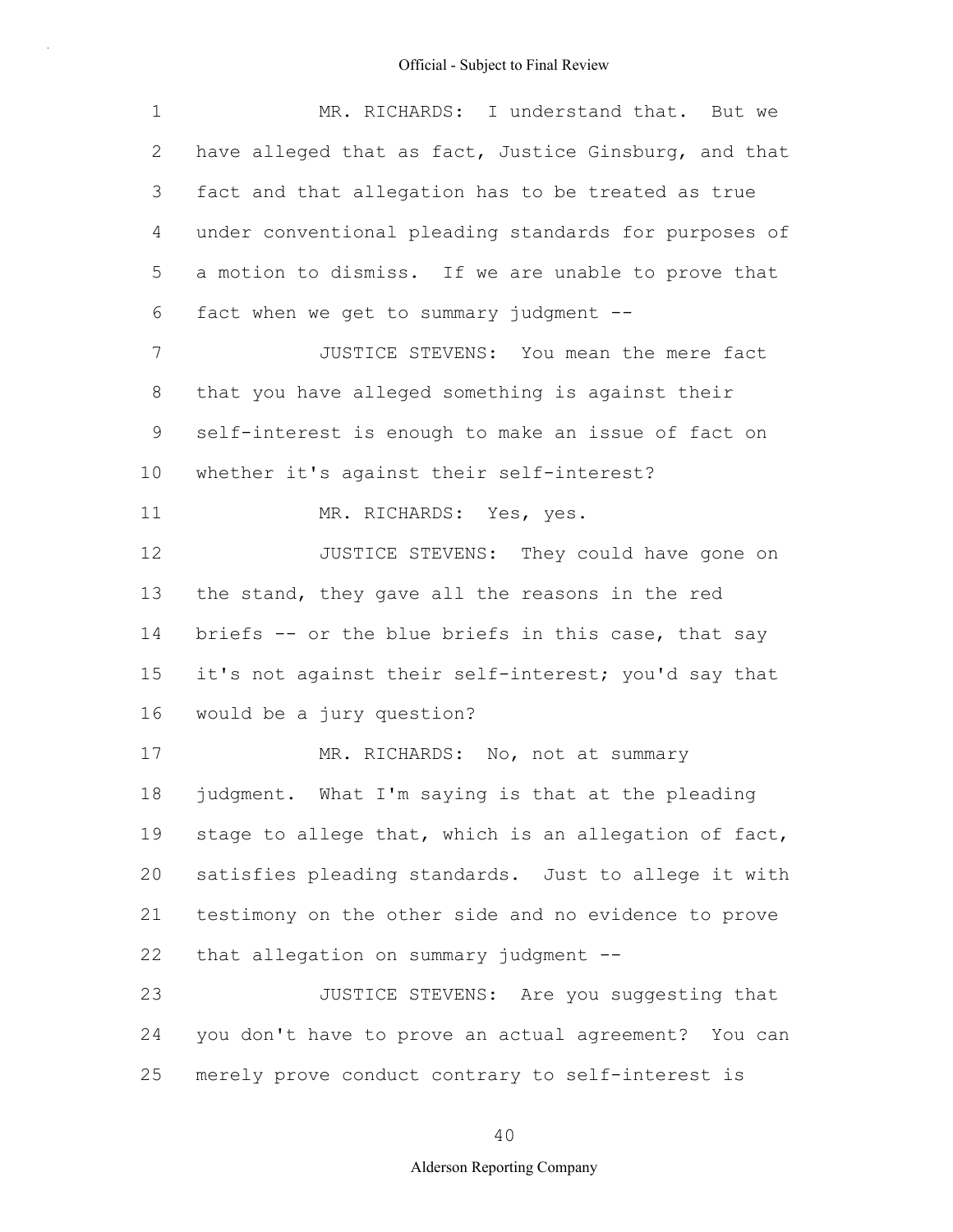MR. RICHARDS: I understand that. But we have alleged that as fact, Justice Ginsburg, and that fact and that allegation has to be treated as true under conventional pleading standards for purposes of a motion to dismiss. If we are unable to prove that fact when we get to summary judgment --

JUSTICE STEVENS: You mean the mere fact that you have alleged something is against their self-interest is enough to make an issue of fact on whether it's against their self-interest?

MR. RICHARDS: Yes, yes.

JUSTICE STEVENS: They could have gone on the stand, they gave all the reasons in the red briefs -- or the blue briefs in this case, that say it's not against their self-interest; you'd say that would be a jury question?

MR. RICHARDS: No, not at summary judgment. What I'm saying is that at the pleading stage to allege that, which is an allegation of fact, satisfies pleading standards. Just to allege it with testimony on the other side and no evidence to prove that allegation on summary judgment --

JUSTICE STEVENS: Are you suggesting that you don't have to prove an actual agreement? You can merely prove conduct contrary to self-interest is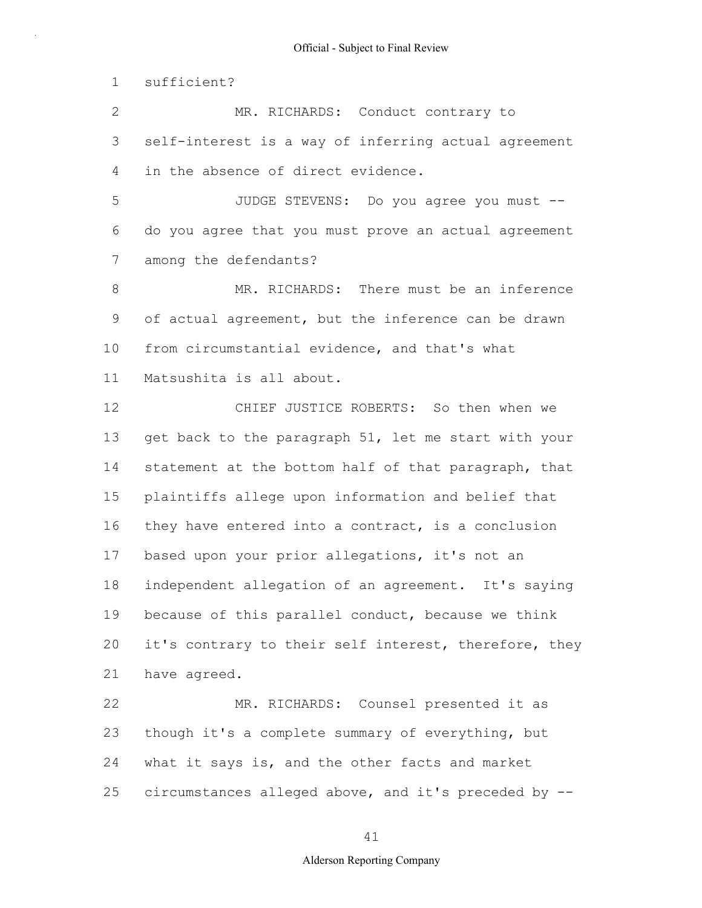sufficient?

MR. RICHARDS: Conduct contrary to self-interest is a way of inferring actual agreement in the absence of direct evidence.

JUDGE STEVENS: Do you agree you must -- do you agree that you must prove an actual agreement among the defendants?

MR. RICHARDS: There must be an inference of actual agreement, but the inference can be drawn from circumstantial evidence, and that's what Matsushita is all about.

CHIEF JUSTICE ROBERTS: So then when we get back to the paragraph 51, let me start with your statement at the bottom half of that paragraph, that plaintiffs allege upon information and belief that they have entered into a contract, is a conclusion based upon your prior allegations, it's not an independent allegation of an agreement. It's saying because of this parallel conduct, because we think it's contrary to their self interest, therefore, they have agreed.

MR. RICHARDS: Counsel presented it as though it's a complete summary of everything, but what it says is, and the other facts and market circumstances alleged above, and it's preceded by --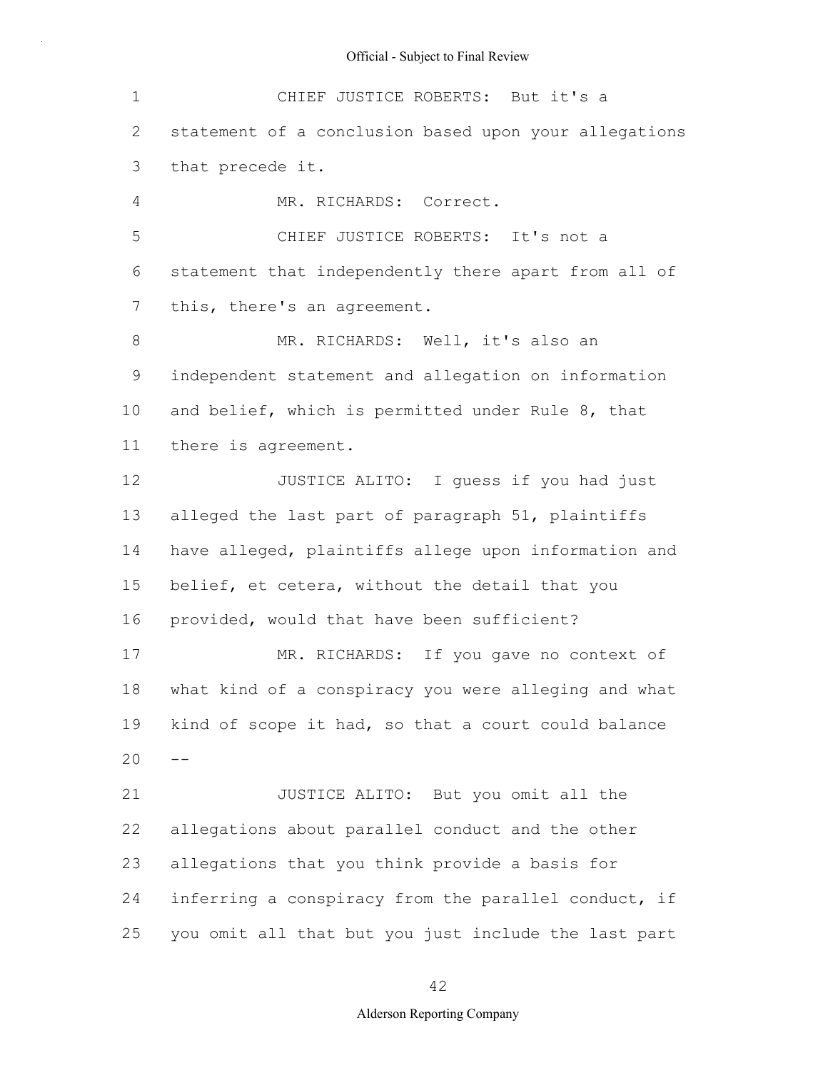CHIEF JUSTICE ROBERTS: But it's a statement of a conclusion based upon your allegations that precede it.

MR. RICHARDS: Correct.

CHIEF JUSTICE ROBERTS: It's not a statement that independently there apart from all of this, there's an agreement.

MR. RICHARDS: Well, it's also an independent statement and allegation on information and belief, which is permitted under Rule 8, that there is agreement.

JUSTICE ALITO: I guess if you had just alleged the last part of paragraph 51, plaintiffs have alleged, plaintiffs allege upon information and belief, et cetera, without the detail that you provided, would that have been sufficient?

MR. RICHARDS: If you gave no context of what kind of a conspiracy you were alleging and what kind of scope it had, so that a court could balance --

JUSTICE ALITO: But you omit all the allegations about parallel conduct and the other allegations that you think provide a basis for inferring a conspiracy from the parallel conduct, if you omit all that but you just include the last part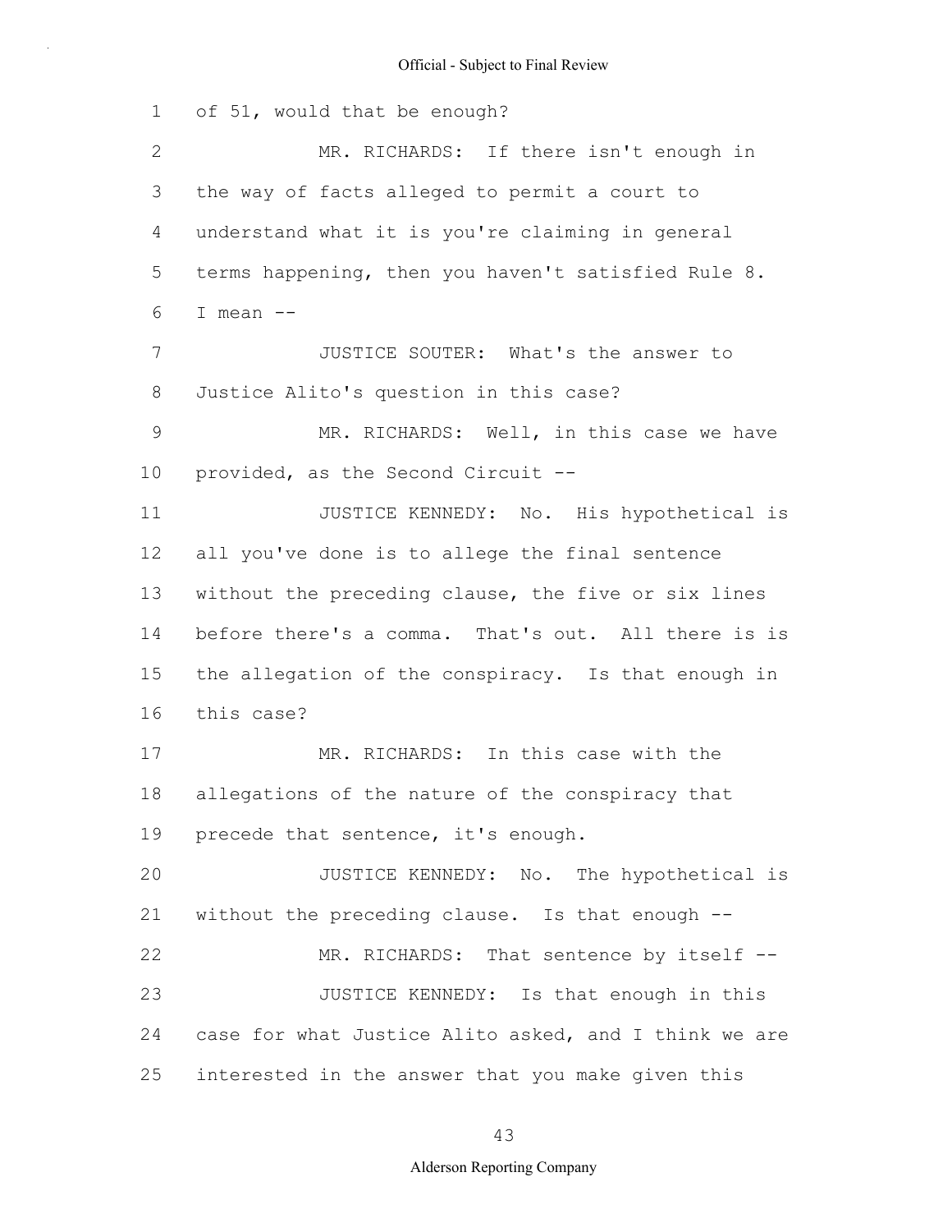of 51, would that be enough?

MR. RICHARDS: If there isn't enough in the way of facts alleged to permit a court to understand what it is you're claiming in general terms happening, then you haven't satisfied Rule 8. I mean --

JUSTICE SOUTER: What's the answer to Justice Alito's question in this case?

MR. RICHARDS: Well, in this case we have provided, as the Second Circuit --

JUSTICE KENNEDY: No. His hypothetical is all you've done is to allege the final sentence without the preceding clause, the five or six lines before there's a comma. That's out. All there is is the allegation of the conspiracy. Is that enough in this case?

MR. RICHARDS: In this case with the allegations of the nature of the conspiracy that precede that sentence, it's enough.

JUSTICE KENNEDY: No. The hypothetical is without the preceding clause. Is that enough --

MR. RICHARDS: That sentence by itself --

JUSTICE KENNEDY: Is that enough in this case for what Justice Alito asked, and I think we are interested in the answer that you make given this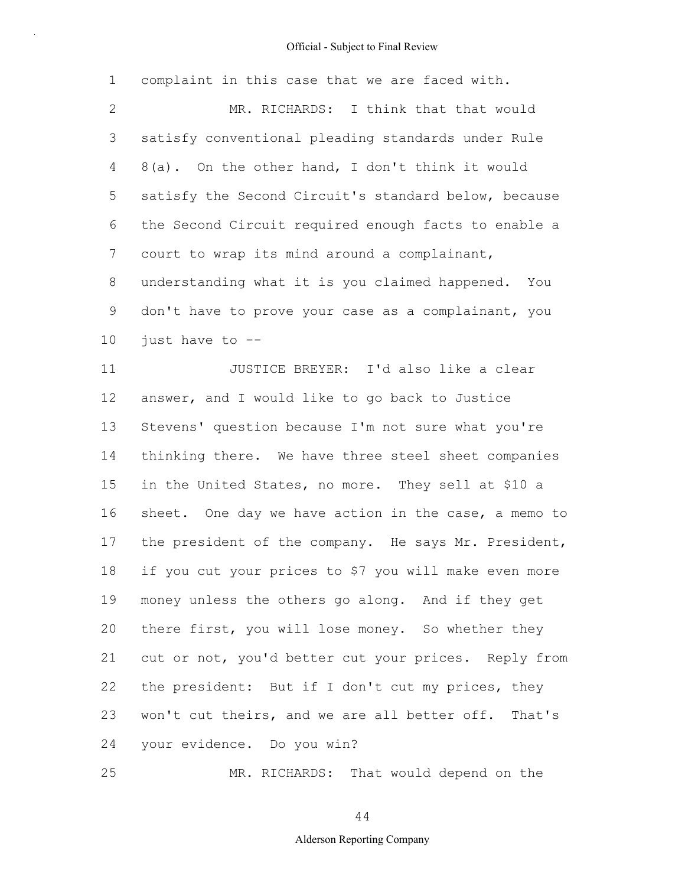complaint in this case that we are faced with.

MR. RICHARDS: I think that that would satisfy conventional pleading standards under Rule 8(a). On the other hand, I don't think it would satisfy the Second Circuit's standard below, because the Second Circuit required enough facts to enable a court to wrap its mind around a complainant, understanding what it is you claimed happened. You don't have to prove your case as a complainant, you just have to --

JUSTICE BREYER: I'd also like a clear answer, and I would like to go back to Justice Stevens' question because I'm not sure what you're thinking there. We have three steel sheet companies in the United States, no more. They sell at $10 a sheet. One day we have action in the case, a memo to the president of the company. He says Mr. President, if you cut your prices to $7 you will make even more money unless the others go along. And if they get there first, you will lose money. So whether they cut or not, you'd better cut your prices. Reply from the president: But if I don't cut my prices, they won't cut theirs, and we are all better off. That's your evidence. Do you win?

MR. RICHARDS: That would depend on the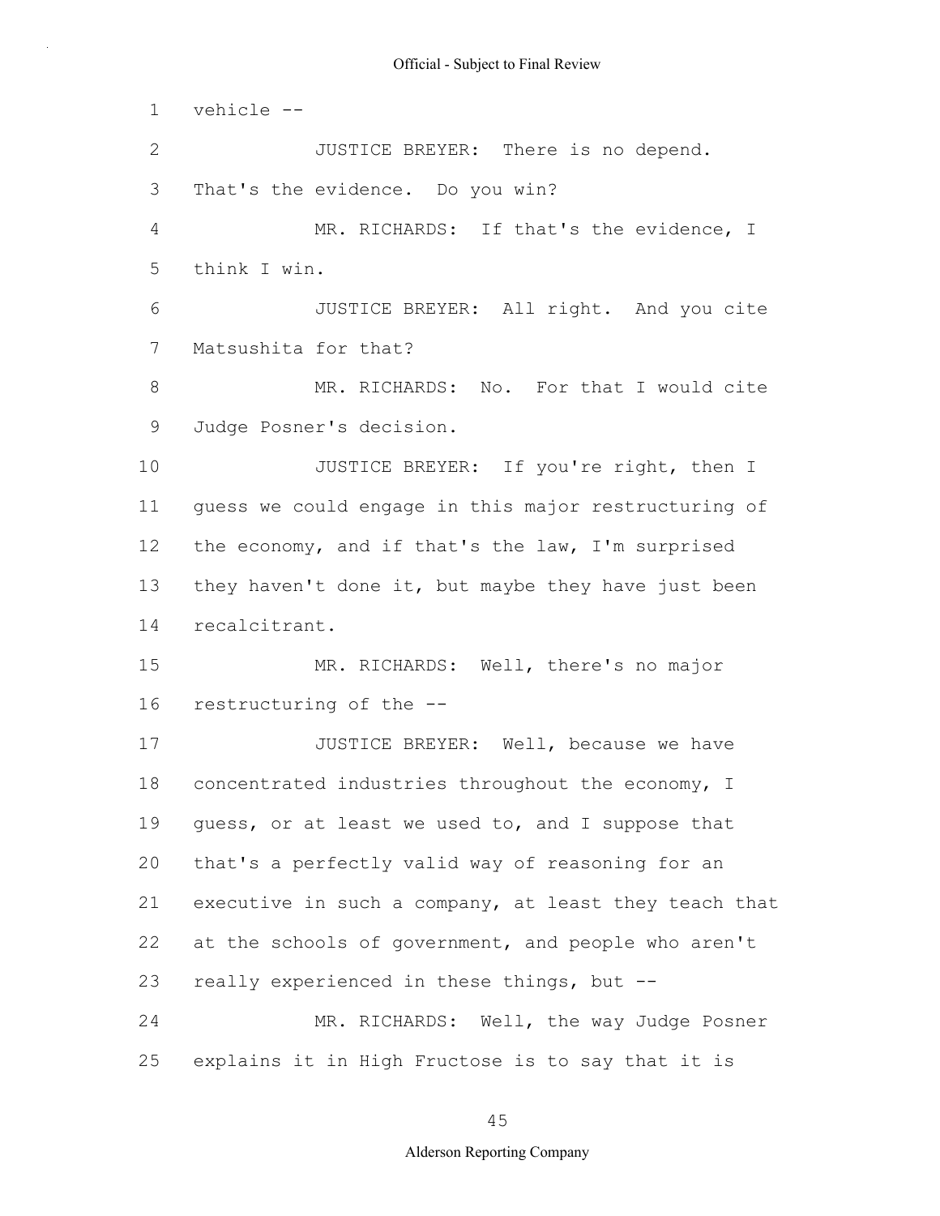vehicle --

JUSTICE BREYER: There is no depend. That's the evidence. Do you win?

MR. RICHARDS: If that's the evidence, I think I win.

JUSTICE BREYER: All right. And you cite Matsushita for that?

MR. RICHARDS: No. For that I would cite Judge Posner's decision.

JUSTICE BREYER: If you're right, then I guess we could engage in this major restructuring of the economy, and if that's the law, I'm surprised they haven't done it, but maybe they have just been recalcitrant.

MR. RICHARDS: Well, there's no major restructuring of the --

JUSTICE BREYER: Well, because we have concentrated industries throughout the economy, I guess, or at least we used to, and I suppose that that's a perfectly valid way of reasoning for an executive in such a company, at least they teach that at the schools of government, and people who aren't really experienced in these things, but --

MR. RICHARDS: Well, the way Judge Posner explains it in High Fructose is to say that it is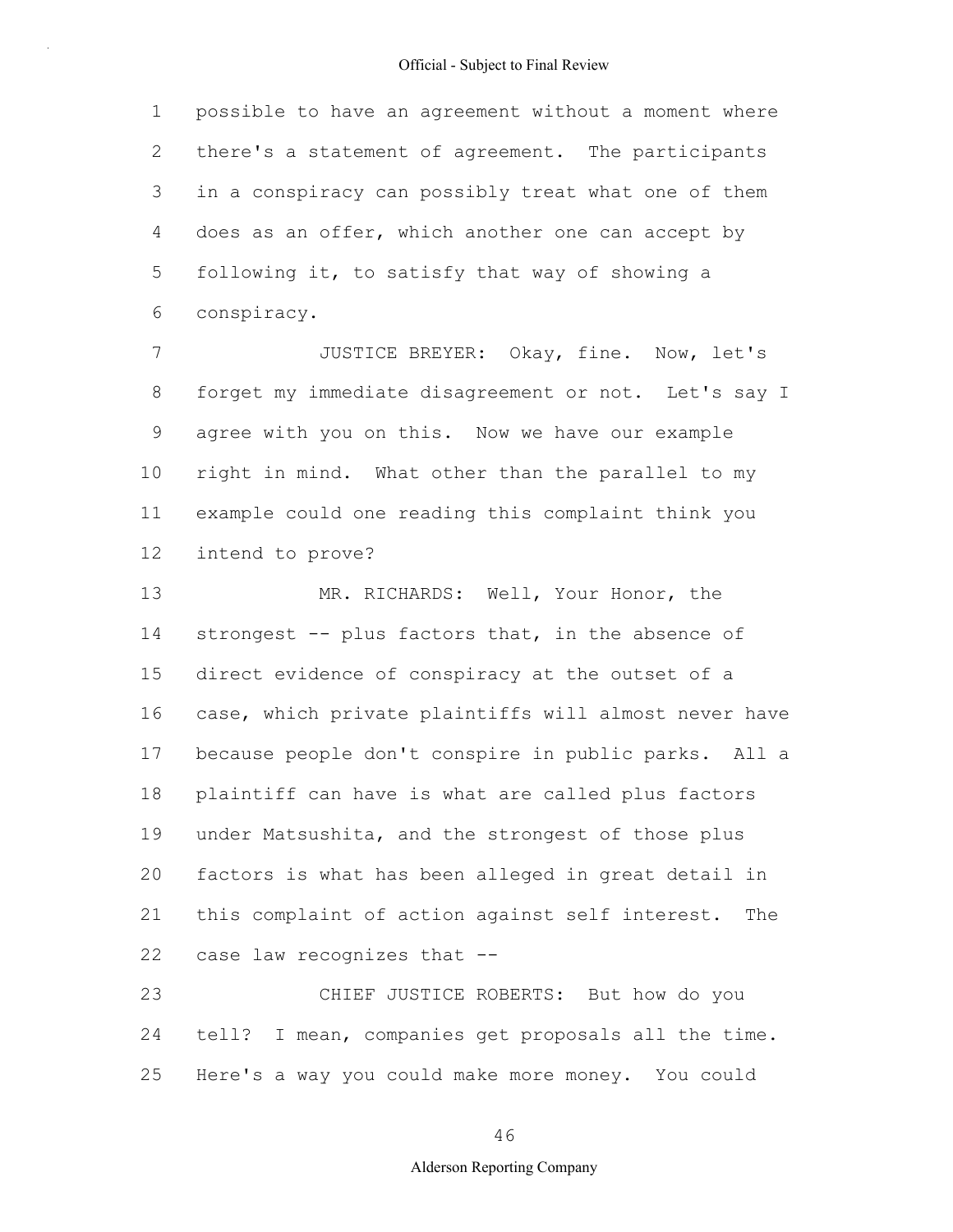possible to have an agreement without a moment where there's a statement of agreement. The participants in a conspiracy can possibly treat what one of them does as an offer, which another one can accept by following it, to satisfy that way of showing a conspiracy.

JUSTICE BREYER: Okay, fine. Now, let's forget my immediate disagreement or not. Let's say I agree with you on this. Now we have our example right in mind. What other than the parallel to my example could one reading this complaint think you intend to prove?

MR. RICHARDS: Well, Your Honor, the strongest -- plus factors that, in the absence of direct evidence of conspiracy at the outset of a case, which private plaintiffs will almost never have because people don't conspire in public parks. All a plaintiff can have is what are called plus factors under Matsushita, and the strongest of those plus factors is what has been alleged in great detail in this complaint of action against self interest. The case law recognizes that --

CHIEF JUSTICE ROBERTS: But how do you tell? I mean, companies get proposals all the time. Here's a way you could make more money. You could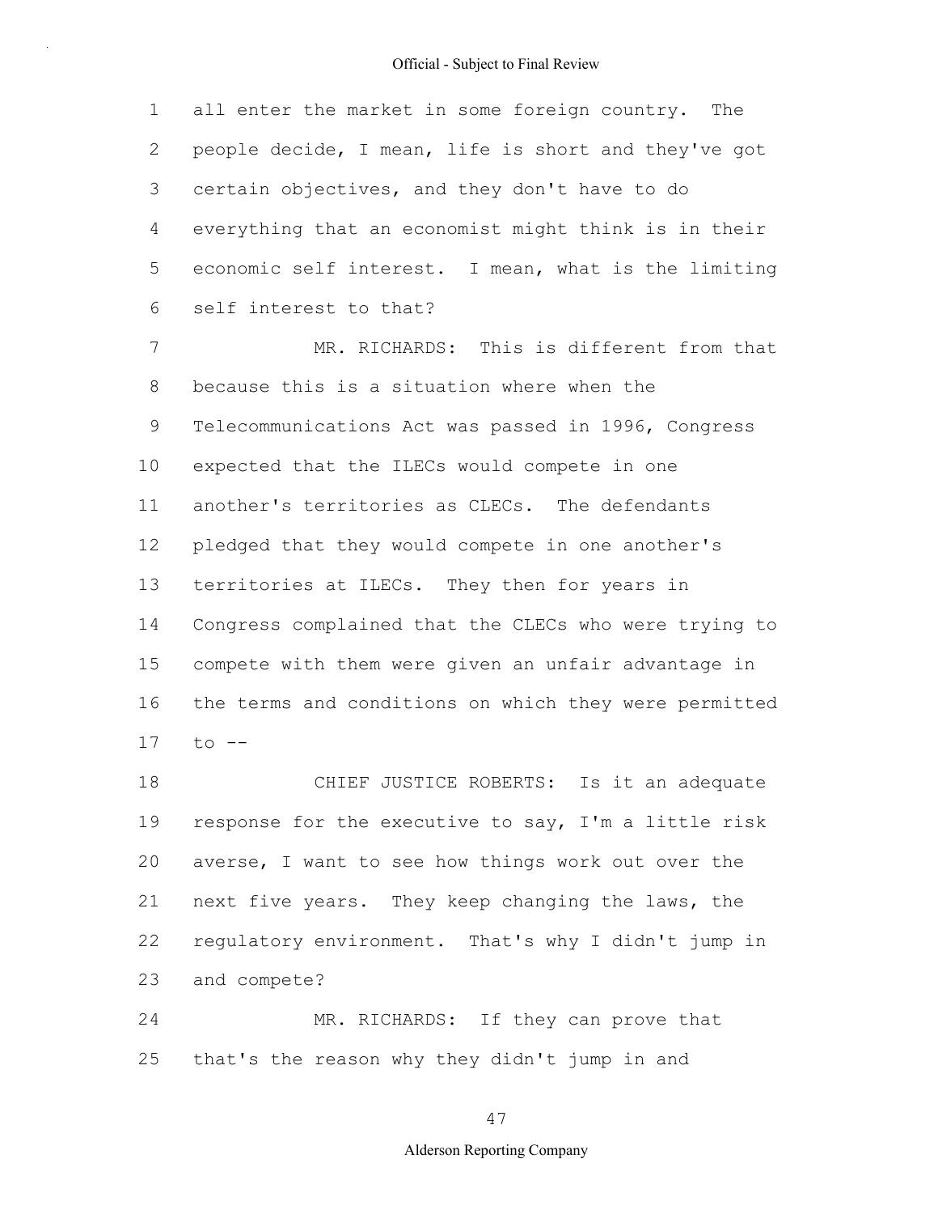all enter the market in some foreign country. The people decide, I mean, life is short and they've got certain objectives, and they don't have to do everything that an economist might think is in their economic self interest. I mean, what is the limiting self interest to that?

MR. RICHARDS: This is different from that because this is a situation where when the Telecommunications Act was passed in 1996, Congress expected that the ILECs would compete in one another's territories as CLECs. The defendants pledged that they would compete in one another's territories at ILECs. They then for years in Congress complained that the CLECs who were trying to compete with them were given an unfair advantage in the terms and conditions on which they were permitted to --

CHIEF JUSTICE ROBERTS: Is it an adequate response for the executive to say, I'm a little risk averse, I want to see how things work out over the next five years. They keep changing the laws, the regulatory environment. That's why I didn't jump in and compete?

MR. RICHARDS: If they can prove that that's the reason why they didn't jump in and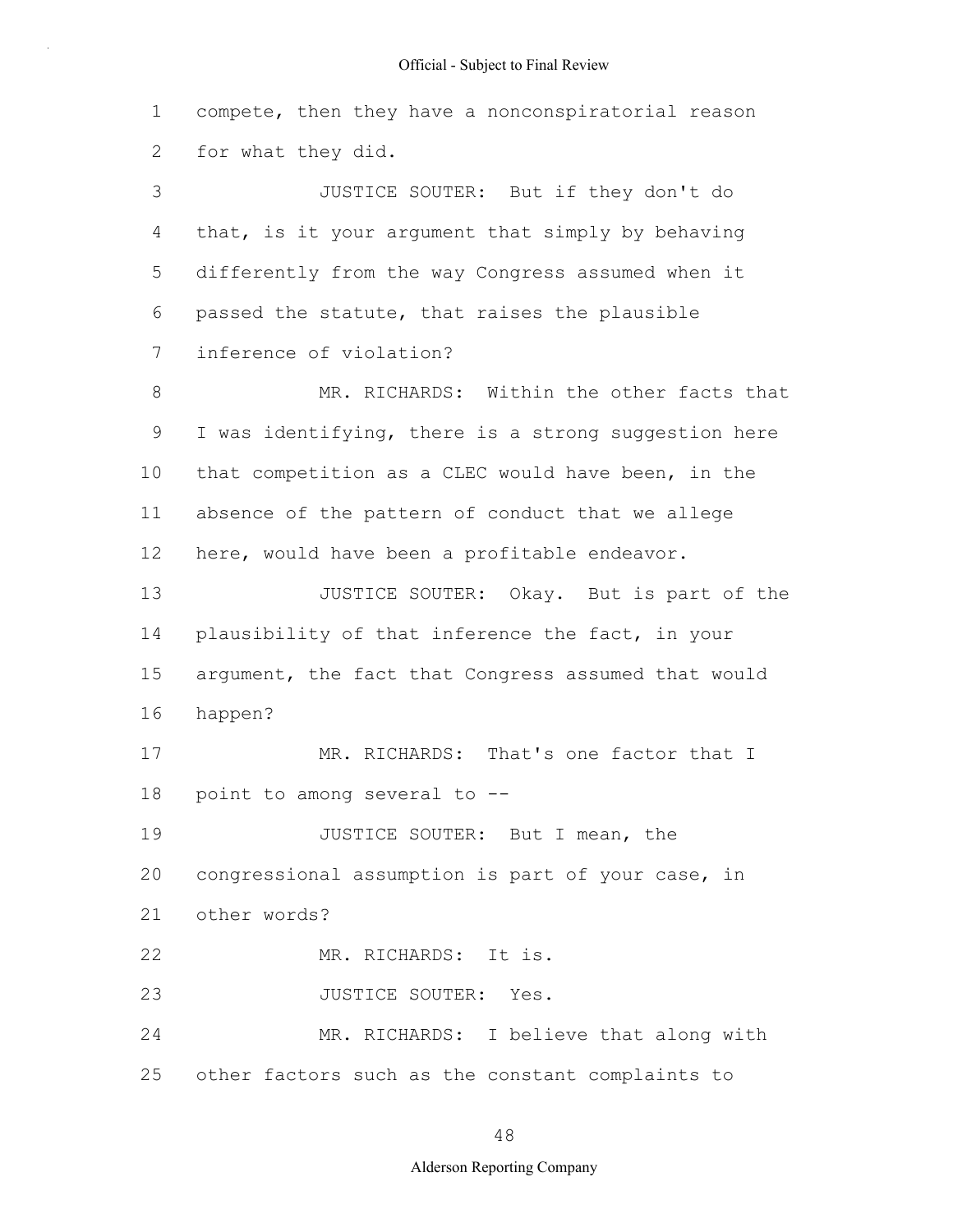compete, then they have a nonconspiratorial reason for what they did.

JUSTICE SOUTER: But if they don't do that, is it your argument that simply by behaving differently from the way Congress assumed when it passed the statute, that raises the plausible inference of violation?

MR. RICHARDS: Within the other facts that I was identifying, there is a strong suggestion here that competition as a CLEC would have been, in the absence of the pattern of conduct that we allege here, would have been a profitable endeavor.

JUSTICE SOUTER: Okay. But is part of the plausibility of that inference the fact, in your argument, the fact that Congress assumed that would happen?

MR. RICHARDS: That's one factor that I point to among several to --

JUSTICE SOUTER: But I mean, the congressional assumption is part of your case, in other words?

MR. RICHARDS: It is.

JUSTICE SOUTER: Yes.

MR. RICHARDS: I believe that along with other factors such as the constant complaints to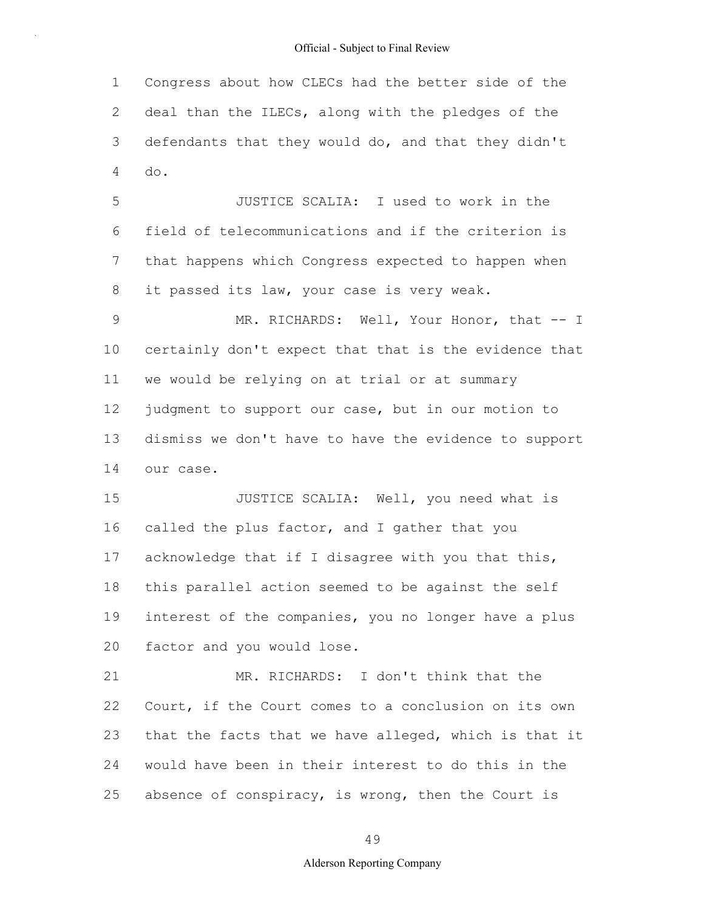Congress about how CLECs had the better side of the deal than the ILECs, along with the pledges of the defendants that they would do, and that they didn't do.

JUSTICE SCALIA: I used to work in the field of telecommunications and if the criterion is that happens which Congress expected to happen when it passed its law, your case is very weak.

MR. RICHARDS: Well, Your Honor, that -- I certainly don't expect that that is the evidence that we would be relying on at trial or at summary judgment to support our case, but in our motion to dismiss we don't have to have the evidence to support our case.

JUSTICE SCALIA: Well, you need what is called the plus factor, and I gather that you acknowledge that if I disagree with you that this, this parallel action seemed to be against the self interest of the companies, you no longer have a plus factor and you would lose.

MR. RICHARDS: I don't think that the Court, if the Court comes to a conclusion on its own that the facts that we have alleged, which is that it would have been in their interest to do this in the absence of conspiracy, is wrong, then the Court is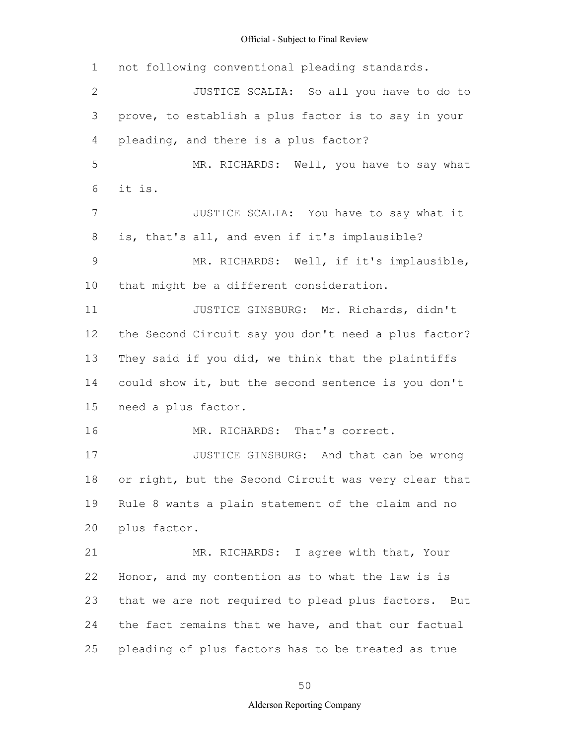not following conventional pleading standards.

JUSTICE SCALIA: So all you have to do to prove, to establish a plus factor is to say in your pleading, and there is a plus factor?

MR. RICHARDS: Well, you have to say what it is.

JUSTICE SCALIA: You have to say what it is, that's all, and even if it's implausible?

MR. RICHARDS: Well, if it's implausible, that might be a different consideration.

JUSTICE GINSBURG: Mr. Richards, didn't the Second Circuit say you don't need a plus factor? They said if you did, we think that the plaintiffs could show it, but the second sentence is you don't need a plus factor.

MR. RICHARDS: That's correct.

JUSTICE GINSBURG: And that can be wrong or right, but the Second Circuit was very clear that Rule 8 wants a plain statement of the claim and no plus factor.

MR. RICHARDS: I agree with that, Your Honor, and my contention as to what the law is is that we are not required to plead plus factors. But the fact remains that we have, and that our factual pleading of plus factors has to be treated as true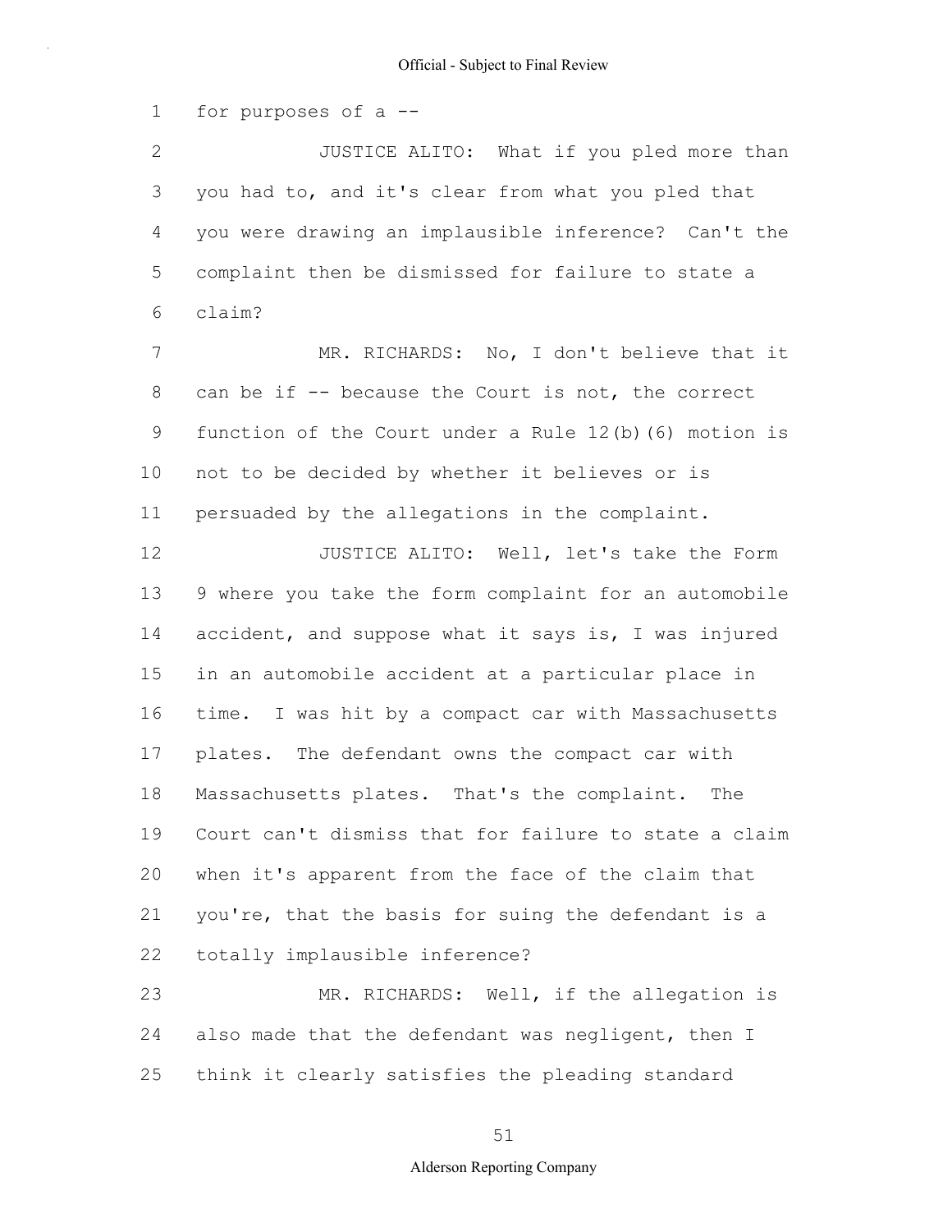for purposes of a --

JUSTICE ALITO: What if you pled more than you had to, and it's clear from what you pled that you were drawing an implausible inference? Can't the complaint then be dismissed for failure to state a claim?

MR. RICHARDS: No, I don't believe that it can be if -- because the Court is not, the correct function of the Court under a Rule 12(b)(6) motion is not to be decided by whether it believes or is persuaded by the allegations in the complaint.

JUSTICE ALITO: Well, let's take the Form 9 where you take the form complaint for an automobile accident, and suppose what it says is, I was injured in an automobile accident at a particular place in time. I was hit by a compact car with Massachusetts plates. The defendant owns the compact car with Massachusetts plates. That's the complaint. The Court can't dismiss that for failure to state a claim when it's apparent from the face of the claim that you're, that the basis for suing the defendant is a totally implausible inference?

MR. RICHARDS: Well, if the allegation is also made that the defendant was negligent, then I think it clearly satisfies the pleading standard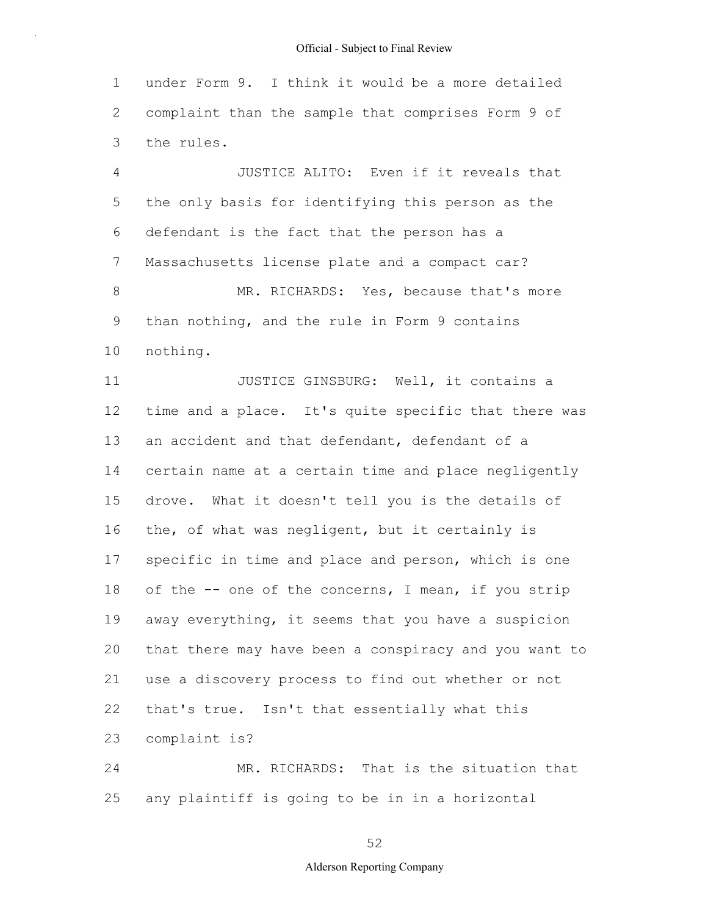under Form 9. I think it would be a more detailed complaint than the sample that comprises Form 9 of the rules.

JUSTICE ALITO: Even if it reveals that the only basis for identifying this person as the defendant is the fact that the person has a Massachusetts license plate and a compact car?

MR. RICHARDS: Yes, because that's more than nothing, and the rule in Form 9 contains nothing.

JUSTICE GINSBURG: Well, it contains a time and a place. It's quite specific that there was an accident and that defendant, defendant of a certain name at a certain time and place negligently drove. What it doesn't tell you is the details of the, of what was negligent, but it certainly is specific in time and place and person, which is one of the -- one of the concerns, I mean, if you strip away everything, it seems that you have a suspicion that there may have been a conspiracy and you want to use a discovery process to find out whether or not that's true. Isn't that essentially what this complaint is?

MR. RICHARDS: That is the situation that any plaintiff is going to be in in a horizontal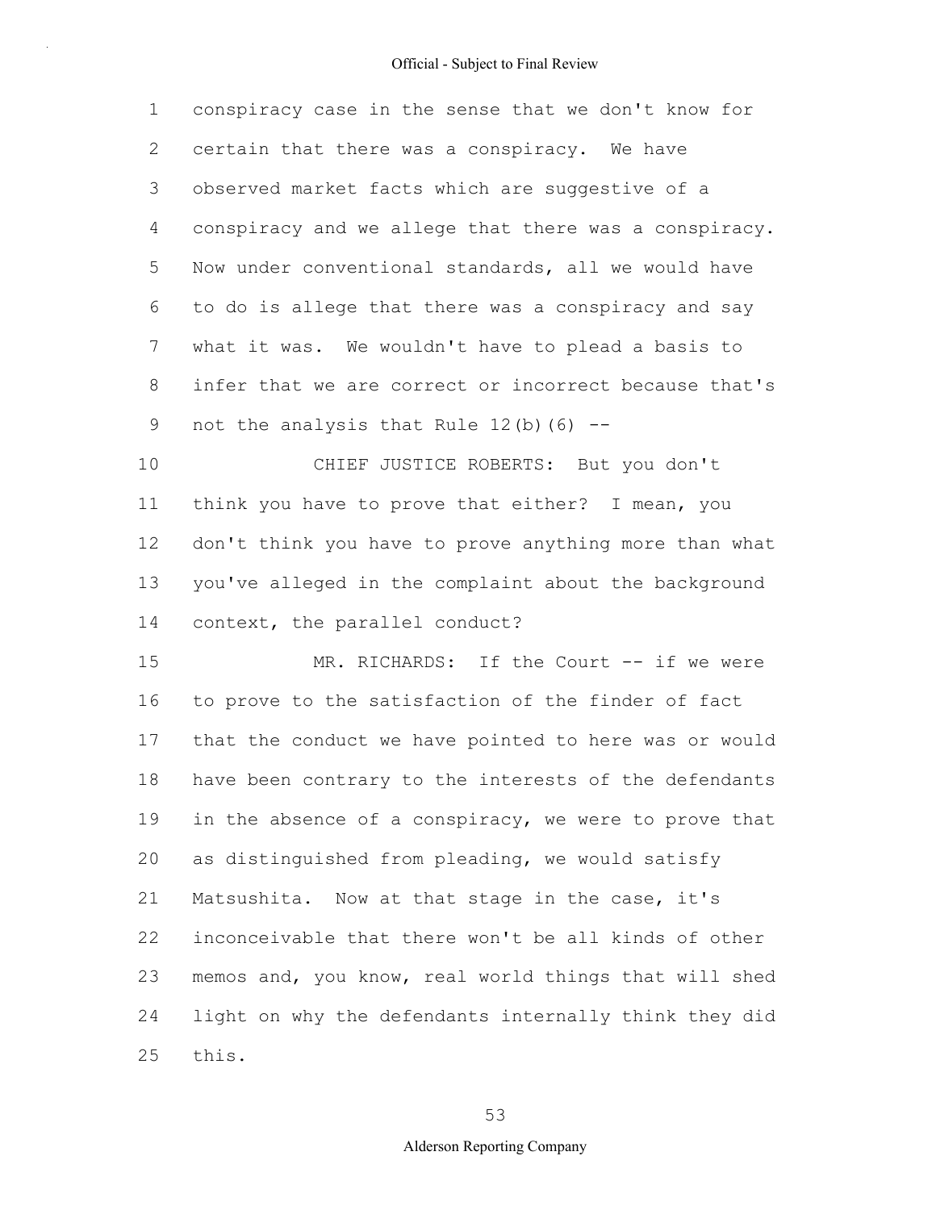conspiracy case in the sense that we don't know for certain that there was a conspiracy. We have observed market facts which are suggestive of a conspiracy and we allege that there was a conspiracy. Now under conventional standards, all we would have to do is allege that there was a conspiracy and say what it was. We wouldn't have to plead a basis to infer that we are correct or incorrect because that's not the analysis that Rule 12(b)(6) --

CHIEF JUSTICE ROBERTS: But you don't think you have to prove that either? I mean, you don't think you have to prove anything more than what you've alleged in the complaint about the background context, the parallel conduct?

MR. RICHARDS: If the Court -- if we were to prove to the satisfaction of the finder of fact that the conduct we have pointed to here was or would have been contrary to the interests of the defendants in the absence of a conspiracy, we were to prove that as distinguished from pleading, we would satisfy Matsushita. Now at that stage in the case, it's inconceivable that there won't be all kinds of other memos and, you know, real world things that will shed light on why the defendants internally think they did this.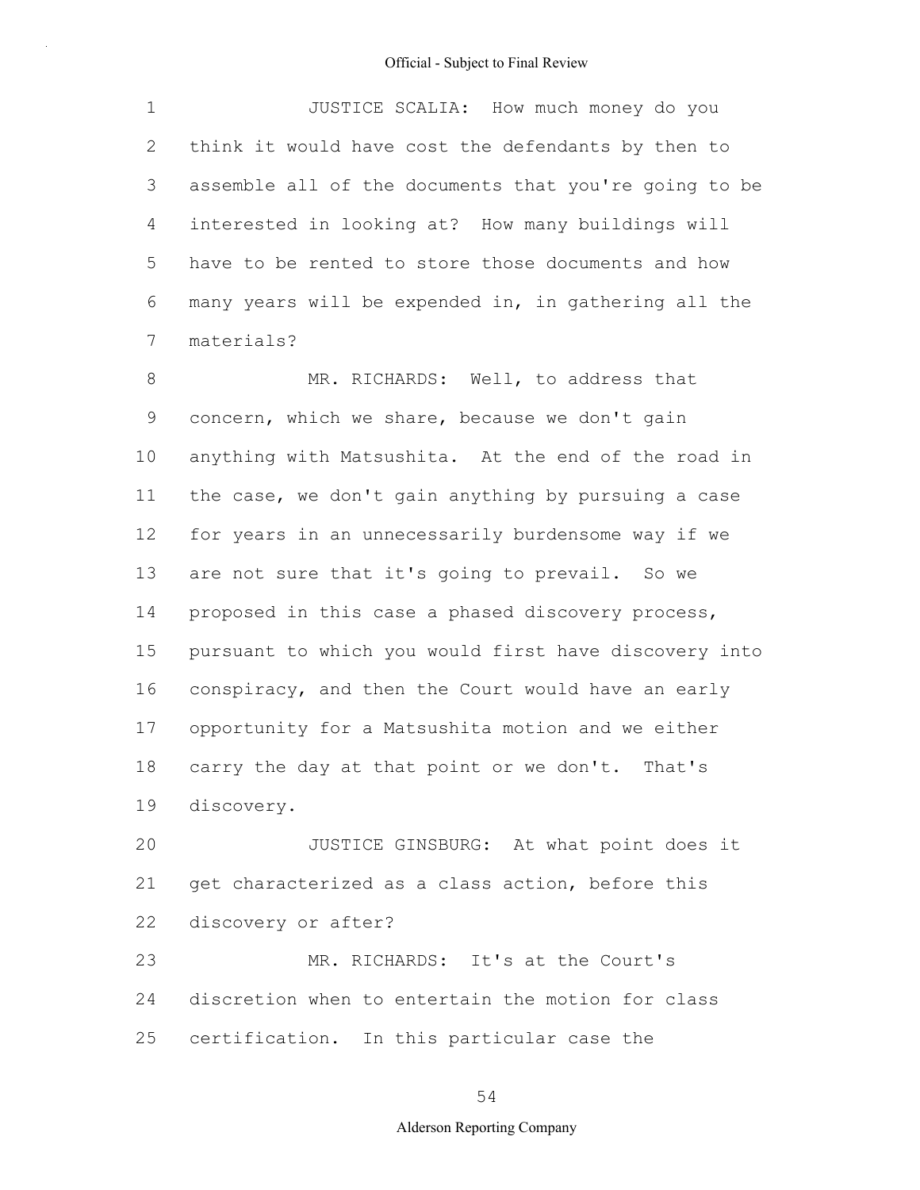JUSTICE SCALIA: How much money do you think it would have cost the defendants by then to assemble all of the documents that you're going to be interested in looking at? How many buildings will have to be rented to store those documents and how many years will be expended in, in gathering all the materials?

MR. RICHARDS: Well, to address that concern, which we share, because we don't gain anything with Matsushita. At the end of the road in the case, we don't gain anything by pursuing a case for years in an unnecessarily burdensome way if we are not sure that it's going to prevail. So we proposed in this case a phased discovery process, pursuant to which you would first have discovery into conspiracy, and then the Court would have an early opportunity for a Matsushita motion and we either carry the day at that point or we don't. That's discovery.

JUSTICE GINSBURG: At what point does it get characterized as a class action, before this discovery or after?

MR. RICHARDS: It's at the Court's discretion when to entertain the motion for class certification. In this particular case the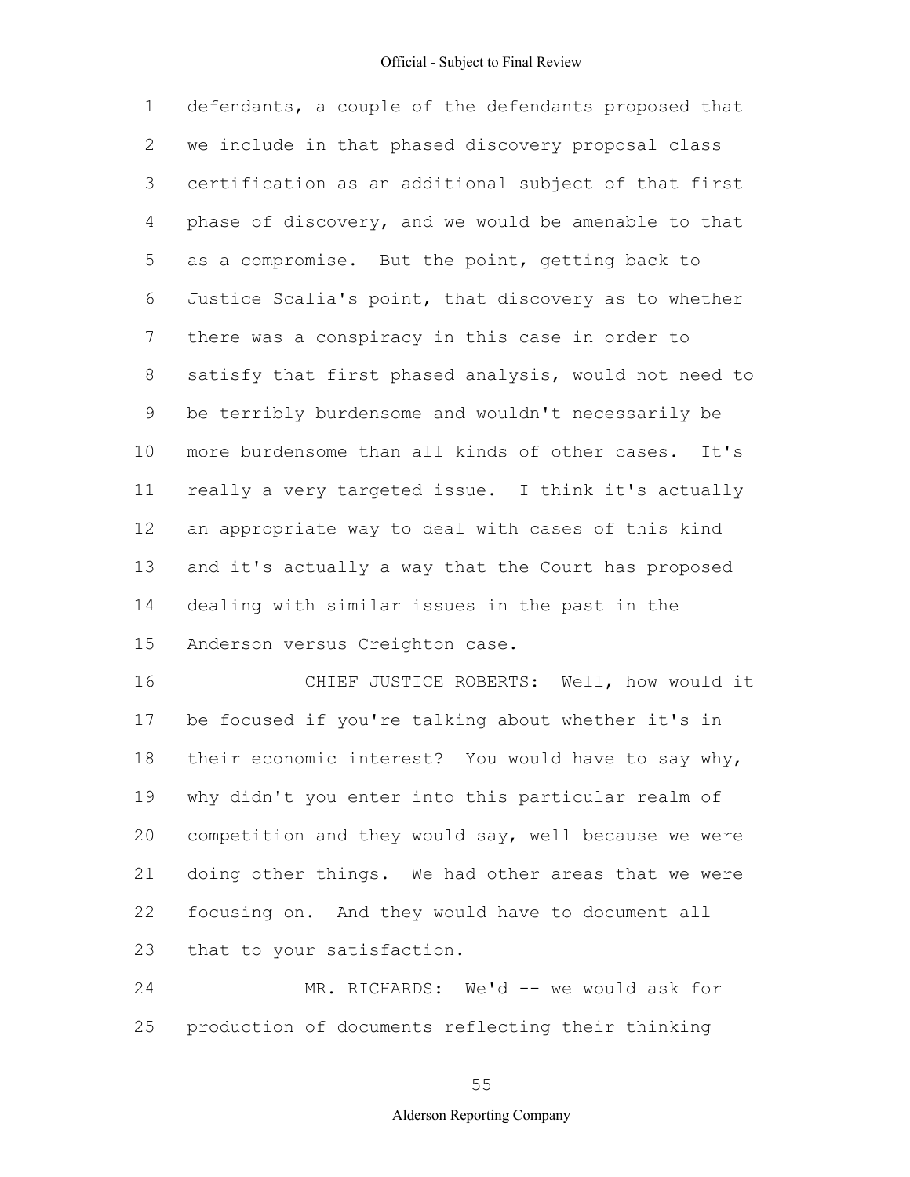defendants, a couple of the defendants proposed that we include in that phased discovery proposal class certification as an additional subject of that first phase of discovery, and we would be amenable to that as a compromise. But the point, getting back to Justice Scalia's point, that discovery as to whether there was a conspiracy in this case in order to satisfy that first phased analysis, would not need to be terribly burdensome and wouldn't necessarily be more burdensome than all kinds of other cases. It's really a very targeted issue. I think it's actually an appropriate way to deal with cases of this kind and it's actually a way that the Court has proposed dealing with similar issues in the past in the Anderson versus Creighton case.

CHIEF JUSTICE ROBERTS: Well, how would it be focused if you're talking about whether it's in their economic interest? You would have to say why, why didn't you enter into this particular realm of competition and they would say, well because we were doing other things. We had other areas that we were focusing on. And they would have to document all that to your satisfaction.

MR. RICHARDS: We'd -- we would ask for production of documents reflecting their thinking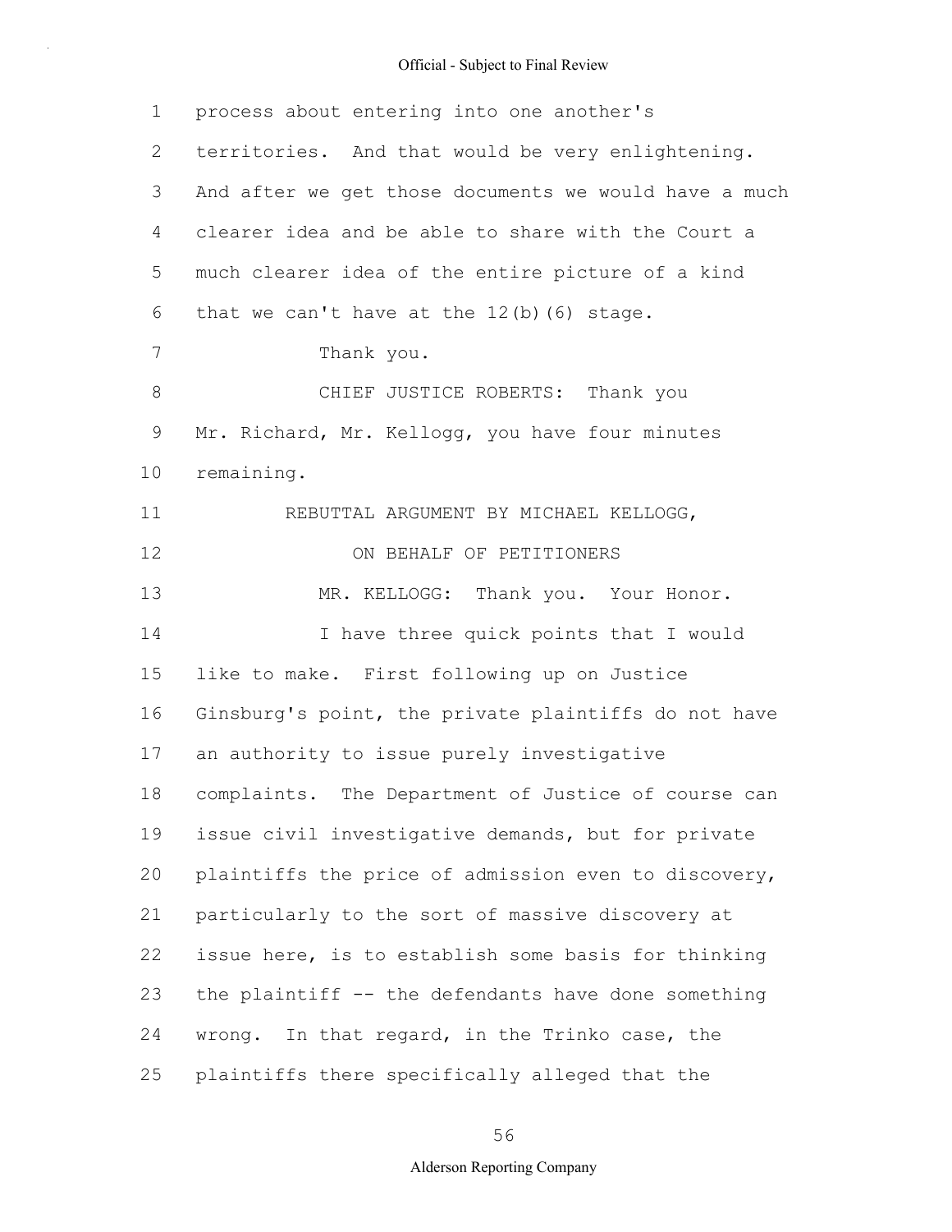process about entering into one another's territories. And that would be very enlightening. And after we get those documents we would have a much clearer idea and be able to share with the Court a much clearer idea of the entire picture of a kind that we can't have at the 12(b)(6) stage.

Thank you.

CHIEF JUSTICE ROBERTS: Thank you Mr. Richard, Mr. Kellogg, you have four minutes remaining.

REBUTTAL ARGUMENT BY MICHAEL KELLOGG,

ON BEHALF OF PETITIONERS

MR. KELLOGG: Thank you. Your Honor.

I have three quick points that I would like to make. First following up on Justice Ginsburg's point, the private plaintiffs do not have an authority to issue purely investigative complaints. The Department of Justice of course can issue civil investigative demands, but for private plaintiffs the price of admission even to discovery, particularly to the sort of massive discovery at issue here, is to establish some basis for thinking the plaintiff -- the defendants have done something wrong. In that regard, in the Trinko case, the plaintiffs there specifically alleged that the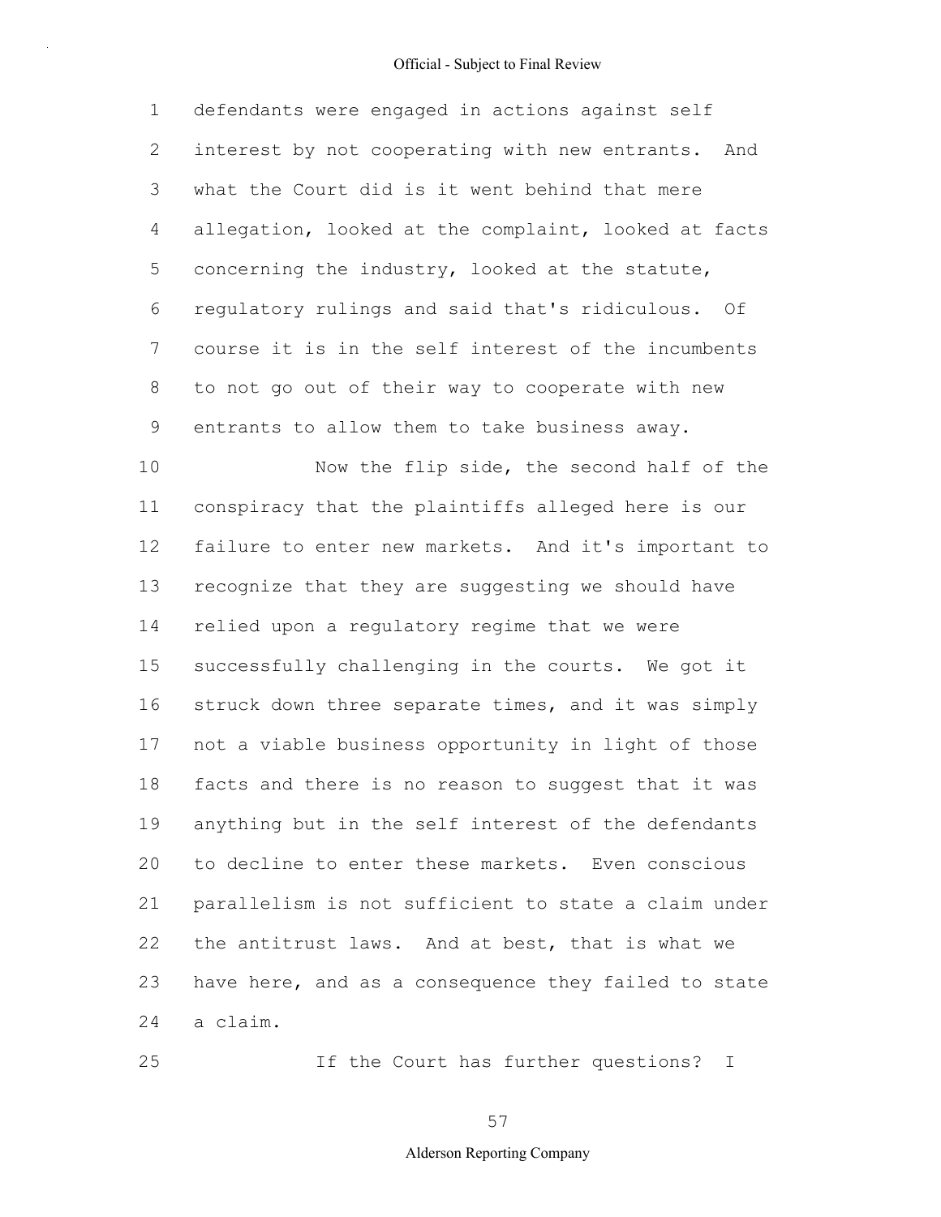defendants were engaged in actions against self interest by not cooperating with new entrants. And what the Court did is it went behind that mere allegation, looked at the complaint, looked at facts concerning the industry, looked at the statute, regulatory rulings and said that's ridiculous. Of course it is in the self interest of the incumbents to not go out of their way to cooperate with new entrants to allow them to take business away.

Now the flip side, the second half of the conspiracy that the plaintiffs alleged here is our failure to enter new markets. And it's important to recognize that they are suggesting we should have relied upon a regulatory regime that we were successfully challenging in the courts. We got it struck down three separate times, and it was simply not a viable business opportunity in light of those facts and there is no reason to suggest that it was anything but in the self interest of the defendants to decline to enter these markets. Even conscious parallelism is not sufficient to state a claim under the antitrust laws. And at best, that is what we have here, and as a consequence they failed to state a claim.

If the Court has further questions? I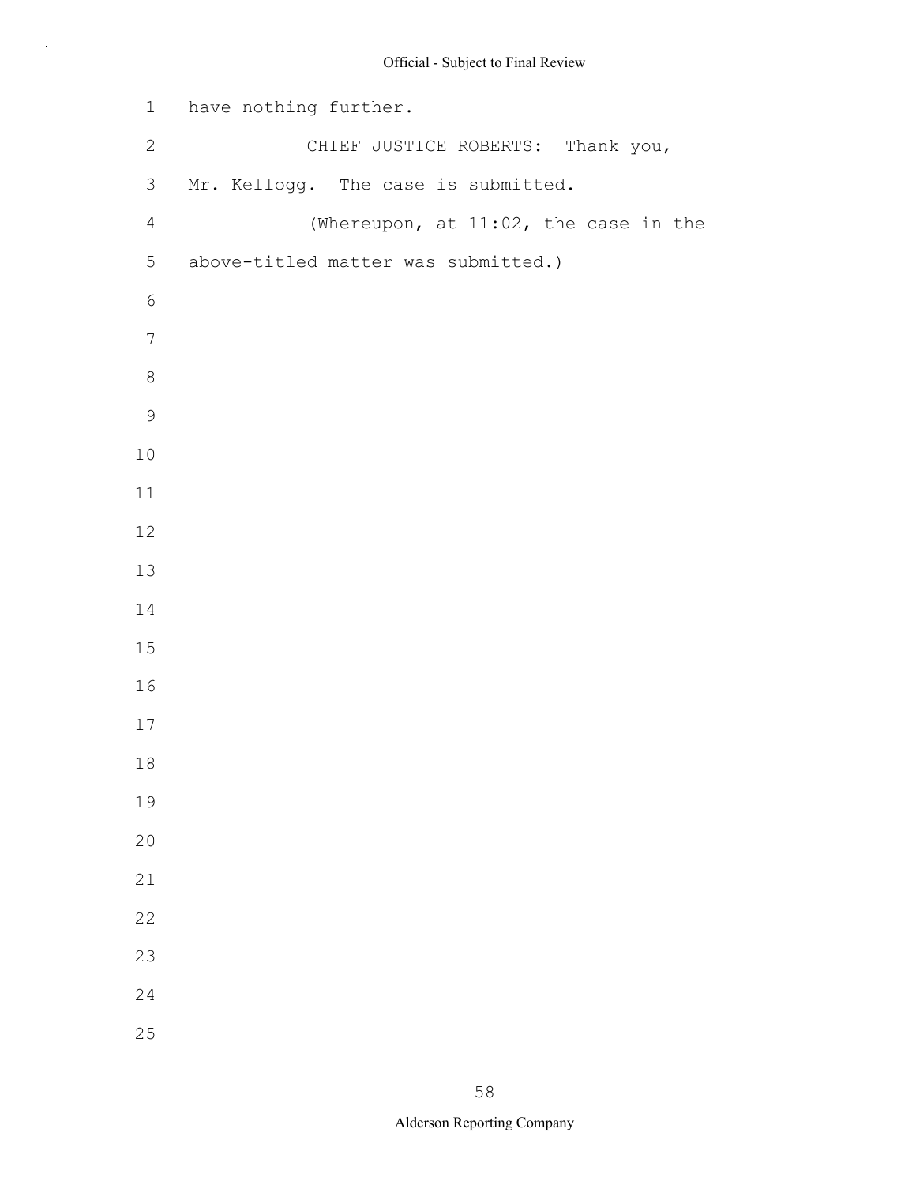have nothing further.

CHIEF JUSTICE ROBERTS: Thank you, Mr. Kellogg. The case is submitted.

(Whereupon, at 11:02, the case in the above-titled matter was submitted.)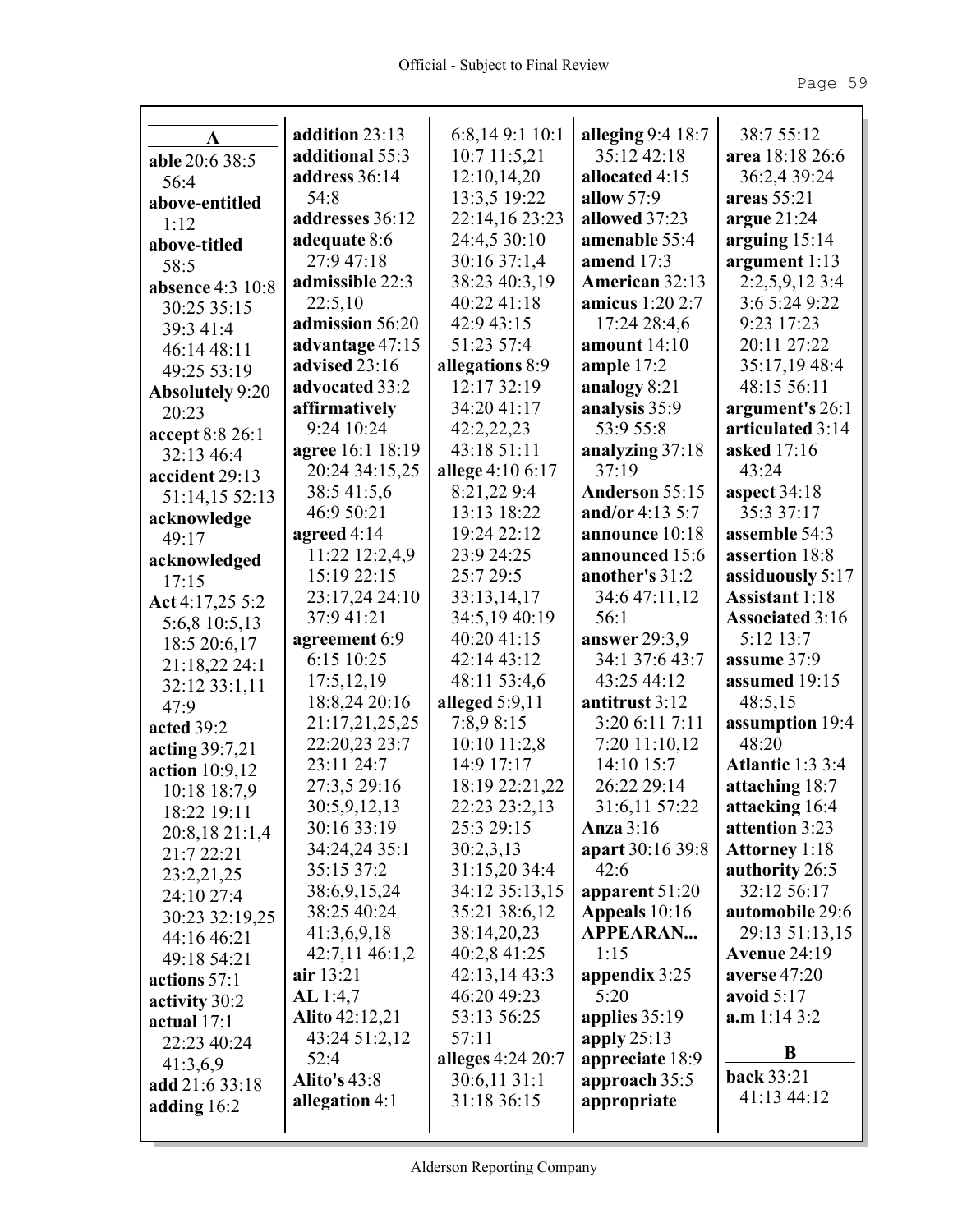## A

**able** 20:6 38:5 56:4
**above-entitled** 1:12
**above-titled** 58:5
**absence** 4:3 10:8 30:25 35:15 39:3 41:4 46:14 48:11 49:25 53:19
**Absolutely** 9:20 20:23
**accept** 8:8 26:1 32:13 46:4
**accident** 29:13 51:14,15 52:13
**acknowledge** 49:17
**acknowledged** 17:15
**Act** 4:17,25 5:2 5:6,8 10:5,13 18:5 20:6,17 21:18,22 24:1 32:12 33:1,11 47:9
**acted** 39:2
**acting** 39:7,21
**action** 10:9,12 10:18 18:7,9 18:22 19:11 20:8,18 21:1,4 21:7 22:21 23:2,21,25 24:10 27:4 30:23 32:19,25 44:16 46:21 49:18 54:21
**actions** 57:1
**activity** 30:2
**actual** 17:1 22:23 40:24 41:3,6,9
**add** 21:6 33:18
**adding** 16:2
**addition** 23:13
**additional** 55:3
**address** 36:14 54:8
**addresses** 36:12
**adequate** 8:6 27:9 47:18
**admissible** 22:3 22:5,10
**admission** 56:20
**advantage** 47:15
**advised** 23:16
**advocated** 33:2
**affirmatively** 9:24 10:24
**agree** 16:1 18:19 20:24 34:15,25 38:5 41:5,6 46:9 50:21
**agreed** 4:14 11:22 12:2,4,9 15:19 22:15 23:17,24 24:10 37:9 41:21
**agreement** 6:9 6:15 10:25 17:5,12,19 18:8,24 20:16 21:17,21,25,25 22:20,23 23:7 23:11 24:7 27:3,5 29:16 30:5,9,12,13 30:16 33:19 34:24,24 35:1 35:15 37:2 38:6,9,15,24 38:25 40:24 41:3,6,9,18 42:7,11 46:1,2
**air** 13:21
**AL** 1:4,7
**Alito** 42:12,21 43:24 51:2,12 52:4
**Alito's** 43:8
**allegation** 4:1 6:8,14 9:1 10:1 10:7 11:5,21 12:10,14,20 13:3,5 19:22 22:14,16 23:23 24:4,5 30:10 30:16 37:1,4 38:23 40:3,19 40:22 41:18 42:9 43:15 51:23 57:4
**allegations** 8:9 12:17 32:19 34:20 41:17 42:2,22,23 43:18 51:11
**allege** 4:10 6:17 8:21,22 9:4 13:13 18:22 19:24 22:12 23:9 24:25 25:7 29:5 33:13,14,17 34:5,19 40:19 40:20 41:15 42:14 43:12 48:11 53:4,6
**alleged** 5:9,11 7:8,9 8:15 10:10 11:2,8 14:9 17:17 18:19 22:21,22 22:23 23:2,13 25:3 29:15 30:2,3,13 31:15,20 34:4 34:12 35:13,15 35:21 38:6,12 38:14,20,23 40:2,8 41:25 42:13,14 43:3 46:20 49:23 53:13 56:25 57:11
**alleges** 4:24 20:7 30:6,11 31:1 31:18 36:15
**alleging** 9:4 18:7 35:12 42:18
**allocated** 4:15
**allow** 57:9
**allowed** 37:23
**amenable** 55:4
**amend** 17:3
**American** 32:13
**amicus** 1:20 2:7 17:24 28:4,6
**amount** 14:10
**ample** 17:2
**analogy** 8:21
**analysis** 35:9 53:9 55:8
**analyzing** 37:18 37:19
**Anderson** 55:15
**and/or** 4:13 5:7
**announce** 10:18
**announced** 15:6
**another's** 31:2 34:6 47:11,12 56:1
**answer** 29:3,9 34:1 37:6 43:7 43:25 44:12
**antitrust** 3:12 3:20 6:11 7:11 7:20 11:10,12 14:10 15:7 26:22 29:14 31:6,11 57:22
**Anza** 3:16
**apart** 30:16 39:8 42:6
**apparent** 51:20
**Appeals** 10:16
**APPEARAN...** 1:15
**appendix** 3:25 5:20
**applies** 35:19
**apply** 25:13
**appreciate** 18:9
**approach** 35:5
**appropriate** 38:7 55:12
**area** 18:18 26:6 36:2,4 39:24
**areas** 55:21
**argue** 21:24
**arguing** 15:14
**argument** 1:13 2:2,5,9,12 3:4 3:6 5:24 9:22 9:23 17:23 20:11 27:22 35:17,19 48:4 48:15 56:11
**argument's** 26:1
**articulated** 3:14
**asked** 17:16 43:24
**aspect** 34:18 35:3 37:17
**assemble** 54:3
**assertion** 18:8
**assiduously** 5:17
**Assistant** 1:18
**Associated** 3:16 5:12 13:7
**assume** 37:9
**assumed** 19:15 48:5,15
**assumption** 19:4 48:20
**Atlantic** 1:3 3:4
**attaching** 18:7
**attacking** 16:4
**attention** 3:23
**Attorney** 1:18
**authority** 26:5 32:12 56:17
**automobile** 29:6 29:13 51:13,15
**Avenue** 24:19
**averse** 47:20
**avoid** 5:17
**a.m** 1:14 3:2

## B

**back** 33:21 41:13 44:12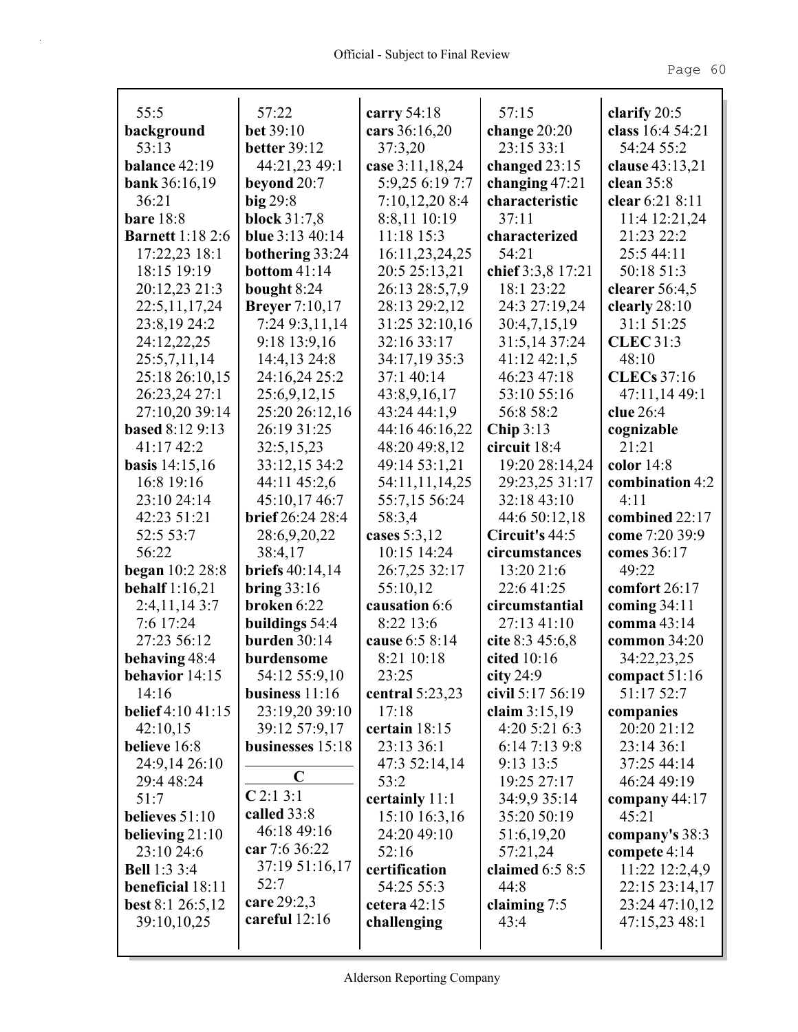55:5
**background** 53:13
**balance** 42:19
**bank** 36:16,19 36:21
**bare** 18:8
**Barnett** 1:18 2:6 17:22,23 18:1 18:15 19:19 20:12,23 21:3 22:5,11,17,24 23:8,19 24:2 24:12,22,25 25:5,7,11,14 25:18 26:10,15 26:23,24 27:1 27:10,20 39:14
**based** 8:12 9:13 41:17 42:2
**basis** 14:15,16 16:8 19:16 23:10 24:14 42:23 51:21 52:5 53:7 56:22
**began** 10:2 28:8
**behalf** 1:16,21 2:4,11,14 3:7 7:6 17:24 27:23 56:12
**behaving** 48:4
**behavior** 14:15 14:16
**belief** 4:10 41:15 42:10,15
**believe** 16:8 24:9,14 26:10 29:4 48:24 51:7
**believes** 51:10
**believing** 21:10 23:10 24:6
**Bell** 1:3 3:4
**beneficial** 18:11
**best** 8:1 26:5,12 39:10,10,25

57:22
**bet** 39:10
**better** 39:12 44:21,23 49:1
**beyond** 20:7
**big** 29:8
**block** 31:7,8
**blue** 3:13 40:14
**bothering** 33:24
**bottom** 41:14
**bought** 8:24
**Breyer** 7:10,17 7:24 9:3,11,14 9:18 13:9,16 14:4,13 24:8 24:16,24 25:2 25:6,9,12,15 25:20 26:12,16 26:19 31:25 32:5,15,23 33:12,15 34:2 44:11 45:2,6 45:10,17 46:7
**brief** 26:24 28:4 28:6,9,20,22 38:4,17
**briefs** 40:14,14
**bring** 33:16
**broken** 6:22
**buildings** 54:4
**burden** 30:14
**burdensome** 54:12 55:9,10
**business** 11:16 23:19,20 39:10 39:12 57:9,17
**businesses** 15:18

## C

**C** 2:1 3:1
**called** 33:8 46:18 49:16
**car** 7:6 36:22 37:19 51:16,17 52:7
**care** 29:2,3
**careful** 12:16

**carry** 54:18
**cars** 36:16,20 37:3,20
**case** 3:11,18,24 5:9,25 6:19 7:7 7:10,12,20 8:4 8:8,11 10:19 11:18 15:3 16:11,23,24,25 20:5 25:13,21 26:13 28:5,7,9 28:13 29:2,12 31:25 32:10,16 32:16 33:17 34:17,19 35:3 37:1 40:14 43:8,9,16,17 43:24 44:1,9 44:16 46:16,22 48:20 49:8,12 49:14 53:1,21 54:11,11,14,25 55:7,15 56:24 58:3,4
**cases** 5:3,12 10:15 14:24 26:7,25 32:17 55:10,12
**causation** 6:6 8:22 13:6
**cause** 6:5 8:14 8:21 10:18 23:25
**central** 5:23,23 17:18
**certain** 18:15 23:13 36:1 47:3 52:14,14 53:2
**certainly** 11:1 15:10 16:3,16 24:20 49:10 52:16
**certification** 54:25 55:3
**cetera** 42:15
**challenging**

57:15
**change** 20:20 23:15 33:1
**changed** 23:15
**changing** 47:21
**characteristic** 37:11
**characterized** 54:21
**chief** 3:3,8 17:21 18:1 23:22 24:3 27:19,24 30:4,7,15,19 31:5,14 37:24 41:12 42:1,5 46:23 47:18 53:10 55:16 56:8 58:2
**Chip** 3:13
**circuit** 18:4 19:20 28:14,24 29:23,25 31:17 32:18 43:10 44:6 50:12,18
**Circuit's** 44:5
**circumstances** 13:20 21:6 22:6 41:25
**circumstantial** 27:13 41:10
**cite** 8:3 45:6,8
**cited** 10:16
**city** 24:9
**civil** 5:17 56:19
**claim** 3:15,19 4:20 5:21 6:3 6:14 7:13 9:8 9:13 13:5 19:25 27:17 34:9,9 35:14 35:20 50:19 51:6,19,20 57:21,24
**claimed** 6:5 8:5 44:8
**claiming** 7:5 43:4

**clarify** 20:5
**class** 16:4 54:21 54:24 55:2
**clause** 43:13,21
**clean** 35:8
**clear** 6:21 8:11 11:4 12:21,24 21:23 22:2 25:5 44:11 50:18 51:3
**clearer** 56:4,5
**clearly** 28:10 31:1 51:25
**CLEC** 31:3 48:10
**CLECs** 37:16 47:11,14 49:1
**clue** 26:4
**cognizable** 21:21
**color** 14:8
**combination** 4:2 4:11
**combined** 22:17
**come** 7:20 39:9
**comes** 36:17 49:22
**comfort** 26:17
**coming** 34:11
**comma** 43:14
**common** 34:20 34:22,23,25
**compact** 51:16 51:17 52:7
**companies** 20:20 21:12 23:14 36:1 37:25 44:14 46:24 49:19
**company** 44:17 45:21
**company's** 38:3
**compete** 4:14 11:22 12:2,4,9 22:15 23:14,17 23:24 47:10,12 47:15,23 48:1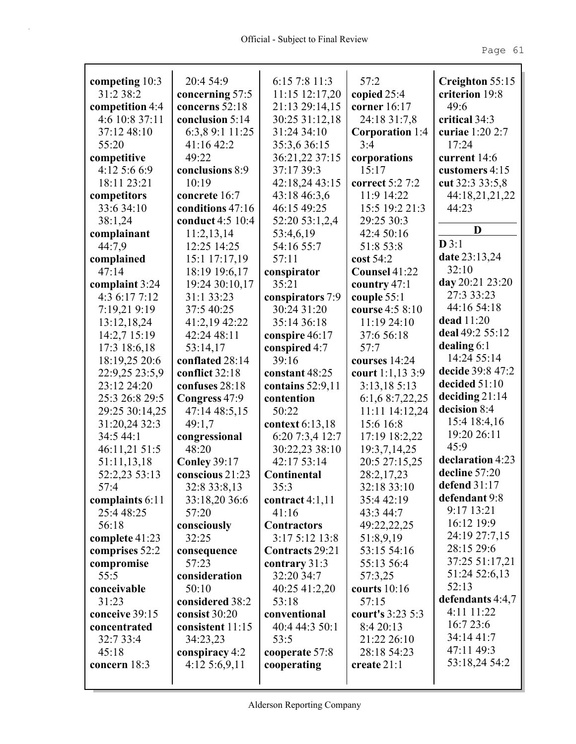**competing** 10:3 31:2 38:2
**competition** 4:4 4:6 10:8 37:11 37:12 48:10 55:20
**competitive** 4:12 5:6 6:9 18:11 23:21
**competitors** 33:6 34:10 38:1,24
**complainant** 44:7,9
**complained** 47:14
**complaint** 3:24 4:3 6:17 7:12 7:19,21 9:19 13:12,18,24 14:2,7 15:19 17:3 18:6,18 18:19,25 20:6 22:9,25 23:5,9 23:12 24:20 25:3 26:8 29:5 29:25 30:14,25 31:20,24 32:3 34:5 44:1 46:11,21 51:5 51:11,13,18 52:2,23 53:13 57:4
**complaints** 6:11 25:4 48:25 56:18
**complete** 41:23
**comprises** 52:2
**compromise** 55:5
**conceivable** 31:23
**conceive** 39:15
**concentrated** 32:7 33:4 45:18
**concern** 18:3 20:4 54:9
**concerning** 57:5
**concerns** 52:18
**conclusion** 5:14 6:3,8 9:1 11:25 41:16 42:2 49:22
**conclusions** 8:9 10:19
**concrete** 16:7
**conditions** 47:16
**conduct** 4:5 10:4 11:2,13,14 12:25 14:25 15:1 17:17,19 18:19 19:6,17 19:24 30:10,17 31:1 33:23 37:5 40:25 41:2,19 42:22 42:24 48:11 53:14,17
**conflated** 28:14
**conflict** 32:18
**confuses** 28:18
**Congress** 47:9 47:14 48:5,15 49:1,7
**congressional** 48:20
**Conley** 39:17
**conscious** 21:23 32:8 33:8,13 33:18,20 36:6 57:20
**consciously** 32:25
**consequence** 57:23
**consideration** 50:10
**considered** 38:2
**consist** 30:20
**consistent** 11:15 34:23,23
**conspiracy** 4:2 4:12 5:6,9,11 6:15 7:8 11:3 11:15 12:17,20 21:13 29:14,15 30:25 31:12,18 31:24 34:10 35:3,6 36:15 36:21,22 37:15 37:17 39:3 42:18,24 43:15 43:18 46:3,6 46:15 49:25 52:20 53:1,2,4 53:4,6,19 54:16 55:7 57:11
**conspirator** 35:21
**conspirators** 7:9 30:24 31:20 35:14 36:18
**conspire** 46:17
**conspired** 4:7 39:16
**constant** 48:25
**contains** 52:9,11
**contention** 50:22
**context** 6:13,18 6:20 7:3,4 12:7 30:22,23 38:10 42:17 53:14
**Continental** 35:3
**contract** 4:1,11 41:16
**Contractors** 3:17 5:12 13:8
**Contracts** 29:21
**contrary** 31:3 32:20 34:7 40:25 41:2,20 53:18
**conventional** 40:4 44:3 50:1 53:5
**cooperate** 57:8
**cooperating** 57:2
**copied** 25:4
**corner** 16:17 24:18 31:7,8
**Corporation** 1:4 3:4
**corporations** 15:17
**correct** 5:2 7:2 11:9 14:22 15:5 19:2 21:3 29:25 30:3 42:4 50:16 51:8 53:8
**cost** 54:2
**Counsel** 41:22
**country** 47:1
**couple** 55:1
**course** 4:5 8:10 11:19 24:10 37:6 56:18 57:7
**courses** 14:24
**court** 1:1,13 3:9 3:13,18 5:13 6:1,6 8:7,22,25 11:11 14:12,24 15:6 16:8 17:19 18:2,22 19:3,7,14,25 20:5 27:15,25 28:2,17,23 32:18 33:10 35:4 42:19 43:3 44:7 49:22,22,25 51:8,9,19 53:15 54:16 55:13 56:4 57:3,25
**courts** 10:16 57:15
**court's** 3:23 5:3 8:4 20:13 21:22 26:10 28:18 54:23
**create** 21:1
**Creighton** 55:15
**criterion** 19:8 49:6
**critical** 34:3
**curiae** 1:20 2:7 17:24
**current** 14:6
**customers** 4:15
**cut** 32:3 33:5,8 44:18,21,21,22 44:23

## D

**D** 3:1
**date** 23:13,24 32:10
**day** 20:21 23:20 27:3 33:23 44:16 54:18
**dead** 11:20
**deal** 49:2 55:12
**dealing** 6:1 14:24 55:14
**decide** 39:8 47:2
**decided** 51:10
**deciding** 21:14
**decision** 8:4 15:4 18:4,16 19:20 26:11 45:9
**declaration** 4:23
**decline** 57:20
**defend** 31:17
**defendant** 9:8 9:17 13:21 16:12 19:9 24:19 27:7,15 28:15 29:6 37:25 51:17,21 51:24 52:6,13 52:13
**defendants** 4:4,7 4:11 11:22 16:7 23:6 34:14 41:7 47:11 49:3 53:18,24 54:2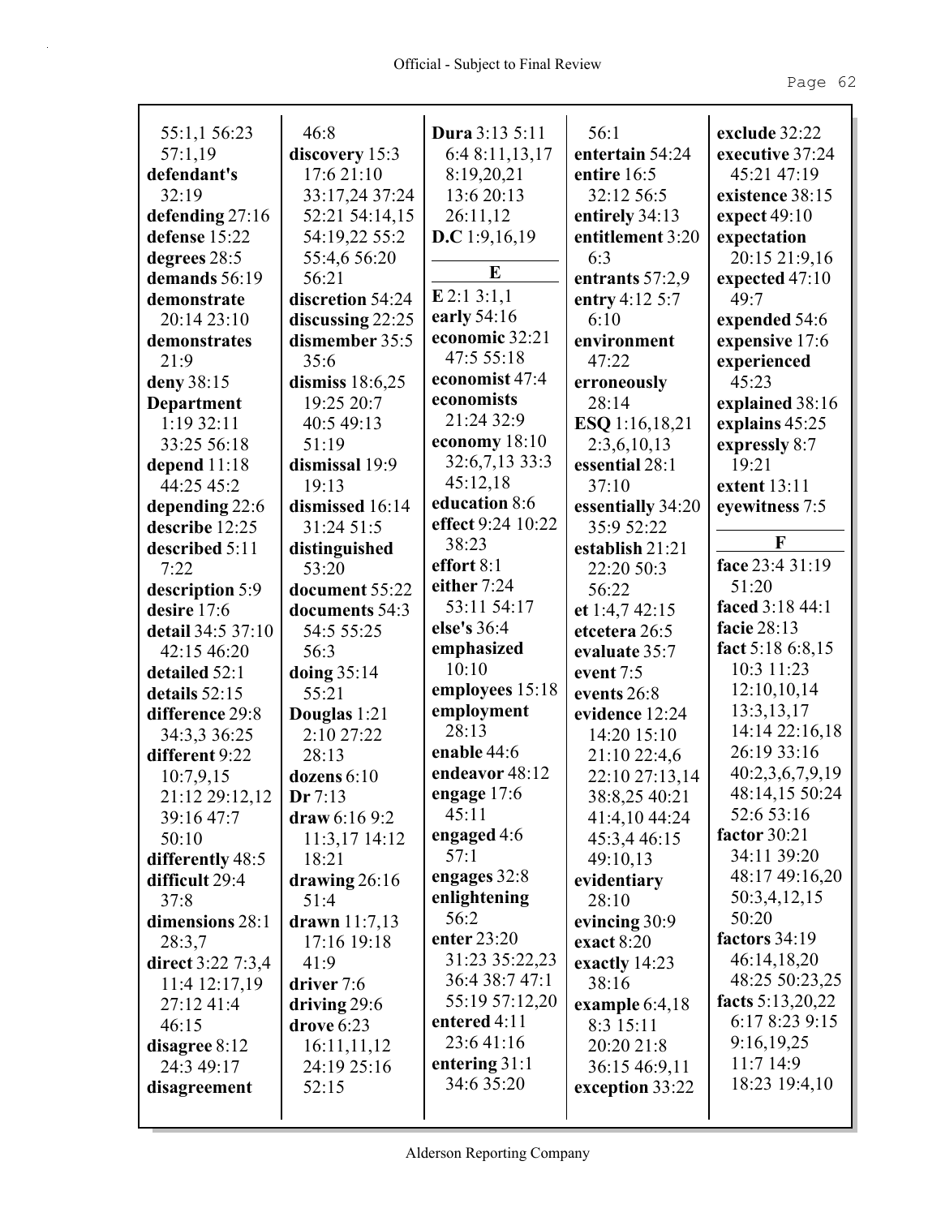55:1,1 56:23
57:1,19
**defendant's** 32:19
**defending** 27:16
**defense** 15:22
**degrees** 28:5
**demands** 56:19
**demonstrate** 20:14 23:10
**demonstrates** 21:9
**deny** 38:15
**Department** 1:19 32:11 33:25 56:18
**depend** 11:18 44:25 45:2
**depending** 22:6
**describe** 12:25
**described** 5:11 7:22
**description** 5:9
**desire** 17:6
**detail** 34:5 37:10 42:15 46:20
**detailed** 52:1
**details** 52:15
**difference** 29:8 34:3,3 36:25
**different** 9:22 10:7,9,15 21:12 29:12,12 39:16 47:7 50:10
**differently** 48:5
**difficult** 29:4 37:8
**dimensions** 28:1 28:3,7
**direct** 3:22 7:3,4 11:4 12:17,19 27:12 41:4 46:15
**disagree** 8:12 24:3 49:17
**disagreement** 46:8
**discovery** 15:3 17:6 21:10 33:17,24 37:24 52:21 54:14,15 54:19,22 55:2 55:4,6 56:20 56:21
**discretion** 54:24
**discussing** 22:25
**dismember** 35:5 35:6
**dismiss** 18:6,25 19:25 20:7 40:5 49:13 51:19
**dismissal** 19:9 19:13
**dismissed** 16:14 31:24 51:5
**distinguished** 53:20
**document** 55:22
**documents** 54:3 54:5 55:25 56:3
**doing** 35:14 55:21
**Douglas** 1:21 2:10 27:22 28:13
**dozens** 6:10
**Dr** 7:13
**draw** 6:16 9:2 11:3,17 14:12 18:21
**drawing** 26:16 51:4
**drawn** 11:7,13 17:16 19:18 41:9
**driver** 7:6
**driving** 29:6
**drove** 6:23 16:11,11,12 24:19 25:16 52:15
**Dura** 3:13 5:11 6:4 8:11,13,17 8:19,20,21 13:6 20:13 26:11,12
**D.C** 1:9,16,19

## E

**E** 2:1 3:1,1
**early** 54:16
**economic** 32:21 47:5 55:18
**economist** 47:4
**economists** 21:24 32:9
**economy** 18:10 32:6,7,13 33:3 45:12,18
**education** 8:6
**effect** 9:24 10:22 38:23
**effort** 8:1
**either** 7:24 53:11 54:17
**else's** 36:4
**emphasized** 10:10
**employees** 15:18
**employment** 28:13
**enable** 44:6
**endeavor** 48:12
**engage** 17:6 45:11
**engaged** 4:6 57:1
**engages** 32:8
**enlightening** 56:2
**enter** 23:20 31:23 35:22,23 36:4 38:7 47:1 55:19 57:12,20
**entered** 4:11 23:6 41:16
**entering** 31:1 34:6 35:20
56:1
**entertain** 54:24
**entire** 16:5 32:12 56:5
**entirely** 34:13
**entitlement** 3:20 6:3
**entrants** 57:2,9
**entry** 4:12 5:7 6:10
**environment** 47:22
**erroneously** 28:14
**ESQ** 1:16,18,21 2:3,6,10,13
**essential** 28:1 37:10
**essentially** 34:20 35:9 52:22
**establish** 21:21 22:20 50:3 56:22
**et** 1:4,7 42:15
**etcetera** 26:5
**evaluate** 35:7
**event** 7:5
**events** 26:8
**evidence** 12:24 14:20 15:10 21:10 22:4,6 22:10 27:13,14 38:8,25 40:21 41:4,10 44:24 45:3,4 46:15 49:10,13
**evidentiary** 28:10
**evincing** 30:9
**exact** 8:20
**exactly** 14:23 38:16
**example** 6:4,18 8:3 15:11 20:20 21:8 36:15 46:9,11
**exception** 33:22
**exclude** 32:22
**executive** 37:24 45:21 47:19
**existence** 38:15
**expect** 49:10
**expectation** 20:15 21:9,16
**expected** 47:10 49:7
**expended** 54:6
**expensive** 17:6
**experienced** 45:23
**explained** 38:16
**explains** 45:25
**expressly** 8:7 19:21
**extent** 13:11
**eyewitness** 7:5

## F

**face** 23:4 31:19 51:20
**faced** 3:18 44:1
**facie** 28:13
**fact** 5:18 6:8,15 10:3 11:23 12:10,10,14 13:3,13,17 14:14 22:16,18 26:19 33:16 40:2,3,6,7,9,19 48:14,15 50:24 52:6 53:16
**factor** 30:21 34:11 39:20 48:17 49:16,20 50:3,4,12,15 50:20
**factors** 34:19 46:14,18,20 48:25 50:23,25
**facts** 5:13,20,22 6:17 8:23 9:15 9:16,19,25 11:7 14:9 18:23 19:4,10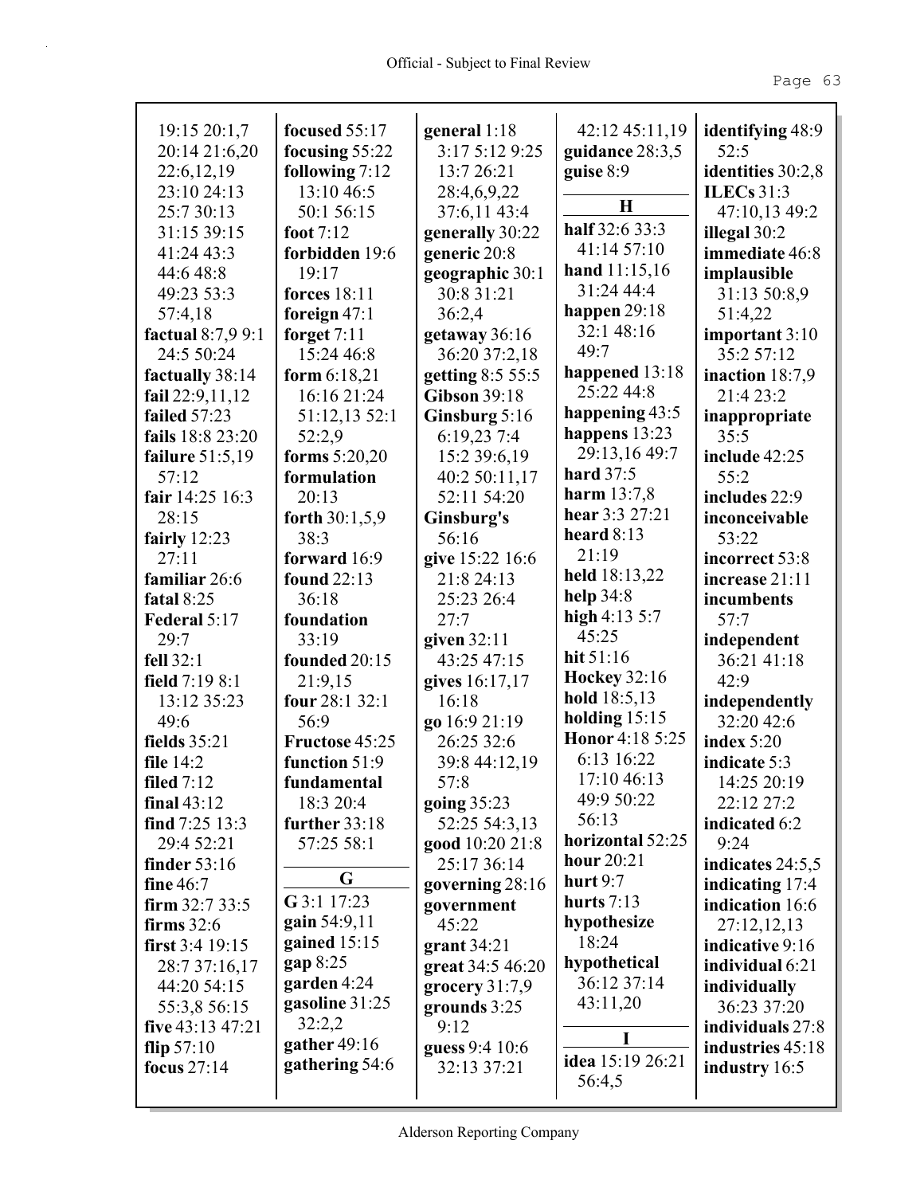19:15 20:1,7
20:14 21:6,20
22:6,12,19
23:10 24:13
25:7 30:13
31:15 39:15
41:24 43:3
44:6 48:8
49:23 53:3
57:4,18

**factual** 8:7,9 9:1 24:5 50:24
**factually** 38:14
**fail** 22:9,11,12
**failed** 57:23
**fails** 18:8 23:20
**failure** 51:5,19 57:12
**fair** 14:25 16:3 28:15
**fairly** 12:23 27:11
**familiar** 26:6
**fatal** 8:25
**Federal** 5:17 29:7
**fell** 32:1
**field** 7:19 8:1 13:12 35:23 49:6
**fields** 35:21
**file** 14:2
**filed** 7:12
**final** 43:12
**find** 7:25 13:3 29:4 52:21
**finder** 53:16
**fine** 46:7
**firm** 32:7 33:5
**firms** 32:6
**first** 3:4 19:15 28:7 37:16,17 44:20 54:15 55:3,8 56:15
**five** 43:13 47:21
**flip** 57:10
**focus** 27:14
**focused** 55:17
**focusing** 55:22
**following** 7:12 13:10 46:5 50:1 56:15
**foot** 7:12
**forbidden** 19:6 19:17
**forces** 18:11
**foreign** 47:1
**forget** 7:11 15:24 46:8
**form** 6:18,21 16:16 21:24 51:12,13 52:1 52:2,9
**forms** 5:20,20
**formulation** 20:13
**forth** 30:1,5,9 38:3
**forward** 16:9
**found** 22:13 36:18
**foundation** 33:19
**founded** 20:15 21:9,15
**four** 28:1 32:1 56:9
**Fructose** 45:25
**function** 51:9
**fundamental** 18:3 20:4
**further** 33:18 57:25 58:1

**G**

**G** 3:1 17:23
**gain** 54:9,11
**gained** 15:15
**gap** 8:25
**garden** 4:24
**gasoline** 31:25 32:2,2
**gather** 49:16
**gathering** 54:6
**general** 1:18 3:17 5:12 9:25 13:7 26:21 28:4,6,9,22 37:6,11 43:4
**generally** 30:22
**generic** 20:8
**geographic** 30:1 30:8 31:21 36:2,4
**getaway** 36:16 36:20 37:2,18
**getting** 8:5 55:5
**Gibson** 39:18
**Ginsburg** 5:16 6:19,23 7:4 15:2 39:6,19 40:2 50:11,17 52:11 54:20
**Ginsburg's** 56:16
**give** 15:22 16:6 21:8 24:13 25:23 26:4 27:7
**given** 32:11 43:25 47:15
**gives** 16:17,17 16:18
**go** 16:9 21:19 26:25 32:6 39:8 44:12,19 57:8
**going** 35:23 52:25 54:3,13
**good** 10:20 21:8 25:17 36:14
**governing** 28:16
**government** 45:22
**grant** 34:21
**great** 34:5 46:20
**grocery** 31:7,9
**grounds** 3:25 9:12
**guess** 9:4 10:6 32:13 37:21
42:12 45:11,19
**guidance** 28:3,5
**guise** 8:9

**H**

**half** 32:6 33:3 41:14 57:10
**hand** 11:15,16 31:24 44:4
**happen** 29:18 32:1 48:16 49:7
**happened** 13:18 25:22 44:8
**happening** 43:5
**happens** 13:23 29:13,16 49:7
**hard** 37:5
**harm** 13:7,8
**hear** 3:3 27:21
**heard** 8:13 21:19
**held** 18:13,22
**help** 34:8
**high** 4:13 5:7 45:25
**hit** 51:16
**Hockey** 32:16
**hold** 18:5,13
**holding** 15:15
**Honor** 4:18 5:25 6:13 16:22 17:10 46:13 49:9 50:22 56:13
**horizontal** 52:25
**hour** 20:21
**hurt** 9:7
**hurts** 7:13
**hypothesize** 18:24
**hypothetical** 36:12 37:14 43:11,20

**I**

**idea** 15:19 26:21 56:4,5
**identifying** 48:9 52:5
**identities** 30:2,8
**ILECs** 31:3 47:10,13 49:2
**illegal** 30:2
**immediate** 46:8
**implausible** 31:13 50:8,9 51:4,22
**important** 3:10 35:2 57:12
**inaction** 18:7,9 21:4 23:2
**inappropriate** 35:5
**include** 42:25 55:2
**includes** 22:9
**inconceivable** 53:22
**incorrect** 53:8
**increase** 21:11
**incumbents** 57:7
**independent** 36:21 41:18 42:9
**independently** 32:20 42:6
**index** 5:20
**indicate** 5:3 14:25 20:19 22:12 27:2
**indicated** 6:2 9:24
**indicates** 24:5,5
**indicating** 17:4
**indication** 16:6 27:12,12,13
**indicative** 9:16
**individual** 6:21
**individually** 36:23 37:20
**individuals** 27:8
**industries** 45:18
**industry** 16:5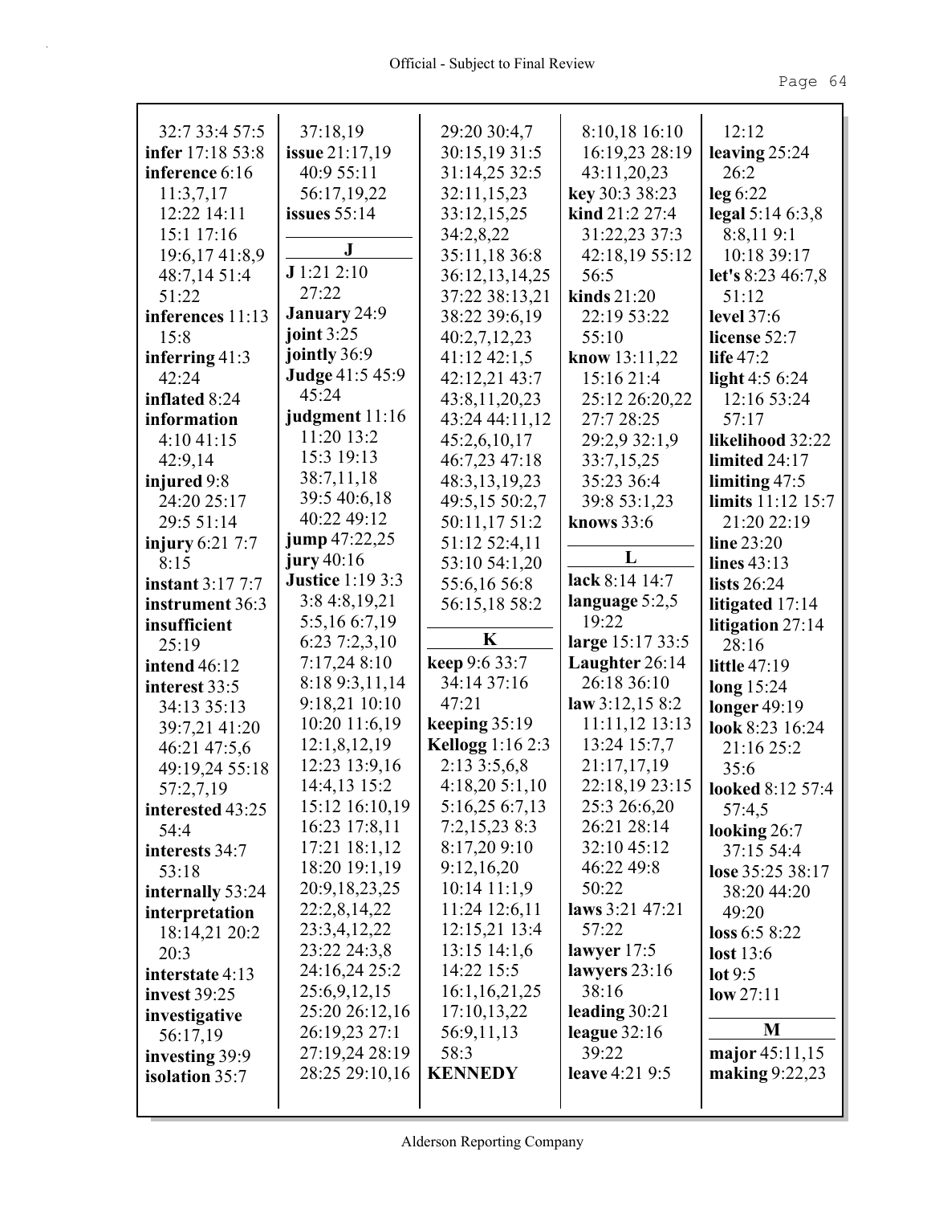32:7 33:4 57:5
**infer** 17:18 53:8
**inference** 6:16 11:3,7,17 12:22 14:11 15:1 17:16 19:6,17 41:8,9 48:7,14 51:4 51:22
**inferences** 11:13 15:8
**inferring** 41:3 42:24
**inflated** 8:24
**information** 4:10 41:15 42:9,14
**injured** 9:8 24:20 25:17 29:5 51:14
**injury** 6:21 7:7 8:15
**instant** 3:17 7:7
**instrument** 36:3
**insufficient** 25:19
**intend** 46:12
**interest** 33:5 34:13 35:13 39:7,21 41:20 46:21 47:5,6 49:19,24 55:18 57:2,7,19
**interested** 43:25 54:4
**interests** 34:7 53:18
**internally** 53:24
**interpretation** 18:14,21 20:2 20:3
**interstate** 4:13
**invest** 39:25
**investigative** 56:17,19
**investing** 39:9
**isolation** 35:7
37:18,19
**issue** 21:17,19 40:9 55:11 56:17,19,22
**issues** 55:14

**J**

**J** 1:21 2:10 27:22
**January** 24:9
**joint** 3:25
**jointly** 36:9
**Judge** 41:5 45:9 45:24
**judgment** 11:16 11:20 13:2 15:3 19:13 38:7,11,18 39:5 40:6,18 40:22 49:12
**jump** 47:22,25
**jury** 40:16
**Justice** 1:19 3:3 3:8 4:8,19,21 5:5,16 6:7,19 6:23 7:2,3,10 7:17,24 8:10 8:18 9:3,11,14 9:18,21 10:10 10:20 11:6,19 12:1,8,12,19 12:23 13:9,16 14:4,13 15:2 15:12 16:10,19 16:23 17:8,11 17:21 18:1,12 18:20 19:1,19 20:9,18,23,25 22:2,8,14,22 23:3,4,12,22 23:22 24:3,8 24:16,24 25:2 25:6,9,12,15 25:20 26:12,16 26:19,23 27:1 27:19,24 28:19 28:25 29:10,16
29:20 30:4,7 30:15,19 31:5 31:14,25 32:5 32:11,15,23 33:12,15,25 34:2,8,22 35:11,18 36:8 36:12,13,14,25 37:22 38:13,21 38:22 39:6,19 40:2,7,12,23 41:12 42:1,5 42:12,21 43:7 43:8,11,20,23 43:24 44:11,12 45:2,6,10,17 46:7,23 47:18 48:3,13,19,23 49:5,15 50:2,7 50:11,17 51:2 51:12 52:4,11 53:10 54:1,20 55:6,16 56:8 56:15,18 58:2

**K**

**keep** 9:6 33:7 34:14 37:16 47:21
**keeping** 35:19
**Kellogg** 1:16 2:3 2:13 3:5,6,8 4:18,20 5:1,10 5:16,25 6:7,13 7:2,15,23 8:3 8:17,20 9:10 9:12,16,20 10:14 11:1,9 11:24 12:6,11 12:15,21 13:4 13:15 14:1,6 14:22 15:5 16:1,16,21,25 17:10,13,22 56:9,11,13 58:3
**KENNEDY**
8:10,18 16:10 16:19,23 28:19 43:11,20,23
**key** 30:3 38:23
**kind** 21:2 27:4 31:22,23 37:3 42:18,19 55:12 56:5
**kinds** 21:20 22:19 53:22 55:10
**know** 13:11,22 15:16 21:4 25:12 26:20,22 27:7 28:25 29:2,9 32:1,9 33:7,15,25 35:23 36:4 39:8 53:1,23
**knows** 33:6

**L**

**lack** 8:14 14:7
**language** 5:2,5 19:22
**large** 15:17 33:5
**Laughter** 26:14 26:18 36:10
**law** 3:12,15 8:2 11:11,12 13:13 13:24 15:7,7 21:17,17,19 22:18,19 23:15 25:3 26:6,20 26:21 28:14 32:10 45:12 46:22 49:8 50:22
**laws** 3:21 47:21 57:22
**lawyer** 17:5
**lawyers** 23:16 38:16
**leading** 30:21
**league** 32:16 39:22
**leave** 4:21 9:5
12:12
**leaving** 25:24 26:2
**leg** 6:22
**legal** 5:14 6:3,8 8:8,11 9:1 10:18 39:17
**let's** 8:23 46:7,8 51:12
**level** 37:6
**license** 52:7
**life** 47:2
**light** 4:5 6:24 12:16 53:24 57:17
**likelihood** 32:22
**limited** 24:17
**limiting** 47:5
**limits** 11:12 15:7 21:20 22:19
**line** 23:20
**lines** 43:13
**lists** 26:24
**litigated** 17:14
**litigation** 27:14 28:16
**little** 47:19
**long** 15:24
**longer** 49:19
**look** 8:23 16:24 21:16 25:2 35:6
**looked** 8:12 57:4 57:4,5
**looking** 26:7 37:15 54:4
**lose** 35:25 38:17 38:20 44:20 49:20
**loss** 6:5 8:22
**lost** 13:6
**lot** 9:5
**low** 27:11

**M**

**major** 45:11,15
**making** 9:22,23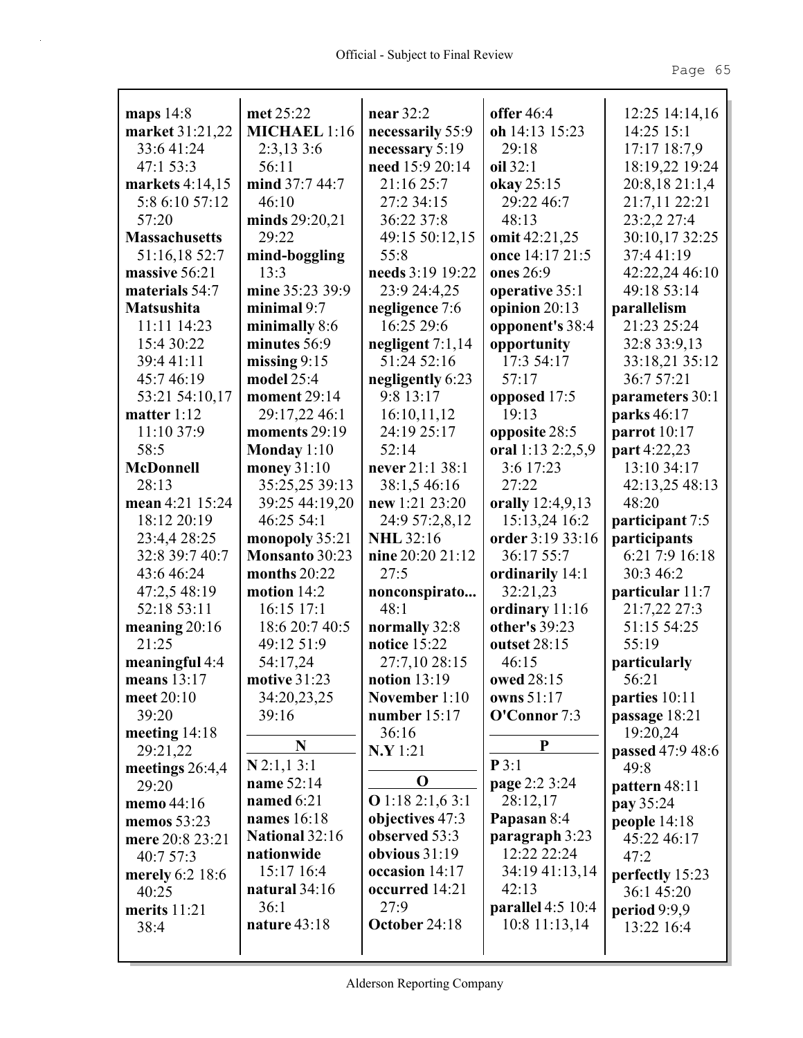**maps** 14:8
**market** 31:21,22 33:6 41:24 47:1 53:3
**markets** 4:14,15 5:8 6:10 57:12 57:20
**Massachusetts** 51:16,18 52:7
**massive** 56:21
**materials** 54:7
**Matsushita** 11:11 14:23 15:4 30:22 39:4 41:11 45:7 46:19 53:21 54:10,17
**matter** 1:12 11:10 37:9 58:5
**McDonnell** 28:13
**mean** 4:21 15:24 18:12 20:19 23:4,4 28:25 32:8 39:7 40:7 43:6 46:24 47:2,5 48:19 52:18 53:11
**meaning** 20:16 21:25
**meaningful** 4:4
**means** 13:17
**meet** 20:10 39:20
**meeting** 14:18 29:21,22
**meetings** 26:4,4 29:20
**memo** 44:16
**memos** 53:23
**mere** 20:8 23:21 40:7 57:3
**merely** 6:2 18:6 40:25
**merits** 11:21 38:4
**met** 25:22
**MICHAEL** 1:16 2:3,13 3:6 56:11
**mind** 37:7 44:7 46:10
**minds** 29:20,21 29:22
**mind-boggling** 13:3
**mine** 35:23 39:9
**minimal** 9:7
**minimally** 8:6
**minutes** 56:9
**missing** 9:15
**model** 25:4
**moment** 29:14 29:17,22 46:1
**moments** 29:19
**Monday** 1:10
**money** 31:10 35:25,25 39:13 39:25 44:19,20 46:25 54:1
**monopoly** 35:21
**Monsanto** 30:23
**months** 20:22
**motion** 14:2 16:15 17:1 18:6 20:7 40:5 49:12 51:9 54:17,24
**motive** 31:23 34:20,23,25 39:16

**N**

**N** 2:1,1 3:1
**name** 52:14
**named** 6:21
**names** 16:18
**National** 32:16
**nationwide** 15:17 16:4
**natural** 34:16 36:1
**nature** 43:18
**near** 32:2
**necessarily** 55:9
**necessary** 5:19
**need** 15:9 20:14 21:16 25:7 27:2 34:15 36:22 37:8 49:15 50:12,15 55:8
**needs** 3:19 19:22 23:9 24:4,25
**negligence** 7:6 16:25 29:6
**negligent** 7:1,14 51:24 52:16
**negligently** 6:23 9:8 13:17 16:10,11,12 24:19 25:17 52:14
**never** 21:1 38:1 38:1,5 46:16
**new** 1:21 23:20 24:9 57:2,8,12
**NHL** 32:16
**nine** 20:20 21:12 27:5
**nonconspirato...** 48:1
**normally** 32:8
**notice** 15:22 27:7,10 28:15
**notion** 13:19
**November** 1:10
**number** 15:17 36:16
**N.Y** 1:21

**O**

**O** 1:18 2:1,6 3:1
**objectives** 47:3
**observed** 53:3
**obvious** 31:19
**occasion** 14:17
**occurred** 14:21 27:9
**October** 24:18
**offer** 46:4
**oh** 14:13 15:23 29:18
**oil** 32:1
**okay** 25:15 29:22 46:7 48:13
**omit** 42:21,25
**once** 14:17 21:5
**ones** 26:9
**operative** 35:1
**opinion** 20:13
**opponent's** 38:4
**opportunity** 17:3 54:17 57:17
**opposed** 17:5 19:13
**opposite** 28:5
**oral** 1:13 2:2,5,9 3:6 17:23 27:22
**orally** 12:4,9,13 15:13,24 16:2
**order** 3:19 33:16 36:17 55:7
**ordinarily** 14:1 32:21,23
**ordinary** 11:16
**other's** 39:23
**outset** 28:15 46:15
**owed** 28:15
**owns** 51:17
**O'Connor** 7:3

**P**

**P** 3:1
**page** 2:2 3:24 28:12,17
**Papasan** 8:4
**paragraph** 3:23 12:22 22:24 34:19 41:13,14 42:13
**parallel** 4:5 10:4 10:8 11:13,14 12:25 14:14,16 14:25 15:1 17:17 18:7,9 18:19,22 19:24 20:8,18 21:1,4 21:7,11 22:21 23:2,2 27:4 30:10,17 32:25 37:4 41:19 42:22,24 46:10 49:18 53:14
**parallelism** 21:23 25:24 32:8 33:9,13 33:18,21 35:12 36:7 57:21
**parameters** 30:1
**parks** 46:17
**parrot** 10:17
**part** 4:22,23 13:10 34:17 42:13,25 48:13 48:20
**participant** 7:5
**participants** 6:21 7:9 16:18 30:3 46:2
**particular** 11:7 21:7,22 27:3 51:15 54:25 55:19
**particularly** 56:21
**parties** 10:11
**passage** 18:21 19:20,24
**passed** 47:9 48:6 49:8
**pattern** 48:11
**pay** 35:24
**people** 14:18 45:22 46:17 47:2
**perfectly** 15:23 36:1 45:20
**period** 9:9,9 13:22 16:4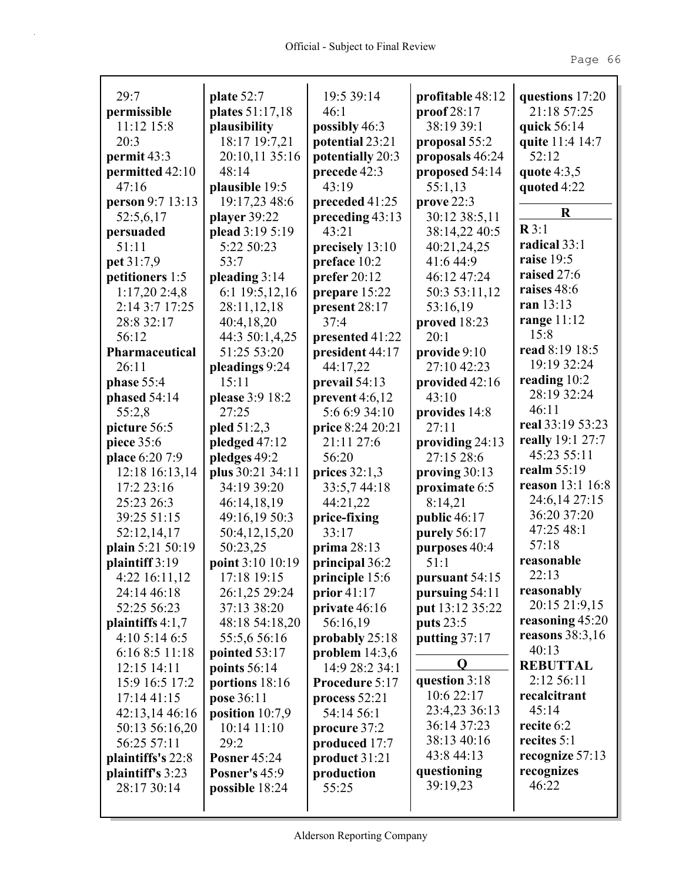29:7
**permissible** 11:12 15:8 20:3
**permit** 43:3
**permitted** 42:10 47:16
**person** 9:7 13:13 52:5,6,17
**persuaded** 51:11
**pet** 31:7,9
**petitioners** 1:5 1:17,20 2:4,8 2:14 3:7 17:25 28:8 32:17 56:12
**Pharmaceutical** 26:11
**phase** 55:4
**phased** 54:14 55:2,8
**picture** 56:5
**piece** 35:6
**place** 6:20 7:9 12:18 16:13,14 17:2 23:16 25:23 26:3 39:25 51:15 52:12,14,17
**plain** 5:21 50:19
**plaintiff** 3:19 4:22 16:11,12 24:14 46:18 52:25 56:23
**plaintiffs** 4:1,7 4:10 5:14 6:5 6:16 8:5 11:18 12:15 14:11 15:9 16:5 17:2 17:14 41:15 42:13,14 46:16 50:13 56:16,20 56:25 57:11
**plaintiffs's** 22:8
**plaintiff's** 3:23 28:17 30:14
**plate** 52:7
**plates** 51:17,18
**plausibility** 18:17 19:7,21 20:10,11 35:16 48:14
**plausible** 19:5 19:17,23 48:6
**player** 39:22
**plead** 3:19 5:19 5:22 50:23 53:7
**pleading** 3:14 6:1 19:5,12,16 28:11,12,18 40:4,18,20 44:3 50:1,4,25 51:25 53:20
**pleadings** 9:24 15:11
**please** 3:9 18:2 27:25
**pled** 51:2,3
**pledged** 47:12
**pledges** 49:2
**plus** 30:21 34:11 34:19 39:20 46:14,18,19 49:16,19 50:3 50:4,12,15,20 50:23,25
**point** 3:10 10:19 17:18 19:15 26:1,25 29:24 37:13 38:20 48:18 54:18,20 55:5,6 56:16
**pointed** 53:17
**points** 56:14
**portions** 18:16
**pose** 36:11
**position** 10:7,9 10:14 11:10 29:2
**Posner** 45:24
**Posner's** 45:9
**possible** 18:24 19:5 39:14 46:1
**possibly** 46:3
**potential** 23:21
**potentially** 20:3
**precede** 42:3 43:19
**preceded** 41:25
**preceding** 43:13 43:21
**precisely** 13:10
**preface** 10:2
**prefer** 20:12
**prepare** 15:22
**present** 28:17 37:4
**presented** 41:22
**president** 44:17 44:17,22
**prevail** 54:13
**prevent** 4:6,12 5:6 6:9 34:10
**price** 8:24 20:21 21:11 27:6 56:20
**prices** 32:1,3 33:5,7 44:18 44:21,22
**price-fixing** 33:17
**prima** 28:13
**principal** 36:2
**principle** 15:6
**prior** 41:17
**private** 46:16 56:16,19
**probably** 25:18
**problem** 14:3,6 14:9 28:2 34:1
**Procedure** 5:17
**process** 52:21 54:14 56:1
**procure** 37:2
**produced** 17:7
**product** 31:21
**production** 55:25
**profitable** 48:12
**proof** 28:17 38:19 39:1
**proposal** 55:2
**proposals** 46:24
**proposed** 54:14 55:1,13
**prove** 22:3 30:12 38:5,11 38:14,22 40:5 40:21,24,25 41:6 44:9 46:12 47:24 50:3 53:11,12 53:16,19
**proved** 18:23 20:1
**provide** 9:10 27:10 42:23
**provided** 42:16 43:10
**provides** 14:8 27:11
**providing** 24:13 27:15 28:6
**proving** 30:13
**proximate** 6:5 8:14,21
**public** 46:17
**purely** 56:17
**purposes** 40:4 51:1
**pursuant** 54:15
**pursuing** 54:11
**put** 13:12 35:22
**puts** 23:5
**putting** 37:17

## Q

**question** 3:18 10:6 22:17 23:4,23 36:13 36:14 37:23 38:13 40:16 43:8 44:13
**questioning** 39:19,23
**questions** 17:20 21:18 57:25
**quick** 56:14
**quite** 11:4 14:7 52:12
**quote** 4:3,5
**quoted** 4:22

## R

**R** 3:1
**radical** 33:1
**raise** 19:5
**raised** 27:6
**raises** 48:6
**ran** 13:13
**range** 11:12 15:8
**read** 8:19 18:5 19:19 32:24
**reading** 10:2 28:19 32:24 46:11
**real** 33:19 53:23
**really** 19:1 27:7 45:23 55:11
**realm** 55:19
**reason** 13:1 16:8 24:6,14 27:15 36:20 37:20 47:25 48:1 57:18
**reasonable** 22:13
**reasonably** 20:15 21:9,15
**reasoning** 45:20
**reasons** 38:3,16 40:13
**REBUTTAL** 2:12 56:11
**recalcitrant** 45:14
**recite** 6:2
**recites** 5:1
**recognize** 57:13
**recognizes** 46:22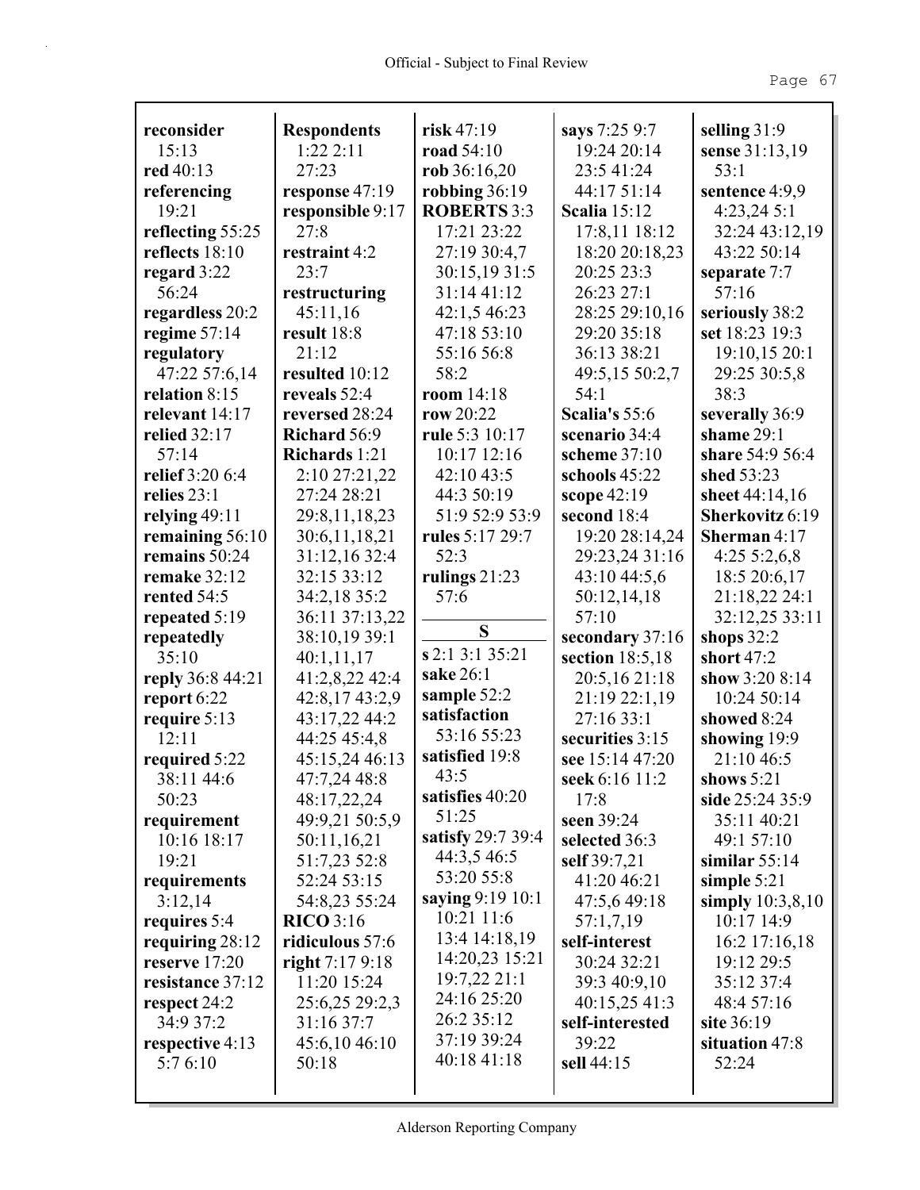**reconsider** 15:13
**red** 40:13
**referencing** 19:21
**reflecting** 55:25
**reflects** 18:10
**regard** 3:22 56:24
**regardless** 20:2
**regime** 57:14
**regulatory** 47:22 57:6,14
**relation** 8:15
**relevant** 14:17
**relied** 32:17 57:14
**relief** 3:20 6:4
**relies** 23:1
**relying** 49:11
**remaining** 56:10
**remains** 50:24
**remake** 32:12
**rented** 54:5
**repeated** 5:19
**repeatedly** 35:10
**reply** 36:8 44:21
**report** 6:22
**require** 5:13 12:11
**required** 5:22 38:11 44:6 50:23
**requirement** 10:16 18:17 19:21
**requirements** 3:12,14
**requires** 5:4
**requiring** 28:12
**reserve** 17:20
**resistance** 37:12
**respect** 24:2 34:9 37:2
**respective** 4:13 5:7 6:10

**Respondents** 1:22 2:11 27:23
**response** 47:19
**responsible** 9:17 27:8
**restraint** 4:2 23:7
**restructuring** 45:11,16
**result** 18:8 21:12
**resulted** 10:12
**reveals** 52:4
**reversed** 28:24
**Richard** 56:9
**Richards** 1:21 2:10 27:21,22 27:24 28:21 29:8,11,18,23 30:6,11,18,21 31:12,16 32:4 32:15 33:12 34:2,18 35:2 36:11 37:13,22 38:10,19 39:1 40:1,11,17 41:2,8,22 42:4 42:8,17 43:2,9 43:17,22 44:2 44:25 45:4,8 45:15,24 46:13 47:7,24 48:8 48:17,22,24 49:9,21 50:5,9 50:11,16,21 51:7,23 52:8 52:24 53:15 54:8,23 55:24
**RICO** 3:16
**ridiculous** 57:6
**right** 7:17 9:18 11:20 15:24 25:6,25 29:2,3 31:16 37:7 45:6,10 46:10 50:18

**risk** 47:19
**road** 54:10
**rob** 36:16,20
**robbing** 36:19
**ROBERTS** 3:3 17:21 23:22 27:19 30:4,7 30:15,19 31:5 31:14 41:12 42:1,5 46:23 47:18 53:10 55:16 56:8 58:2
**room** 14:18
**row** 20:22
**rule** 5:3 10:17 10:17 12:16 42:10 43:5 44:3 50:19 51:9 52:9 53:9
**rules** 5:17 29:7 52:3
**rulings** 21:23 57:6

## S

**s** 2:1 3:1 35:21
**sake** 26:1
**sample** 52:2
**satisfaction** 53:16 55:23
**satisfied** 19:8 43:5
**satisfies** 40:20 51:25
**satisfy** 29:7 39:4 44:3,5 46:5 53:20 55:8
**saying** 9:19 10:1 10:21 11:6 13:4 14:18,19 14:20,23 15:21 19:7,22 21:1 24:16 25:20 26:2 35:12 37:19 39:24 40:18 41:18

**says** 7:25 9:7 19:24 20:14 23:5 41:24 44:17 51:14
**Scalia** 15:12 17:8,11 18:12 18:20 20:18,23 20:25 23:3 26:23 27:1 28:25 29:10,16 29:20 35:18 36:13 38:21 49:5,15 50:2,7 54:1
**Scalia's** 55:6
**scenario** 34:4
**scheme** 37:10
**schools** 45:22
**scope** 42:19
**second** 18:4 19:20 28:14,24 29:23,24 31:16 43:10 44:5,6 50:12,14,18 57:10
**secondary** 37:16
**section** 18:5,18 20:5,16 21:18 21:19 22:1,19 27:16 33:1
**securities** 3:15
**see** 15:14 47:20
**seek** 6:16 11:2 17:8
**seen** 39:24
**selected** 36:3
**self** 39:7,21 41:20 46:21 47:5,6 49:18 57:1,7,19
**self-interest** 30:24 32:21 39:3 40:9,10 40:15,25 41:3
**self-interested** 39:22
**sell** 44:15

**selling** 31:9
**sense** 31:13,19 53:1
**sentence** 4:9,9 4:23,24 5:1 32:24 43:12,19 43:22 50:14
**separate** 7:7 57:16
**seriously** 38:2
**set** 18:23 19:3 19:10,15 20:1 29:25 30:5,8 38:3
**severally** 36:9
**shame** 29:1
**share** 54:9 56:4
**shed** 53:23
**sheet** 44:14,16
**Sherkovitz** 6:19
**Sherman** 4:17 4:25 5:2,6,8 18:5 20:6,17 21:18,22 24:1 32:12,25 33:11
**shops** 32:2
**short** 47:2
**show** 3:20 8:14 10:24 50:14
**showed** 8:24
**showing** 19:9 21:10 46:5
**shows** 5:21
**side** 25:24 35:9 35:11 40:21 49:1 57:10
**similar** 55:14
**simple** 5:21
**simply** 10:3,8,10 10:17 14:9 16:2 17:16,18 19:12 29:5 35:12 37:4 48:4 57:16
**site** 36:19
**situation** 47:8 52:24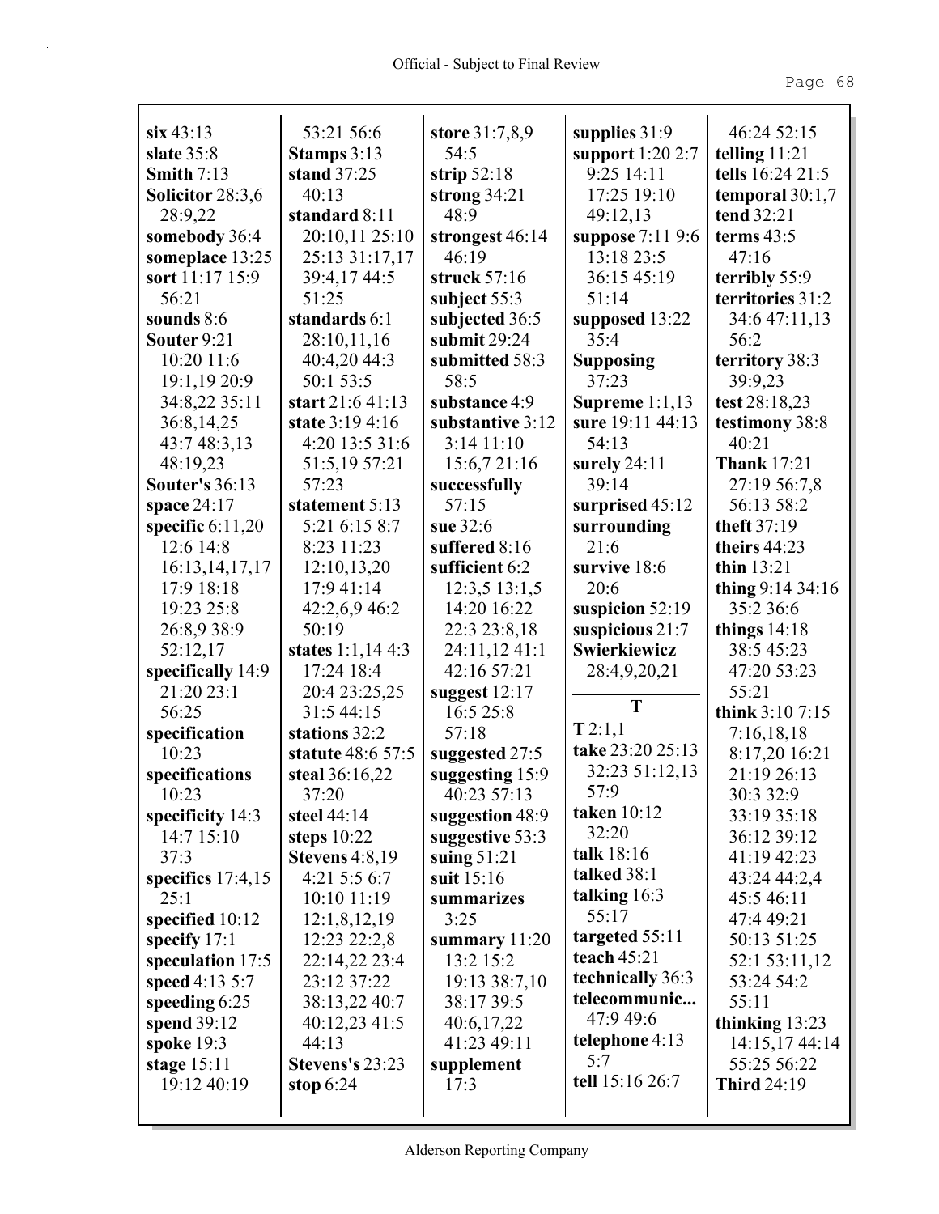**six** 43:13
**slate** 35:8
**Smith** 7:13
**Solicitor** 28:3,6 28:9,22
**somebody** 36:4
**someplace** 13:25
**sort** 11:17 15:9 56:21
**sounds** 8:6
**Souter** 9:21 10:20 11:6 19:1,19 20:9 34:8,22 35:11 36:8,14,25 43:7 48:3,13 48:19,23
**Souter's** 36:13
**space** 24:17
**specific** 6:11,20 12:6 14:8 16:13,14,17,17 17:9 18:18 19:23 25:8 26:8,9 38:9 52:12,17
**specifically** 14:9 21:20 23:1 56:25
**specification** 10:23
**specifications** 10:23
**specificity** 14:3 14:7 15:10 37:3
**specifics** 17:4,15 25:1
**specified** 10:12
**specify** 17:1
**speculation** 17:5
**speed** 4:13 5:7
**speeding** 6:25
**spend** 39:12
**spoke** 19:3
**stage** 15:11 19:12 40:19 53:21 56:6
**Stamps** 3:13
**stand** 37:25 40:13
**standard** 8:11 20:10,11 25:10 25:13 31:17,17 39:4,17 44:5 51:25
**standards** 6:1 28:10,11,16 40:4,20 44:3 50:1 53:5
**start** 21:6 41:13
**state** 3:19 4:16 4:20 13:5 31:6 51:5,19 57:21 57:23
**statement** 5:13 5:21 6:15 8:7 8:23 11:23 12:10,13,20 17:9 41:14 42:2,6,9 46:2 50:19
**states** 1:1,14 4:3 17:24 18:4 20:4 23:25,25 31:5 44:15
**stations** 32:2
**statute** 48:6 57:5
**steal** 36:16,22 37:20
**steel** 44:14
**steps** 10:22
**Stevens** 4:8,19 4:21 5:5 6:7 10:10 11:19 12:1,8,12,19 12:23 22:2,8 22:14,22 23:4 23:12 37:22 38:13,22 40:7 40:12,23 41:5 44:13
**Stevens's** 23:23
**stop** 6:24
**store** 31:7,8,9 54:5
**strip** 52:18
**strong** 34:21 48:9
**strongest** 46:14 46:19
**struck** 57:16
**subject** 55:3
**subjected** 36:5
**submit** 29:24
**submitted** 58:3 58:5
**substance** 4:9
**substantive** 3:12 3:14 11:10 15:6,7 21:16
**successfully** 57:15
**sue** 32:6
**suffered** 8:16
**sufficient** 6:2 12:3,5 13:1,5 14:20 16:22 22:3 23:8,18 24:11,12 41:1 42:16 57:21
**suggest** 12:17 16:5 25:8 57:18
**suggested** 27:5
**suggesting** 15:9 40:23 57:13
**suggestion** 48:9
**suggestive** 53:3
**suing** 51:21
**suit** 15:16
**summarizes** 3:25
**summary** 11:20 13:2 15:2 19:13 38:7,10 38:17 39:5 40:6,17,22 41:23 49:11
**supplement** 17:3
**supplies** 31:9
**support** 1:20 2:7 9:25 14:11 17:25 19:10 49:12,13
**suppose** 7:11 9:6 13:18 23:5 36:15 45:19 51:14
**supposed** 13:22 35:4
**Supposing** 37:23
**Supreme** 1:1,13
**sure** 19:11 44:13 54:13
**surely** 24:11 39:14
**surprised** 45:12
**surrounding** 21:6
**survive** 18:6 20:6
**suspicion** 52:19
**suspicious** 21:7
**Swierkiewicz** 28:4,9,20,21

**T**

**T** 2:1,1
**take** 23:20 25:13 32:23 51:12,13 57:9
**taken** 10:12 32:20
**talk** 18:16
**talked** 38:1
**talking** 16:3 55:17
**targeted** 55:11
**teach** 45:21
**technically** 36:3
**telecommunic...** 47:9 49:6
**telephone** 4:13 5:7
**tell** 15:16 26:7 46:24 52:15
**telling** 11:21
**tells** 16:24 21:5
**temporal** 30:1,7
**tend** 32:21
**terms** 43:5 47:16
**terribly** 55:9
**territories** 31:2 34:6 47:11,13 56:2
**territory** 38:3 39:9,23
**test** 28:18,23
**testimony** 38:8 40:21
**Thank** 17:21 27:19 56:7,8 56:13 58:2
**theft** 37:19
**theirs** 44:23
**thin** 13:21
**thing** 9:14 34:16 35:2 36:6
**things** 14:18 38:5 45:23 47:20 53:23 55:21
**think** 3:10 7:15 7:16,18,18 8:17,20 16:21 21:19 26:13 30:3 32:9 33:19 35:18 36:12 39:12 41:19 42:23 43:24 44:2,4 45:5 46:11 47:4 49:21 50:13 51:25 52:1 53:11,12 53:24 54:2 55:11
**thinking** 13:23 14:15,17 44:14 55:25 56:22
**Third** 24:19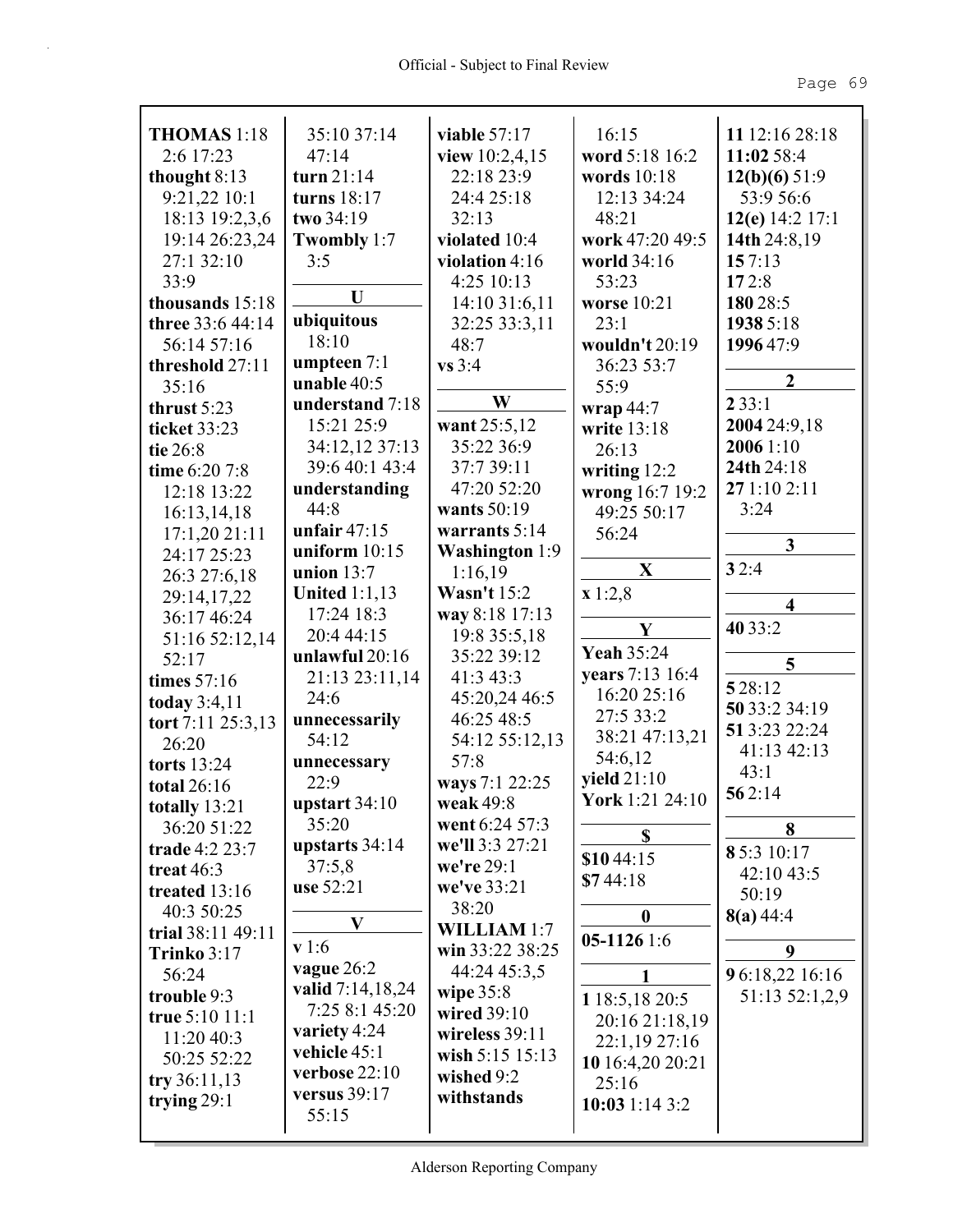**THOMAS** 1:18 2:6 17:23
**thought** 8:13 9:21,22 10:1 18:13 19:2,3,6 19:14 26:23,24 27:1 32:10 33:9
**thousands** 15:18
**three** 33:6 44:14 56:14 57:16
**threshold** 27:11 35:16
**thrust** 5:23
**ticket** 33:23
**tie** 26:8
**time** 6:20 7:8 12:18 13:22 16:13,14,18 17:1,20 21:11 24:17 25:23 26:3 27:6,18 29:14,17,22 36:17 46:24 51:16 52:12,14 52:17
**times** 57:16
**today** 3:4,11
**tort** 7:11 25:3,13 26:20
**torts** 13:24
**total** 26:16
**totally** 13:21 36:20 51:22
**trade** 4:2 23:7
**treat** 46:3
**treated** 13:16 40:3 50:25
**trial** 38:11 49:11
**Trinko** 3:17 56:24
**trouble** 9:3
**true** 5:10 11:1 11:20 40:3 50:25 52:22
**try** 36:11,13
**trying** 29:1

35:10 37:14 47:14
**turn** 21:14
**turns** 18:17
**two** 34:19
**Twombly** 1:7 3:5

**U**

**ubiquitous** 18:10
**umpteen** 7:1
**unable** 40:5
**understand** 7:18 15:21 25:9 34:12,12 37:13 39:6 40:1 43:4
**understanding** 44:8
**unfair** 47:15
**uniform** 10:15
**union** 13:7
**United** 1:1,13 17:24 18:3 20:4 44:15
**unlawful** 20:16 21:13 23:11,14 24:6
**unnecessarily** 54:12
**unnecessary** 22:9
**upstart** 34:10 35:20
**upstarts** 34:14 37:5,8
**use** 52:21

**V**

**v** 1:6
**vague** 26:2
**valid** 7:14,18,24 7:25 8:1 45:20
**variety** 4:24
**vehicle** 45:1
**verbose** 22:10
**versus** 39:17 55:15

**viable** 57:17
**view** 10:2,4,15 22:18 23:9 24:4 25:18 32:13
**violated** 10:4
**violation** 4:16 4:25 10:13 14:10 31:6,11 32:25 33:3,11 48:7
**vs** 3:4

**W**

**want** 25:5,12 35:22 36:9 37:7 39:11 47:20 52:20
**wants** 50:19
**warrants** 5:14
**Washington** 1:9 1:16,19
**Wasn't** 15:2
**way** 8:18 17:13 19:8 35:5,18 35:22 39:12 41:3 43:3 45:20,24 46:5 46:25 48:5 54:12 55:12,13 57:8
**ways** 7:1 22:25
**weak** 49:8
**went** 6:24 57:3
**we'll** 3:3 27:21
**we're** 29:1
**we've** 33:21 38:20
**WILLIAM** 1:7
**win** 33:22 38:25 44:24 45:3,5
**wipe** 35:8
**wired** 39:10
**wireless** 39:11
**wish** 5:15 15:13
**wished** 9:2
**withstands**

16:15
**word** 5:18 16:2
**words** 10:18 12:13 34:24 48:21
**work** 47:20 49:5
**world** 34:16 53:23
**worse** 10:21 23:1
**wouldn't** 20:19 36:23 53:7 55:9
**wrap** 44:7
**write** 13:18 26:13
**writing** 12:2
**wrong** 16:7 19:2 49:25 50:17 56:24

**X**

**x** 1:2,8

**Y**

**Yeah** 35:24
**years** 7:13 16:4 16:20 25:16 27:5 33:2 38:21 47:13,21 54:6,12
**yield** 21:10
**York** 1:21 24:10

**$**

**$10** 44:15
**$7** 44:18

**0**

**05-1126** 1:6

**1**

**1** 18:5,18 20:5 20:16 21:18,19 22:1,19 27:16
**10** 16:4,20 20:21 25:16
**10:03** 1:14 3:2

**11** 12:16 28:18
**11:02** 58:4
**12(b)(6)** 51:9 53:9 56:6
**12(e)** 14:2 17:1
**14th** 24:8,19
**15** 7:13
**17** 2:8
**180** 28:5
**1938** 5:18
**1996** 47:9

**2**

**2** 33:1
**2004** 24:9,18
**2006** 1:10
**24th** 24:18
**27** 1:10 2:11 3:24

**3**

**3** 2:4

**4**

**40** 33:2

**5**

**5** 28:12
**50** 33:2 34:19
**51** 3:23 22:24 41:13 42:13 43:1
**56** 2:14

**8**

**8** 5:3 10:17 42:10 43:5 50:19
**8(a)** 44:4

**9**

**9** 6:18,22 16:16 51:13 52:1,2,9